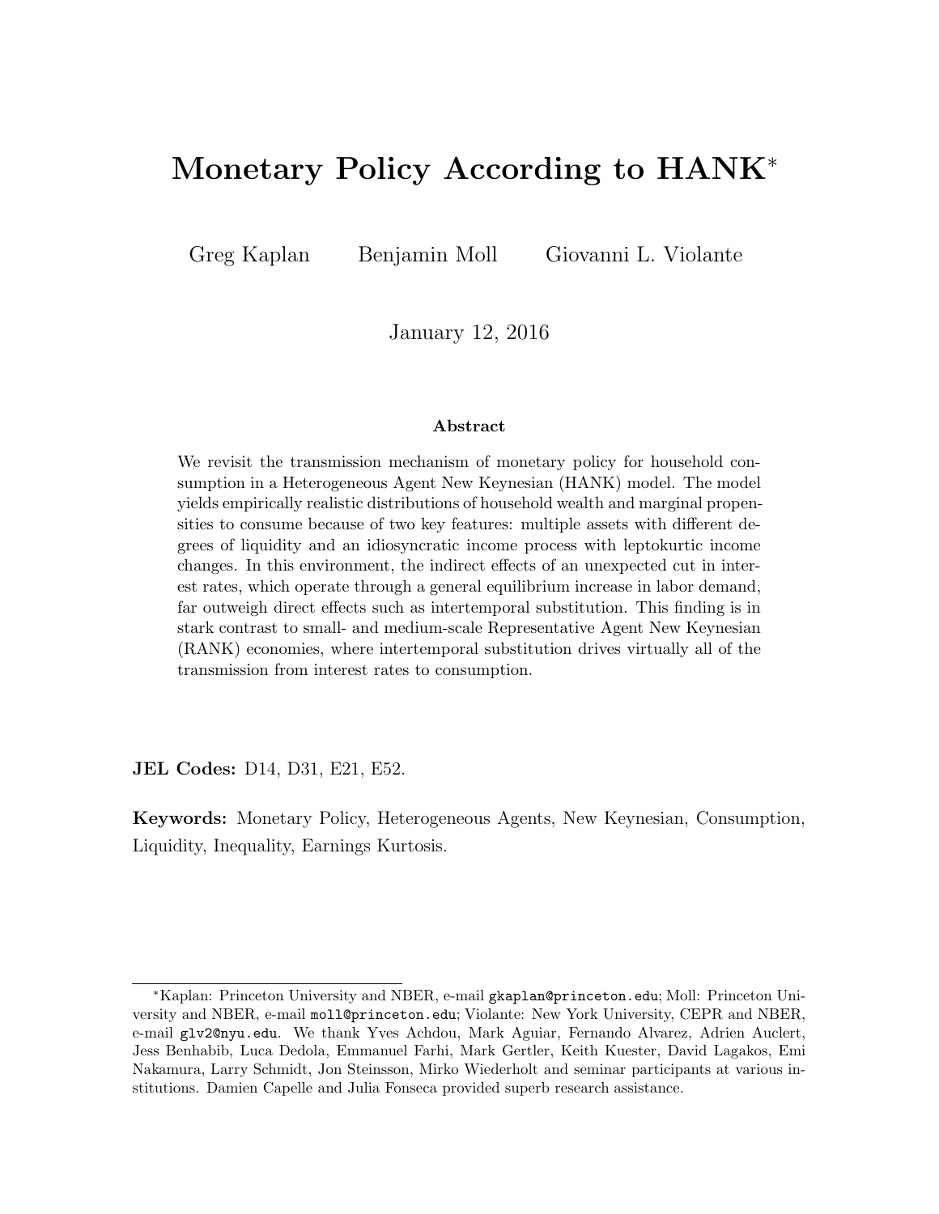# Monetary Policy According to HANK*

Greg Kaplan      Benjamin Moll      Giovanni L. Violante

January 12, 2016

### Abstract

We revisit the transmission mechanism of monetary policy for household consumption in a Heterogeneous Agent New Keynesian (HANK) model. The model yields empirically realistic distributions of household wealth and marginal propensities to consume because of two key features: multiple assets with different degrees of liquidity and an idiosyncratic income process with leptokurtic income changes. In this environment, the indirect effects of an unexpected cut in interest rates, which operate through a general equilibrium increase in labor demand, far outweigh direct effects such as intertemporal substitution. This finding is in stark contrast to small- and medium-scale Representative Agent New Keynesian (RANK) economies, where intertemporal substitution drives virtually all of the transmission from interest rates to consumption.

**JEL Codes:** D14, D31, E21, E52.

**Keywords:** Monetary Policy, Heterogeneous Agents, New Keynesian, Consumption, Liquidity, Inequality, Earnings Kurtosis.

---

*Kaplan: Princeton University and NBER, e-mail gkaplan@princeton.edu; Moll: Princeton University and NBER, e-mail moll@princeton.edu; Violante: New York University, CEPR and NBER, e-mail glv2@nyu.edu. We thank Yves Achdou, Mark Aguiar, Fernando Alvarez, Adrien Auclert, Jess Benhabib, Luca Dedola, Emmanuel Farhi, Mark Gertler, Keith Kuester, David Lagakos, Emi Nakamura, Larry Schmidt, Jon Steinsson, Mirko Wiederholt and seminar participants at various institutions. Damien Capelle and Julia Fonseca provided superb research assistance.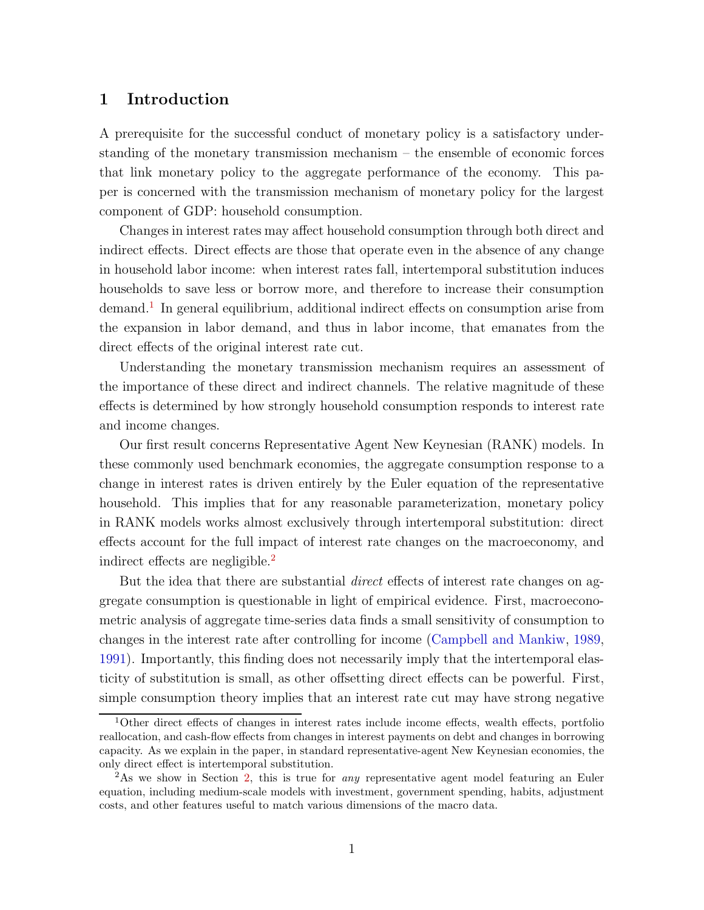## 1 Introduction

A prerequisite for the successful conduct of monetary policy is a satisfactory understanding of the monetary transmission mechanism – the ensemble of economic forces that link monetary policy to the aggregate performance of the economy. This paper is concerned with the transmission mechanism of monetary policy for the largest component of GDP: household consumption.

Changes in interest rates may affect household consumption through both direct and indirect effects. Direct effects are those that operate even in the absence of any change in household labor income: when interest rates fall, intertemporal substitution induces households to save less or borrow more, and therefore to increase their consumption demand.[1] In general equilibrium, additional indirect effects on consumption arise from the expansion in labor demand, and thus in labor income, that emanates from the direct effects of the original interest rate cut.

Understanding the monetary transmission mechanism requires an assessment of the importance of these direct and indirect channels. The relative magnitude of these effects is determined by how strongly household consumption responds to interest rate and income changes.

Our first result concerns Representative Agent New Keynesian (RANK) models. In these commonly used benchmark economies, the aggregate consumption response to a change in interest rates is driven entirely by the Euler equation of the representative household. This implies that for any reasonable parameterization, monetary policy in RANK models works almost exclusively through intertemporal substitution: direct effects account for the full impact of interest rate changes on the macroeconomy, and indirect effects are negligible.[2]

But the idea that there are substantial *direct* effects of interest rate changes on aggregate consumption is questionable in light of empirical evidence. First, macroeconometric analysis of aggregate time-series data finds a small sensitivity of consumption to changes in the interest rate after controlling for income (Campbell and Mankiw, 1989, 1991). Importantly, this finding does not necessarily imply that the intertemporal elasticity of substitution is small, as other offsetting direct effects can be powerful. First, simple consumption theory implies that an interest rate cut may have strong negative

[1] Other direct effects of changes in interest rates include income effects, wealth effects, portfolio reallocation, and cash-flow effects from changes in interest payments on debt and changes in borrowing capacity. As we explain in the paper, in standard representative-agent New Keynesian economies, the only direct effect is intertemporal substitution.

[2] As we show in Section 2, this is true for *any* representative agent model featuring an Euler equation, including medium-scale models with investment, government spending, habits, adjustment costs, and other features useful to match various dimensions of the macro data.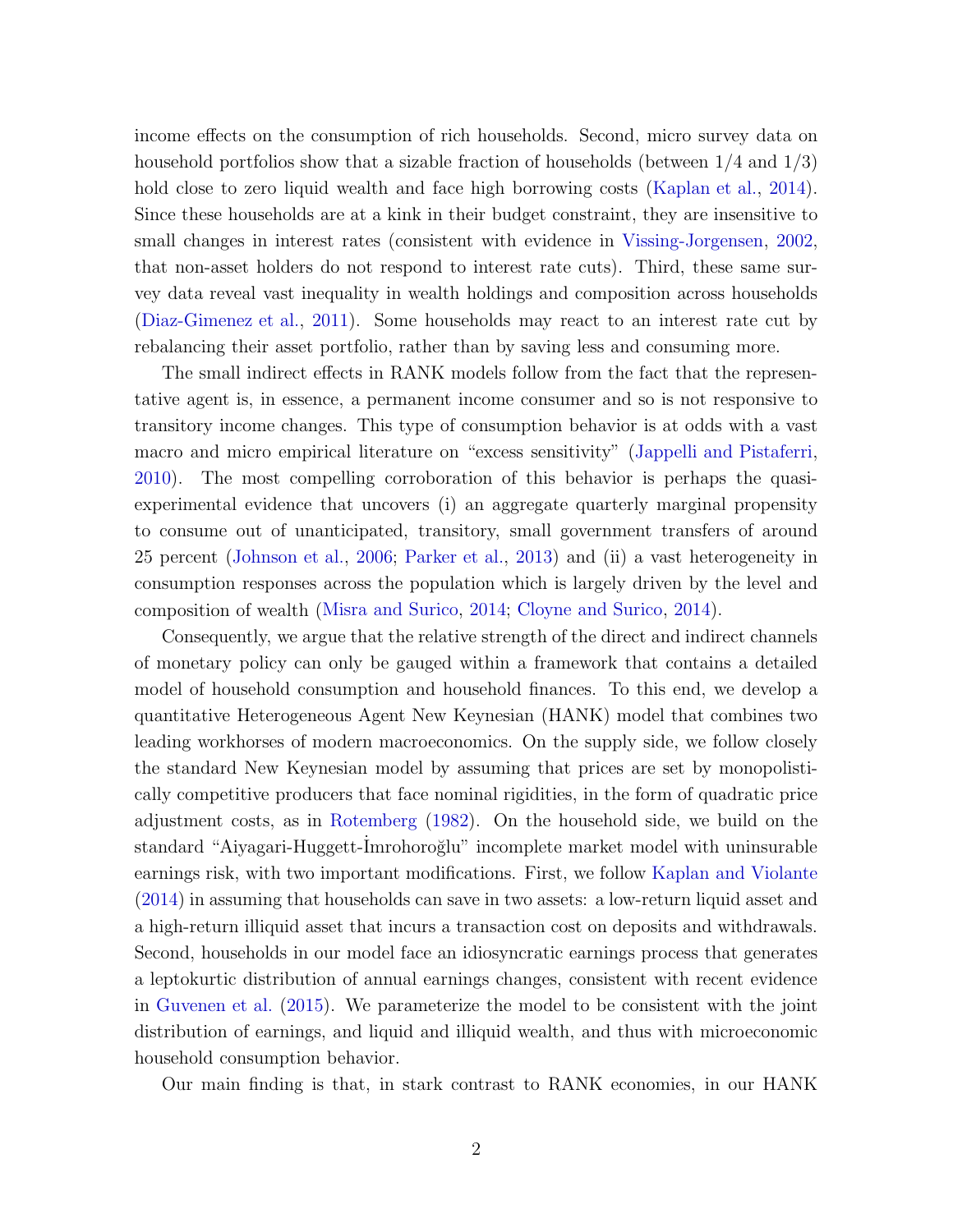income effects on the consumption of rich households. Second, micro survey data on household portfolios show that a sizable fraction of households (between 1/4 and 1/3) hold close to zero liquid wealth and face high borrowing costs (Kaplan et al., 2014). Since these households are at a kink in their budget constraint, they are insensitive to small changes in interest rates (consistent with evidence in Vissing-Jorgensen, 2002, that non-asset holders do not respond to interest rate cuts). Third, these same survey data reveal vast inequality in wealth holdings and composition across households (Diaz-Gimenez et al., 2011). Some households may react to an interest rate cut by rebalancing their asset portfolio, rather than by saving less and consuming more.

The small indirect effects in RANK models follow from the fact that the representative agent is, in essence, a permanent income consumer and so is not responsive to transitory income changes. This type of consumption behavior is at odds with a vast macro and micro empirical literature on "excess sensitivity" (Jappelli and Pistaferri, 2010). The most compelling corroboration of this behavior is perhaps the quasi-experimental evidence that uncovers (i) an aggregate quarterly marginal propensity to consume out of unanticipated, transitory, small government transfers of around 25 percent (Johnson et al., 2006; Parker et al., 2013) and (ii) a vast heterogeneity in consumption responses across the population which is largely driven by the level and composition of wealth (Misra and Surico, 2014; Cloyne and Surico, 2014).

Consequently, we argue that the relative strength of the direct and indirect channels of monetary policy can only be gauged within a framework that contains a detailed model of household consumption and household finances. To this end, we develop a quantitative Heterogeneous Agent New Keynesian (HANK) model that combines two leading workhorses of modern macroeconomics. On the supply side, we follow closely the standard New Keynesian model by assuming that prices are set by monopolistically competitive producers that face nominal rigidities, in the form of quadratic price adjustment costs, as in Rotemberg (1982). On the household side, we build on the standard "Aiyagari-Huggett-İmrohoroğlu" incomplete market model with uninsurable earnings risk, with two important modifications. First, we follow Kaplan and Violante (2014) in assuming that households can save in two assets: a low-return liquid asset and a high-return illiquid asset that incurs a transaction cost on deposits and withdrawals. Second, households in our model face an idiosyncratic earnings process that generates a leptokurtic distribution of annual earnings changes, consistent with recent evidence in Guvenen et al. (2015). We parameterize the model to be consistent with the joint distribution of earnings, and liquid and illiquid wealth, and thus with microeconomic household consumption behavior.

Our main finding is that, in stark contrast to RANK economies, in our HANK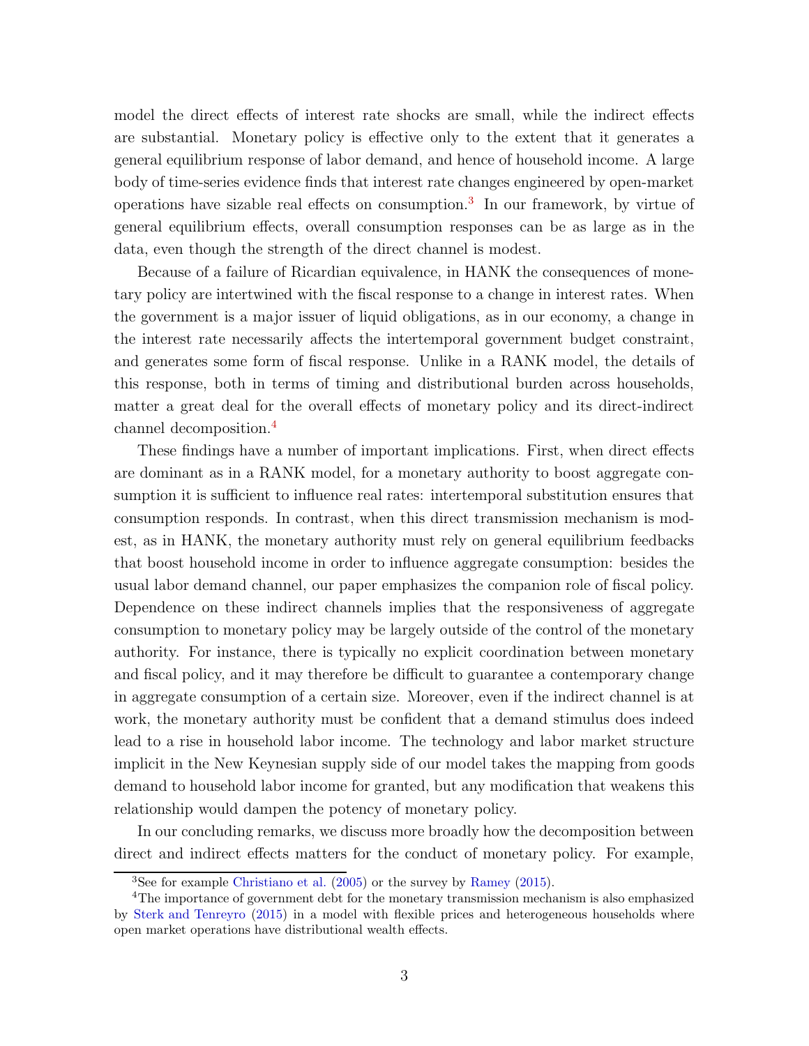model the direct effects of interest rate shocks are small, while the indirect effects are substantial. Monetary policy is effective only to the extent that it generates a general equilibrium response of labor demand, and hence of household income. A large body of time-series evidence finds that interest rate changes engineered by open-market operations have sizable real effects on consumption.[3] In our framework, by virtue of general equilibrium effects, overall consumption responses can be as large as in the data, even though the strength of the direct channel is modest.

Because of a failure of Ricardian equivalence, in HANK the consequences of monetary policy are intertwined with the fiscal response to a change in interest rates. When the government is a major issuer of liquid obligations, as in our economy, a change in the interest rate necessarily affects the intertemporal government budget constraint, and generates some form of fiscal response. Unlike in a RANK model, the details of this response, both in terms of timing and distributional burden across households, matter a great deal for the overall effects of monetary policy and its direct-indirect channel decomposition.[4]

These findings have a number of important implications. First, when direct effects are dominant as in a RANK model, for a monetary authority to boost aggregate consumption it is sufficient to influence real rates: intertemporal substitution ensures that consumption responds. In contrast, when this direct transmission mechanism is modest, as in HANK, the monetary authority must rely on general equilibrium feedbacks that boost household income in order to influence aggregate consumption: besides the usual labor demand channel, our paper emphasizes the companion role of fiscal policy. Dependence on these indirect channels implies that the responsiveness of aggregate consumption to monetary policy may be largely outside of the control of the monetary authority. For instance, there is typically no explicit coordination between monetary and fiscal policy, and it may therefore be difficult to guarantee a contemporary change in aggregate consumption of a certain size. Moreover, even if the indirect channel is at work, the monetary authority must be confident that a demand stimulus does indeed lead to a rise in household labor income. The technology and labor market structure implicit in the New Keynesian supply side of our model takes the mapping from goods demand to household labor income for granted, but any modification that weakens this relationship would dampen the potency of monetary policy.

In our concluding remarks, we discuss more broadly how the decomposition between direct and indirect effects matters for the conduct of monetary policy. For example,

[3] See for example Christiano et al. (2005) or the survey by Ramey (2015).

[4] The importance of government debt for the monetary transmission mechanism is also emphasized by Sterk and Tenreyro (2015) in a model with flexible prices and heterogeneous households where open market operations have distributional wealth effects.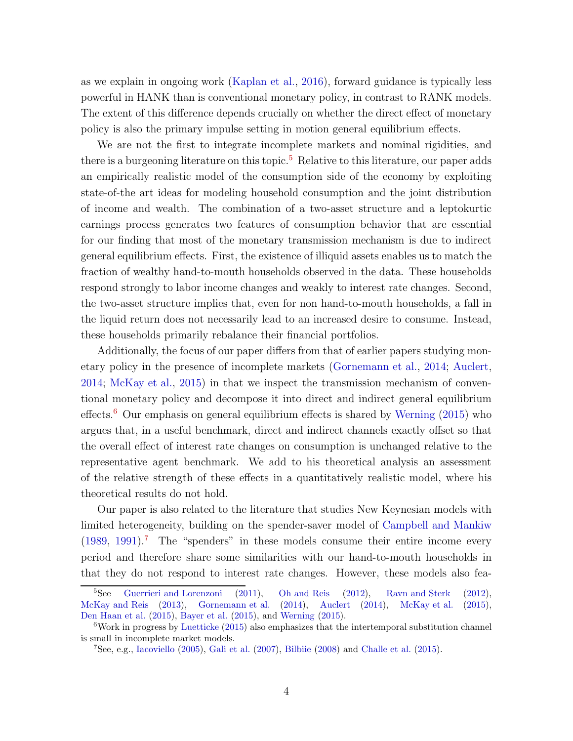as we explain in ongoing work (Kaplan et al., 2016), forward guidance is typically less powerful in HANK than is conventional monetary policy, in contrast to RANK models. The extent of this difference depends crucially on whether the direct effect of monetary policy is also the primary impulse setting in motion general equilibrium effects.

We are not the first to integrate incomplete markets and nominal rigidities, and there is a burgeoning literature on this topic.[5] Relative to this literature, our paper adds an empirically realistic model of the consumption side of the economy by exploiting state-of-the art ideas for modeling household consumption and the joint distribution of income and wealth. The combination of a two-asset structure and a leptokurtic earnings process generates two features of consumption behavior that are essential for our finding that most of the monetary transmission mechanism is due to indirect general equilibrium effects. First, the existence of illiquid assets enables us to match the fraction of wealthy hand-to-mouth households observed in the data. These households respond strongly to labor income changes and weakly to interest rate changes. Second, the two-asset structure implies that, even for non hand-to-mouth households, a fall in the liquid return does not necessarily lead to an increased desire to consume. Instead, these households primarily rebalance their financial portfolios.

Additionally, the focus of our paper differs from that of earlier papers studying monetary policy in the presence of incomplete markets (Gornemann et al., 2014; Auclert, 2014; McKay et al., 2015) in that we inspect the transmission mechanism of conventional monetary policy and decompose it into direct and indirect general equilibrium effects.[6] Our emphasis on general equilibrium effects is shared by Werning (2015) who argues that, in a useful benchmark, direct and indirect channels exactly offset so that the overall effect of interest rate changes on consumption is unchanged relative to the representative agent benchmark. We add to his theoretical analysis an assessment of the relative strength of these effects in a quantitatively realistic model, where his theoretical results do not hold.

Our paper is also related to the literature that studies New Keynesian models with limited heterogeneity, building on the spender-saver model of Campbell and Mankiw (1989, 1991).[7] The "spenders" in these models consume their entire income every period and therefore share some similarities with our hand-to-mouth households in that they do not respond to interest rate changes. However, these models also fea-

[5] See Guerrieri and Lorenzoni (2011), Oh and Reis (2012), Ravn and Sterk (2012), McKay and Reis (2013), Gornemann et al. (2014), Auclert (2014), McKay et al. (2015), Den Haan et al. (2015), Bayer et al. (2015), and Werning (2015).

[6] Work in progress by Luetticke (2015) also emphasizes that the intertemporal substitution channel is small in incomplete market models.

[7] See, e.g., Iacoviello (2005), Gali et al. (2007), Bilbiie (2008) and Challe et al. (2015).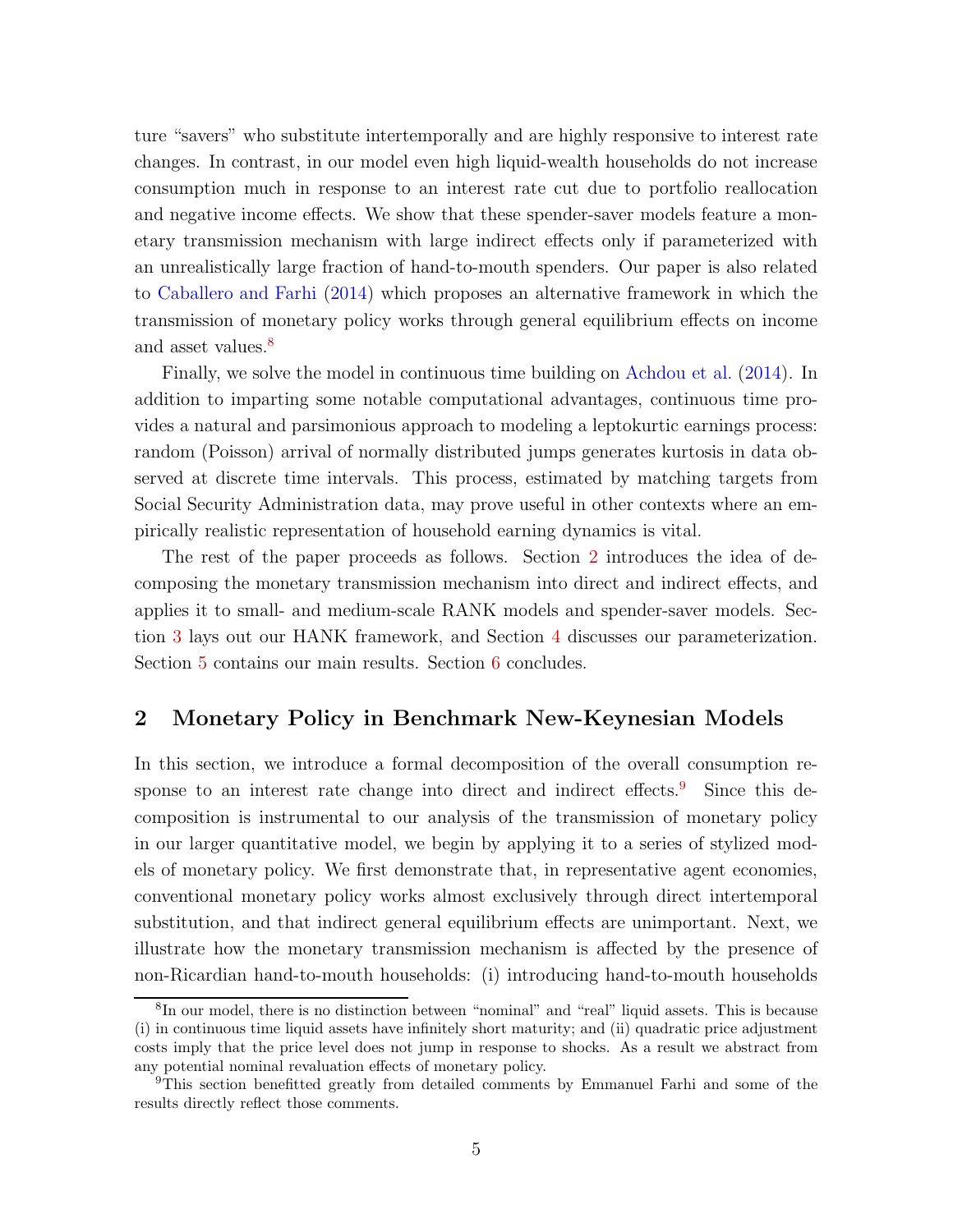ture "savers" who substitute intertemporally and are highly responsive to interest rate changes. In contrast, in our model even high liquid-wealth households do not increase consumption much in response to an interest rate cut due to portfolio reallocation and negative income effects. We show that these spender-saver models feature a monetary transmission mechanism with large indirect effects only if parameterized with an unrealistically large fraction of hand-to-mouth spenders. Our paper is also related to Caballero and Farhi (2014) which proposes an alternative framework in which the transmission of monetary policy works through general equilibrium effects on income and asset values.[8]

Finally, we solve the model in continuous time building on Achdou et al. (2014). In addition to imparting some notable computational advantages, continuous time provides a natural and parsimonious approach to modeling a leptokurtic earnings process: random (Poisson) arrival of normally distributed jumps generates kurtosis in data observed at discrete time intervals. This process, estimated by matching targets from Social Security Administration data, may prove useful in other contexts where an empirically realistic representation of household earning dynamics is vital.

The rest of the paper proceeds as follows. Section 2 introduces the idea of decomposing the monetary transmission mechanism into direct and indirect effects, and applies it to small- and medium-scale RANK models and spender-saver models. Section 3 lays out our HANK framework, and Section 4 discusses our parameterization. Section 5 contains our main results. Section 6 concludes.

## 2 Monetary Policy in Benchmark New-Keynesian Models

In this section, we introduce a formal decomposition of the overall consumption response to an interest rate change into direct and indirect effects.[9] Since this decomposition is instrumental to our analysis of the transmission of monetary policy in our larger quantitative model, we begin by applying it to a series of stylized models of monetary policy. We first demonstrate that, in representative agent economies, conventional monetary policy works almost exclusively through direct intertemporal substitution, and that indirect general equilibrium effects are unimportant. Next, we illustrate how the monetary transmission mechanism is affected by the presence of non-Ricardian hand-to-mouth households: (i) introducing hand-to-mouth households

[8] In our model, there is no distinction between "nominal" and "real" liquid assets. This is because (i) in continuous time liquid assets have infinitely short maturity; and (ii) quadratic price adjustment costs imply that the price level does not jump in response to shocks. As a result we abstract from any potential nominal revaluation effects of monetary policy.

[9] This section benefitted greatly from detailed comments by Emmanuel Farhi and some of the results directly reflect those comments.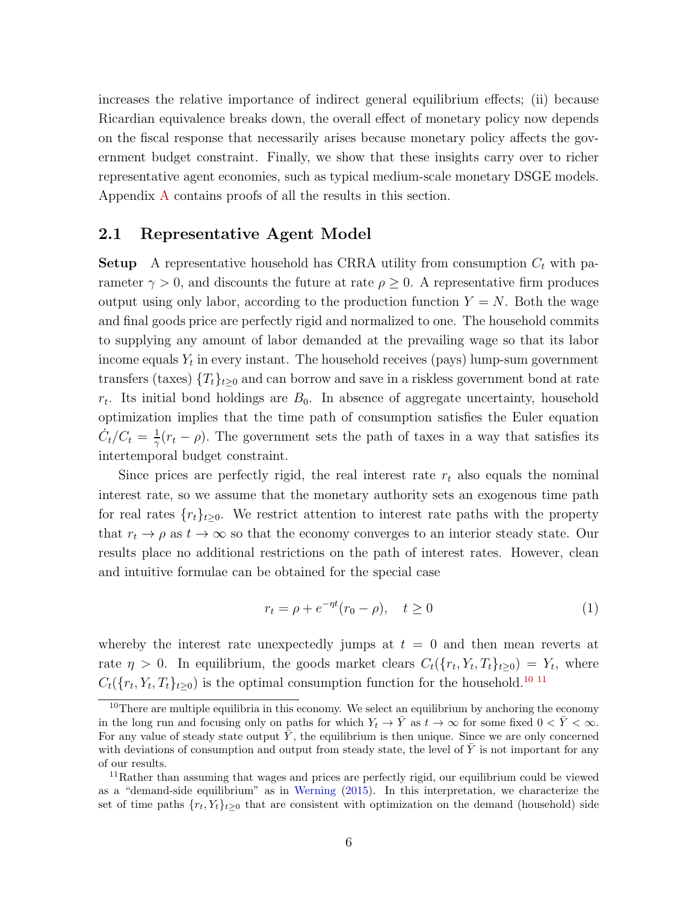increases the relative importance of indirect general equilibrium effects; (ii) because Ricardian equivalence breaks down, the overall effect of monetary policy now depends on the fiscal response that necessarily arises because monetary policy affects the government budget constraint. Finally, we show that these insights carry over to richer representative agent economies, such as typical medium-scale monetary DSGE models. Appendix A contains proofs of all the results in this section.

## 2.1 Representative Agent Model

**Setup** A representative household has CRRA utility from consumption $C_t$ with parameter $\gamma > 0$, and discounts the future at rate $\rho \geq 0$. A representative firm produces output using only labor, according to the production function $Y = N$. Both the wage and final goods price are perfectly rigid and normalized to one. The household commits to supplying any amount of labor demanded at the prevailing wage so that its labor income equals $Y_t$ in every instant. The household receives (pays) lump-sum government transfers (taxes) $\{T_t\}_{t\geq 0}$ and can borrow and save in a riskless government bond at rate $r_t$. Its initial bond holdings are $B_0$. In absence of aggregate uncertainty, household optimization implies that the time path of consumption satisfies the Euler equation $\dot{C}_t/C_t = \frac{1}{\gamma}(r_t - \rho)$. The government sets the path of taxes in a way that satisfies its intertemporal budget constraint.

Since prices are perfectly rigid, the real interest rate $r_t$ also equals the nominal interest rate, so we assume that the monetary authority sets an exogenous time path for real rates $\{r_t\}_{t\geq 0}$. We restrict attention to interest rate paths with the property that $r_t \to \rho$ as $t \to \infty$ so that the economy converges to an interior steady state. Our results place no additional restrictions on the path of interest rates. However, clean and intuitive formulae can be obtained for the special case

$$r_t = \rho + e^{-\eta t}(r_0 - \rho), \quad t \geq 0 \tag{1}$$

whereby the interest rate unexpectedly jumps at $t = 0$ and then mean reverts at rate $\eta > 0$. In equilibrium, the goods market clears $C_t(\{r_t, Y_t, T_t\}_{t\geq 0}) = Y_t$, where $C_t(\{r_t, Y_t, T_t\}_{t\geq 0})$ is the optimal consumption function for the household.[10] [11]

[10] There are multiple equilibria in this economy. We select an equilibrium by anchoring the economy in the long run and focusing only on paths for which $Y_t \to \bar{Y}$ as $t \to \infty$ for some fixed $0 < \bar{Y} < \infty$. For any value of steady state output $\bar{Y}$, the equilibrium is then unique. Since we are only concerned with deviations of consumption and output from steady state, the level of $\bar{Y}$ is not important for any of our results.

[11] Rather than assuming that wages and prices are perfectly rigid, our equilibrium could be viewed as a "demand-side equilibrium" as in Werning (2015). In this interpretation, we characterize the set of time paths $\{r_t, Y_t\}_{t\geq 0}$ that are consistent with optimization on the demand (household) side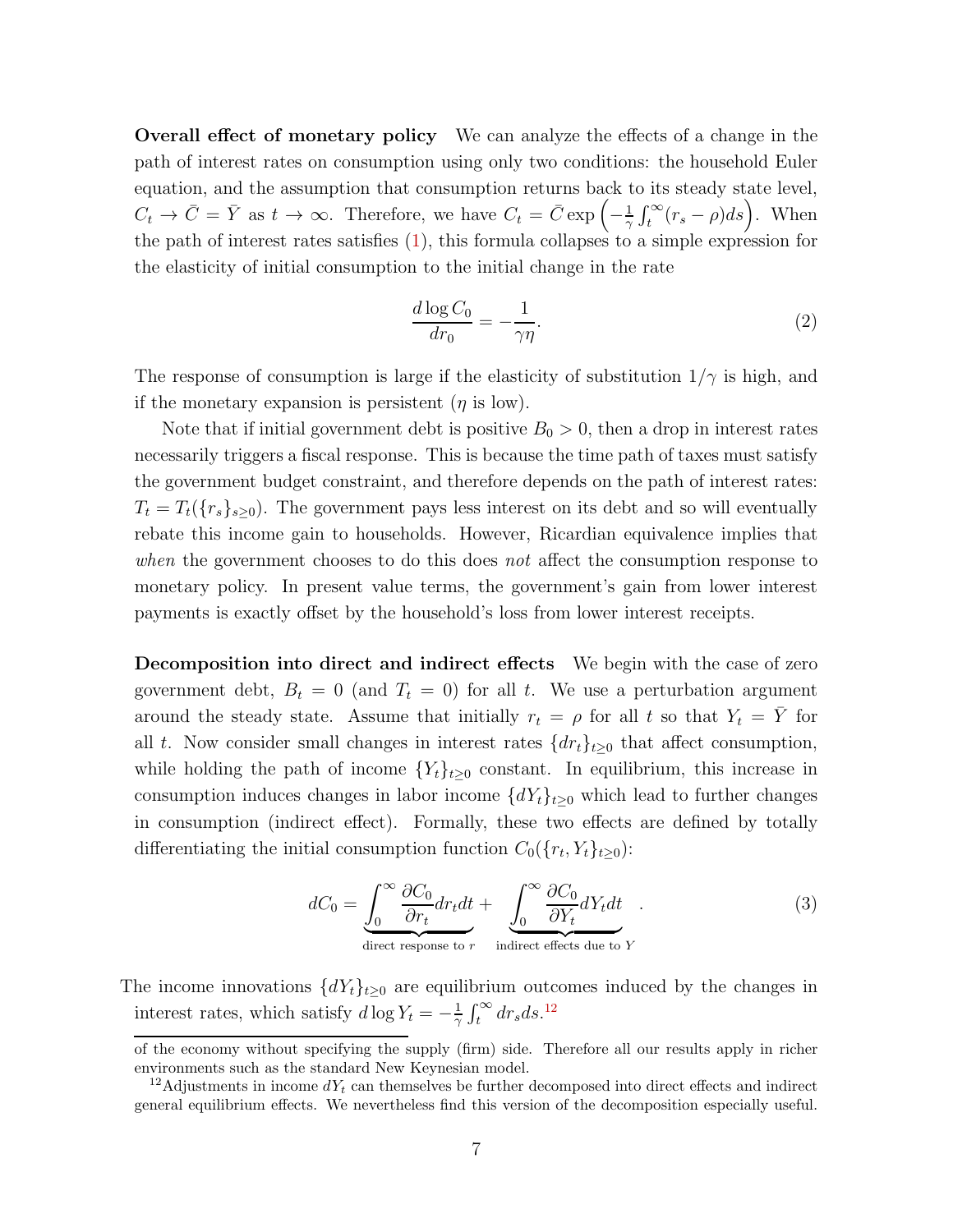**Overall effect of monetary policy** We can analyze the effects of a change in the path of interest rates on consumption using only two conditions: the household Euler equation, and the assumption that consumption returns back to its steady state level, $C_t \to \bar{C} = \bar{Y}$ as $t \to \infty$. Therefore, we have $C_t = \bar{C} \exp\left(-\frac{1}{\gamma}\int_t^\infty (r_s - \rho)ds\right)$. When the path of interest rates satisfies (1), this formula collapses to a simple expression for the elasticity of initial consumption to the initial change in the rate

$$\frac{d \log C_0}{dr_0} = -\frac{1}{\gamma \eta}. \tag{2}$$

The response of consumption is large if the elasticity of substitution $1/\gamma$ is high, and if the monetary expansion is persistent ($\eta$ is low).

Note that if initial government debt is positive $B_0 > 0$, then a drop in interest rates necessarily triggers a fiscal response. This is because the time path of taxes must satisfy the government budget constraint, and therefore depends on the path of interest rates: $T_t = T_t(\{r_s\}_{s \geq 0})$. The government pays less interest on its debt and so will eventually rebate this income gain to households. However, Ricardian equivalence implies that *when* the government chooses to do this does *not* affect the consumption response to monetary policy. In present value terms, the government's gain from lower interest payments is exactly offset by the household's loss from lower interest receipts.

**Decomposition into direct and indirect effects** We begin with the case of zero government debt, $B_t = 0$ (and $T_t = 0$) for all $t$. We use a perturbation argument around the steady state. Assume that initially $r_t = \rho$ for all $t$ so that $Y_t = \bar{Y}$ for all $t$. Now consider small changes in interest rates $\{dr_t\}_{t \geq 0}$ that affect consumption, while holding the path of income $\{Y_t\}_{t \geq 0}$ constant. In equilibrium, this increase in consumption induces changes in labor income $\{dY_t\}_{t \geq 0}$ which lead to further changes in consumption (indirect effect). Formally, these two effects are defined by totally differentiating the initial consumption function $C_0(\{r_t, Y_t\}_{t \geq 0})$:

$$dC_0 = \underbrace{\int_0^\infty \frac{\partial C_0}{\partial r_t} dr_t dt}_{\text{direct response to } r} + \underbrace{\int_0^\infty \frac{\partial C_0}{\partial Y_t} dY_t dt}_{\text{indirect effects due to } Y}. \tag{3}$$

The income innovations $\{dY_t\}_{t \geq 0}$ are equilibrium outcomes induced by the changes in interest rates, which satisfy $d \log Y_t = -\frac{1}{\gamma}\int_t^\infty dr_s ds$.[12]

of the economy without specifying the supply (firm) side. Therefore all our results apply in richer environments such as the standard New Keynesian model.

[12] Adjustments in income $dY_t$ can themselves be further decomposed into direct effects and indirect general equilibrium effects. We nevertheless find this version of the decomposition especially useful.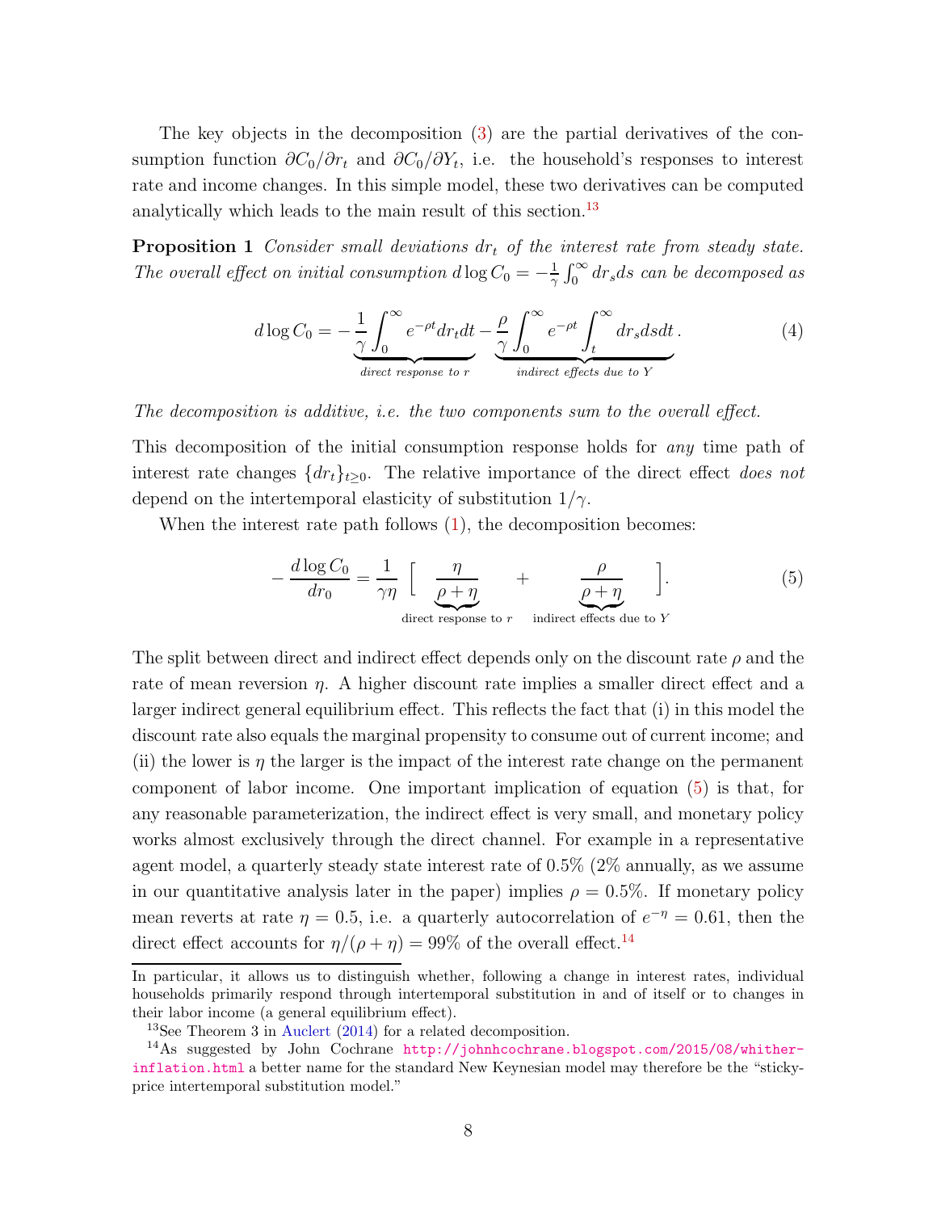The key objects in the decomposition (3) are the partial derivatives of the consumption function $\partial C_0/\partial r_t$ and $\partial C_0/\partial Y_t$, i.e. the household's responses to interest rate and income changes. In this simple model, these two derivatives can be computed analytically which leads to the main result of this section.[13]

**Proposition 1** *Consider small deviations $dr_t$ of the interest rate from steady state. The overall effect on initial consumption $d\log C_0 = -\frac{1}{\gamma}\int_0^\infty dr_s ds$ can be decomposed as*

$$d\log C_0 = \underbrace{-\frac{1}{\gamma}\int_0^\infty e^{-\rho t} dr_t dt}_{\textit{direct response to } r} \underbrace{-\frac{\rho}{\gamma}\int_0^\infty e^{-\rho t}\int_t^\infty dr_s ds dt}_{\textit{indirect effects due to } Y}. \tag{4}$$

*The decomposition is additive, i.e. the two components sum to the overall effect.*

This decomposition of the initial consumption response holds for *any* time path of interest rate changes $\{dr_t\}_{t\geq 0}$. The relative importance of the direct effect *does not* depend on the intertemporal elasticity of substitution $1/\gamma$.

When the interest rate path follows (1), the decomposition becomes:

$$-\frac{d\log C_0}{dr_0} = \frac{1}{\gamma\eta}\left[\underbrace{\frac{\eta}{\rho+\eta}}_{\text{direct response to } r} + \underbrace{\frac{\rho}{\rho+\eta}}_{\text{indirect effects due to } Y}\right]. \tag{5}$$

The split between direct and indirect effect depends only on the discount rate $\rho$ and the rate of mean reversion $\eta$. A higher discount rate implies a smaller direct effect and a larger indirect general equilibrium effect. This reflects the fact that (i) in this model the discount rate also equals the marginal propensity to consume out of current income; and (ii) the lower is $\eta$ the larger is the impact of the interest rate change on the permanent component of labor income. One important implication of equation (5) is that, for any reasonable parameterization, the indirect effect is very small, and monetary policy works almost exclusively through the direct channel. For example in a representative agent model, a quarterly steady state interest rate of 0.5% (2% annually, as we assume in our quantitative analysis later in the paper) implies $\rho = 0.5\%$. If monetary policy mean reverts at rate $\eta = 0.5$, i.e. a quarterly autocorrelation of $e^{-\eta} = 0.61$, then the direct effect accounts for $\eta/(\rho + \eta) = 99\%$ of the overall effect.[14]

---

In particular, it allows us to distinguish whether, following a change in interest rates, individual households primarily respond through intertemporal substitution in and of itself or to changes in their labor income (a general equilibrium effect).

[13] See Theorem 3 in Auclert (2014) for a related decomposition.

[14] As suggested by John Cochrane http://johnhcochrane.blogspot.com/2015/08/whither-inflation.html a better name for the standard New Keynesian model may therefore be the "sticky-price intertemporal substitution model."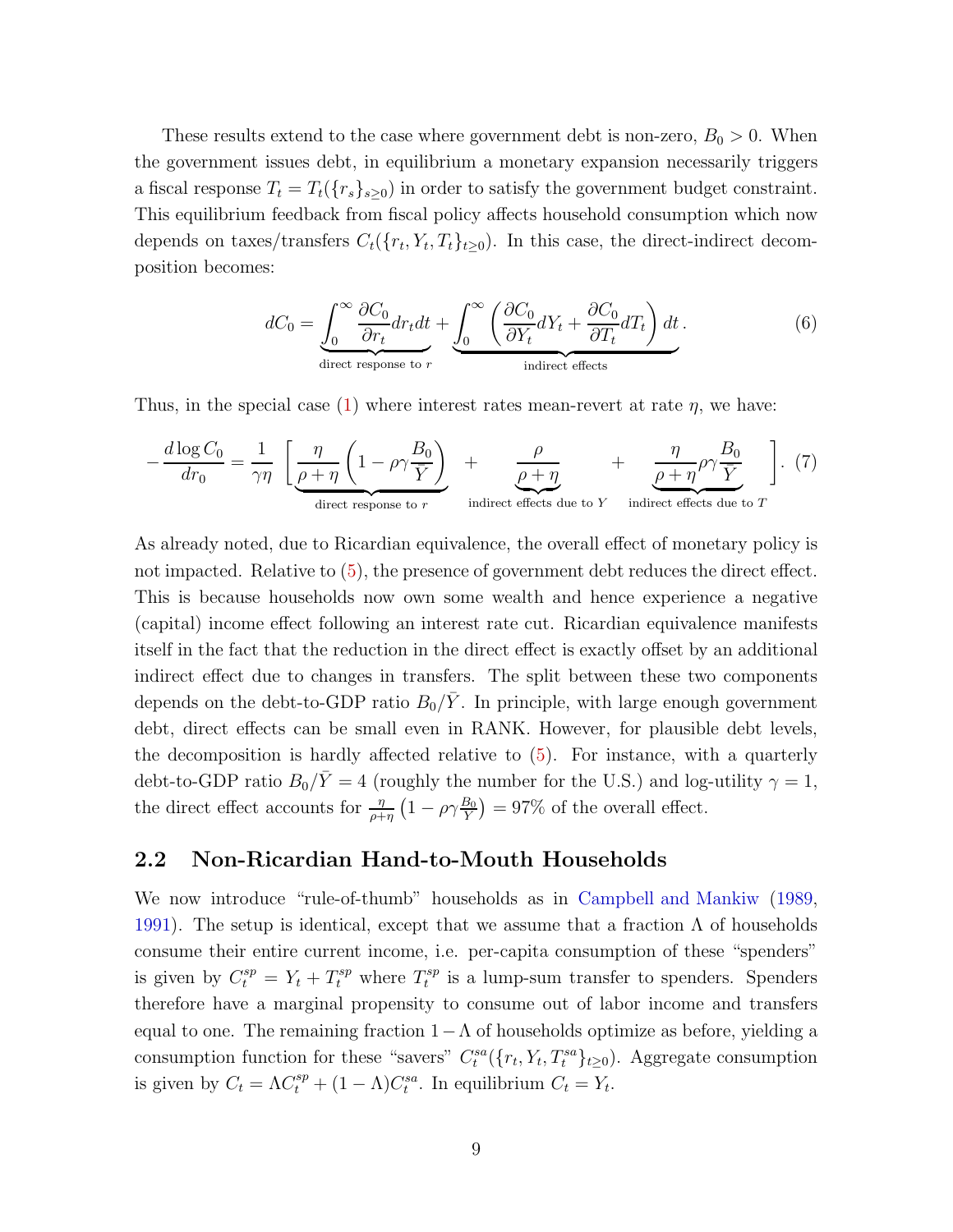These results extend to the case where government debt is non-zero, $B_0 > 0$. When the government issues debt, in equilibrium a monetary expansion necessarily triggers a fiscal response $T_t = T_t(\{r_s\}_{s\geq 0})$ in order to satisfy the government budget constraint. This equilibrium feedback from fiscal policy affects household consumption which now depends on taxes/transfers $C_t(\{r_t, Y_t, T_t\}_{t\geq 0})$. In this case, the direct-indirect decomposition becomes:

$$dC_0 = \underbrace{\int_0^\infty \frac{\partial C_0}{\partial r_t} dr_t dt}_{\text{direct response to } r} + \underbrace{\int_0^\infty \left( \frac{\partial C_0}{\partial Y_t} dY_t + \frac{\partial C_0}{\partial T_t} dT_t \right) dt}_{\text{indirect effects}}. \tag{6}$$

Thus, in the special case (1) where interest rates mean-revert at rate $\eta$, we have:

$$-\frac{d \log C_0}{dr_0} = \frac{1}{\gamma \eta} \left[ \underbrace{\frac{\eta}{\rho + \eta} \left( 1 - \rho \gamma \frac{B_0}{\bar{Y}} \right)}_{\text{direct response to } r} + \underbrace{\frac{\rho}{\rho + \eta}}_{\text{indirect effects due to } Y} + \underbrace{\frac{\eta}{\rho + \eta} \rho \gamma \frac{B_0}{\bar{Y}}}_{\text{indirect effects due to } T} \right]. \tag{7}$$

As already noted, due to Ricardian equivalence, the overall effect of monetary policy is not impacted. Relative to (5), the presence of government debt reduces the direct effect. This is because households now own some wealth and hence experience a negative (capital) income effect following an interest rate cut. Ricardian equivalence manifests itself in the fact that the reduction in the direct effect is exactly offset by an additional indirect effect due to changes in transfers. The split between these two components depends on the debt-to-GDP ratio $B_0/\bar{Y}$. In principle, with large enough government debt, direct effects can be small even in RANK. However, for plausible debt levels, the decomposition is hardly affected relative to (5). For instance, with a quarterly debt-to-GDP ratio $B_0/\bar{Y} = 4$ (roughly the number for the U.S.) and log-utility $\gamma = 1$, the direct effect accounts for $\frac{\eta}{\rho+\eta}\left(1 - \rho\gamma\frac{B_0}{\bar{Y}}\right) = 97\%$ of the overall effect.

## 2.2 Non-Ricardian Hand-to-Mouth Households

We now introduce "rule-of-thumb" households as in Campbell and Mankiw (1989, 1991). The setup is identical, except that we assume that a fraction $\Lambda$ of households consume their entire current income, i.e. per-capita consumption of these "spenders" is given by $C_t^{sp} = Y_t + T_t^{sp}$ where $T_t^{sp}$ is a lump-sum transfer to spenders. Spenders therefore have a marginal propensity to consume out of labor income and transfers equal to one. The remaining fraction $1 - \Lambda$ of households optimize as before, yielding a consumption function for these "savers" $C_t^{sa}(\{r_t, Y_t, T_t^{sa}\}_{t\geq 0})$. Aggregate consumption is given by $C_t = \Lambda C_t^{sp} + (1 - \Lambda) C_t^{sa}$. In equilibrium $C_t = Y_t$.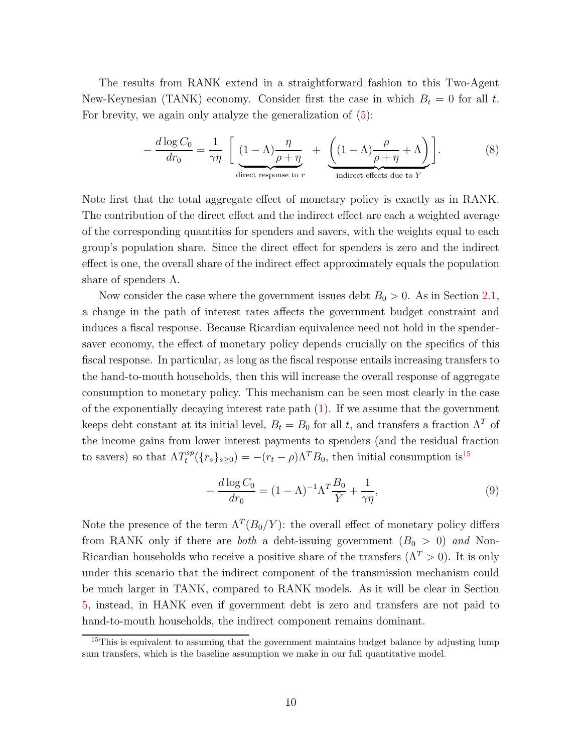The results from RANK extend in a straightforward fashion to this Two-Agent New-Keynesian (TANK) economy. Consider first the case in which $B_t = 0$ for all $t$. For brevity, we again only analyze the generalization of (5):

$$-\frac{d\log C_0}{dr_0} = \frac{1}{\gamma\eta}\left[\underbrace{(1-\Lambda)\frac{\eta}{\rho+\eta}}_{\text{direct response to } r} + \underbrace{\left((1-\Lambda)\frac{\rho}{\rho+\eta}+\Lambda\right)}_{\text{indirect effects due to } Y}\right]. \tag{8}$$

Note first that the total aggregate effect of monetary policy is exactly as in RANK. The contribution of the direct effect and the indirect effect are each a weighted average of the corresponding quantities for spenders and savers, with the weights equal to each group's population share. Since the direct effect for spenders is zero and the indirect effect is one, the overall share of the indirect effect approximately equals the population share of spenders $\Lambda$.

Now consider the case where the government issues debt $B_0 > 0$. As in Section 2.1, a change in the path of interest rates affects the government budget constraint and induces a fiscal response. Because Ricardian equivalence need not hold in the spender-saver economy, the effect of monetary policy depends crucially on the specifics of this fiscal response. In particular, as long as the fiscal response entails increasing transfers to the hand-to-mouth households, then this will increase the overall response of aggregate consumption to monetary policy. This mechanism can be seen most clearly in the case of the exponentially decaying interest rate path (1). If we assume that the government keeps debt constant at its initial level, $B_t = B_0$ for all $t$, and transfers a fraction $\Lambda^T$ of the income gains from lower interest payments to spenders (and the residual fraction to savers) so that $\Lambda T_t^{sp}(\{r_s\}_{s\geq 0}) = -(r_t - \rho)\Lambda^T B_0$, then initial consumption is[15]

$$-\frac{d\log C_0}{dr_0} = (1-\Lambda)^{-1}\Lambda^T\frac{B_0}{Y} + \frac{1}{\gamma\eta}, \tag{9}$$

Note the presence of the term $\Lambda^T(B_0/Y)$: the overall effect of monetary policy differs from RANK only if there are *both* a debt-issuing government ($B_0 > 0$) *and* Non-Ricardian households who receive a positive share of the transfers ($\Lambda^T > 0$). It is only under this scenario that the indirect component of the transmission mechanism could be much larger in TANK, compared to RANK models. As it will be clear in Section 5, instead, in HANK even if government debt is zero and transfers are not paid to hand-to-mouth households, the indirect component remains dominant.

[15] This is equivalent to assuming that the government maintains budget balance by adjusting lump sum transfers, which is the baseline assumption we make in our full quantitative model.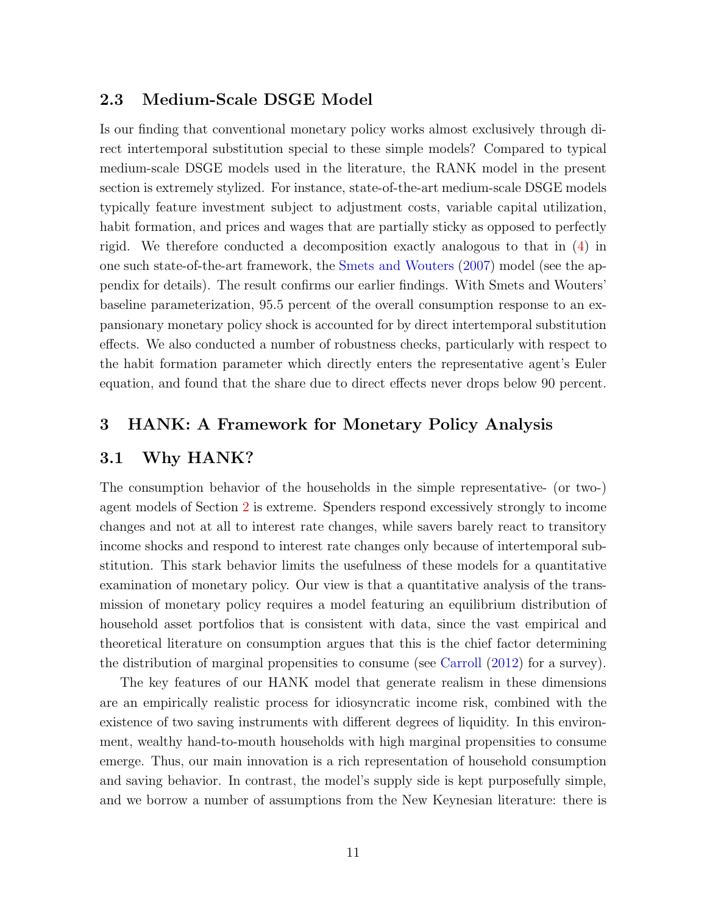### 2.3 Medium-Scale DSGE Model

Is our finding that conventional monetary policy works almost exclusively through direct intertemporal substitution special to these simple models? Compared to typical medium-scale DSGE models used in the literature, the RANK model in the present section is extremely stylized. For instance, state-of-the-art medium-scale DSGE models typically feature investment subject to adjustment costs, variable capital utilization, habit formation, and prices and wages that are partially sticky as opposed to perfectly rigid. We therefore conducted a decomposition exactly analogous to that in (4) in one such state-of-the-art framework, the Smets and Wouters (2007) model (see the appendix for details). The result confirms our earlier findings. With Smets and Wouters' baseline parameterization, 95.5 percent of the overall consumption response to an expansionary monetary policy shock is accounted for by direct intertemporal substitution effects. We also conducted a number of robustness checks, particularly with respect to the habit formation parameter which directly enters the representative agent's Euler equation, and found that the share due to direct effects never drops below 90 percent.

## 3 HANK: A Framework for Monetary Policy Analysis

### 3.1 Why HANK?

The consumption behavior of the households in the simple representative- (or two-) agent models of Section 2 is extreme. Spenders respond excessively strongly to income changes and not at all to interest rate changes, while savers barely react to transitory income shocks and respond to interest rate changes only because of intertemporal substitution. This stark behavior limits the usefulness of these models for a quantitative examination of monetary policy. Our view is that a quantitative analysis of the transmission of monetary policy requires a model featuring an equilibrium distribution of household asset portfolios that is consistent with data, since the vast empirical and theoretical literature on consumption argues that this is the chief factor determining the distribution of marginal propensities to consume (see Carroll (2012) for a survey).

The key features of our HANK model that generate realism in these dimensions are an empirically realistic process for idiosyncratic income risk, combined with the existence of two saving instruments with different degrees of liquidity. In this environment, wealthy hand-to-mouth households with high marginal propensities to consume emerge. Thus, our main innovation is a rich representation of household consumption and saving behavior. In contrast, the model's supply side is kept purposefully simple, and we borrow a number of assumptions from the New Keynesian literature: there is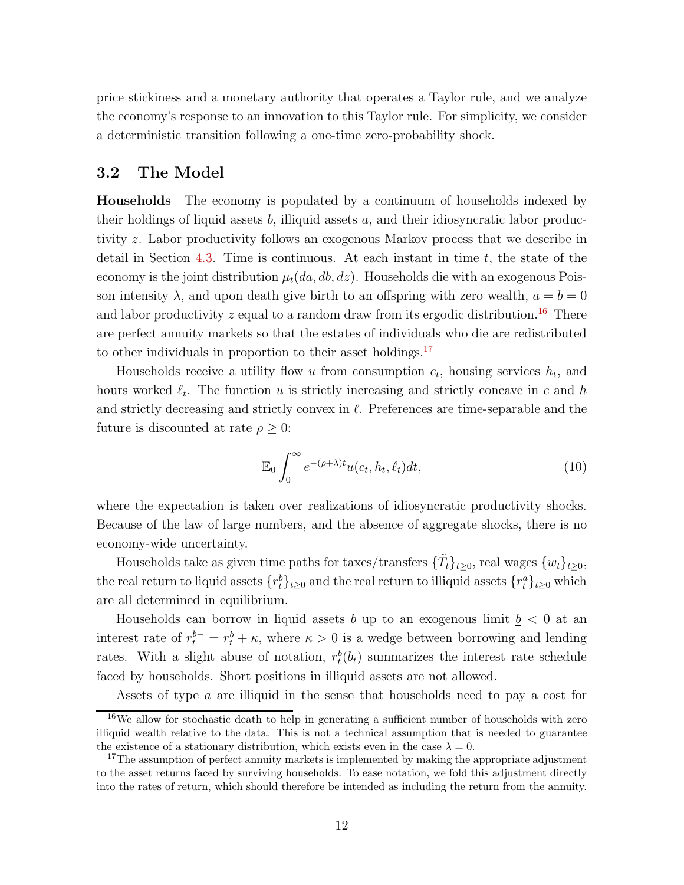price stickiness and a monetary authority that operates a Taylor rule, and we analyze the economy's response to an innovation to this Taylor rule. For simplicity, we consider a deterministic transition following a one-time zero-probability shock.

## 3.2 The Model

**Households** The economy is populated by a continuum of households indexed by their holdings of liquid assets $b$, illiquid assets $a$, and their idiosyncratic labor productivity $z$. Labor productivity follows an exogenous Markov process that we describe in detail in Section 4.3. Time is continuous. At each instant in time $t$, the state of the economy is the joint distribution $\mu_t(da, db, dz)$. Households die with an exogenous Poisson intensity $\lambda$, and upon death give birth to an offspring with zero wealth, $a = b = 0$ and labor productivity $z$ equal to a random draw from its ergodic distribution.[16] There are perfect annuity markets so that the estates of individuals who die are redistributed to other individuals in proportion to their asset holdings.[17]

Households receive a utility flow $u$ from consumption $c_t$, housing services $h_t$, and hours worked $\ell_t$. The function $u$ is strictly increasing and strictly concave in $c$ and $h$ and strictly decreasing and strictly convex in $\ell$. Preferences are time-separable and the future is discounted at rate $\rho \geq 0$:

$$\mathbb{E}_0 \int_0^\infty e^{-(\rho+\lambda)t} u(c_t, h_t, \ell_t) dt, \tag{10}$$

where the expectation is taken over realizations of idiosyncratic productivity shocks. Because of the law of large numbers, and the absence of aggregate shocks, there is no economy-wide uncertainty.

Households take as given time paths for taxes/transfers $\{\tilde{T}_t\}_{t\geq 0}$, real wages $\{w_t\}_{t\geq 0}$, the real return to liquid assets $\{r_t^b\}_{t\geq 0}$ and the real return to illiquid assets $\{r_t^a\}_{t\geq 0}$ which are all determined in equilibrium.

Households can borrow in liquid assets $b$ up to an exogenous limit $\underline{b} < 0$ at an interest rate of $r_t^{b-} = r_t^b + \kappa$, where $\kappa > 0$ is a wedge between borrowing and lending rates. With a slight abuse of notation, $r_t^b(b_t)$ summarizes the interest rate schedule faced by households. Short positions in illiquid assets are not allowed.

Assets of type $a$ are illiquid in the sense that households need to pay a cost for

[16] We allow for stochastic death to help in generating a sufficient number of households with zero illiquid wealth relative to the data. This is not a technical assumption that is needed to guarantee the existence of a stationary distribution, which exists even in the case $\lambda = 0$.

[17] The assumption of perfect annuity markets is implemented by making the appropriate adjustment to the asset returns faced by surviving households. To ease notation, we fold this adjustment directly into the rates of return, which should therefore be intended as including the return from the annuity.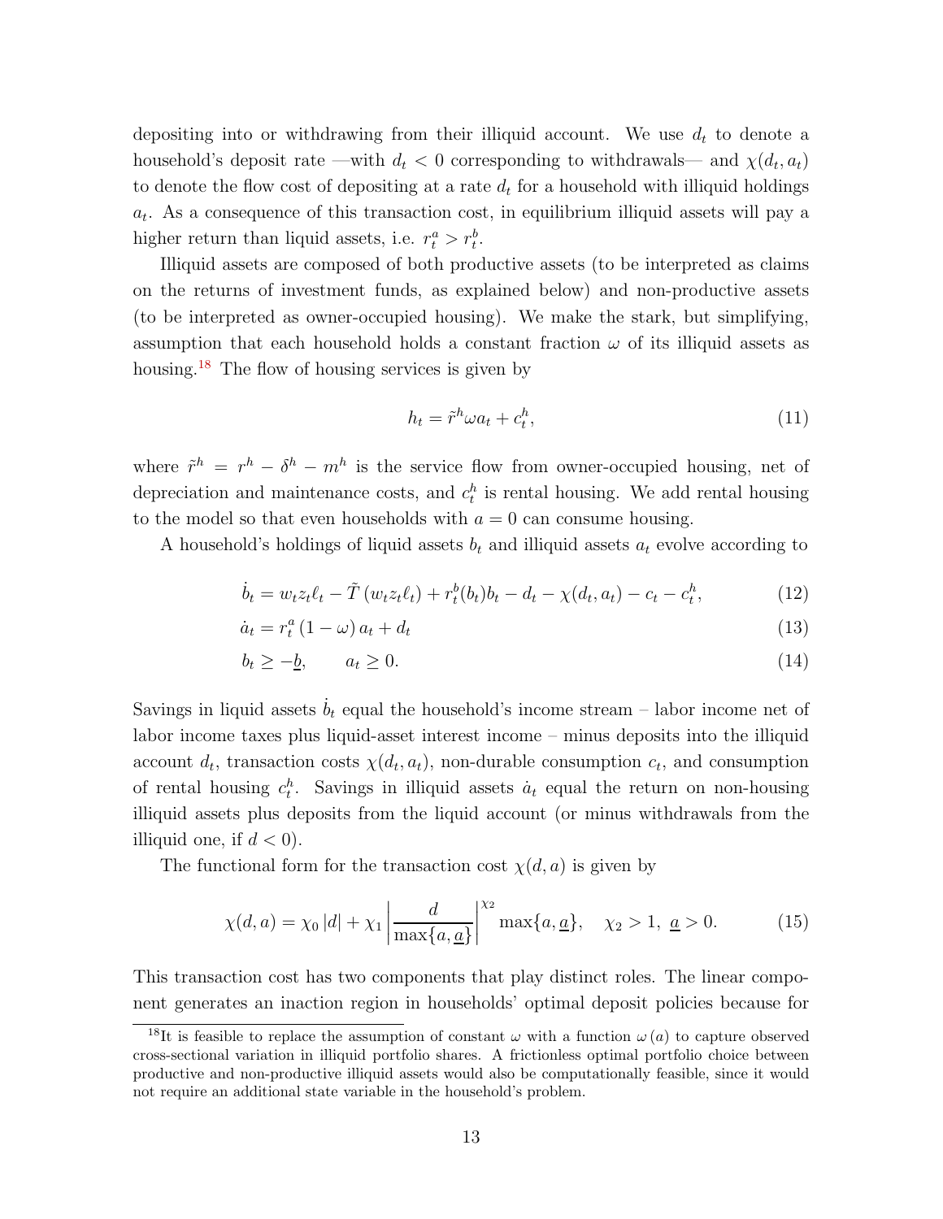depositing into or withdrawing from their illiquid account. We use $d_t$ to denote a household's deposit rate —with $d_t < 0$ corresponding to withdrawals— and $\chi(d_t, a_t)$ to denote the flow cost of depositing at a rate $d_t$ for a household with illiquid holdings $a_t$. As a consequence of this transaction cost, in equilibrium illiquid assets will pay a higher return than liquid assets, i.e. $r^a_t > r^b_t$.

Illiquid assets are composed of both productive assets (to be interpreted as claims on the returns of investment funds, as explained below) and non-productive assets (to be interpreted as owner-occupied housing). We make the stark, but simplifying, assumption that each household holds a constant fraction $\omega$ of its illiquid assets as housing.[18] The flow of housing services is given by

$$h_t = \tilde{r}^h \omega a_t + c^h_t, \tag{11}$$

where $\tilde{r}^h = r^h - \delta^h - m^h$ is the service flow from owner-occupied housing, net of depreciation and maintenance costs, and $c^h_t$ is rental housing. We add rental housing to the model so that even households with $a = 0$ can consume housing.

A household's holdings of liquid assets $b_t$ and illiquid assets $a_t$ evolve according to

$$\dot{b}_t = w_t z_t \ell_t - \tilde{T}\left(w_t z_t \ell_t\right) + r^b_t(b_t) b_t - d_t - \chi(d_t, a_t) - c_t - c^h_t, \tag{12}$$

$$\dot{a}_t = r^a_t \left(1 - \omega\right) a_t + d_t \tag{13}$$

$$b_t \geq -\underline{b}, \qquad a_t \geq 0. \tag{14}$$

Savings in liquid assets $\dot{b}_t$ equal the household's income stream – labor income net of labor income taxes plus liquid-asset interest income – minus deposits into the illiquid account $d_t$, transaction costs $\chi(d_t, a_t)$, non-durable consumption $c_t$, and consumption of rental housing $c^h_t$. Savings in illiquid assets $\dot{a}_t$ equal the return on non-housing illiquid assets plus deposits from the liquid account (or minus withdrawals from the illiquid one, if $d < 0$).

The functional form for the transaction cost $\chi(d, a)$ is given by

$$\chi(d, a) = \chi_0 \left|d\right| + \chi_1 \left|\frac{d}{\max\{a, \underline{a}\}}\right|^{\chi_2} \max\{a, \underline{a}\}, \quad \chi_2 > 1, \ \underline{a} > 0. \tag{15}$$

This transaction cost has two components that play distinct roles. The linear component generates an inaction region in households' optimal deposit policies because for

[18] It is feasible to replace the assumption of constant $\omega$ with a function $\omega\left(a\right)$ to capture observed cross-sectional variation in illiquid portfolio shares. A frictionless optimal portfolio choice between productive and non-productive illiquid assets would also be computationally feasible, since it would not require an additional state variable in the household's problem.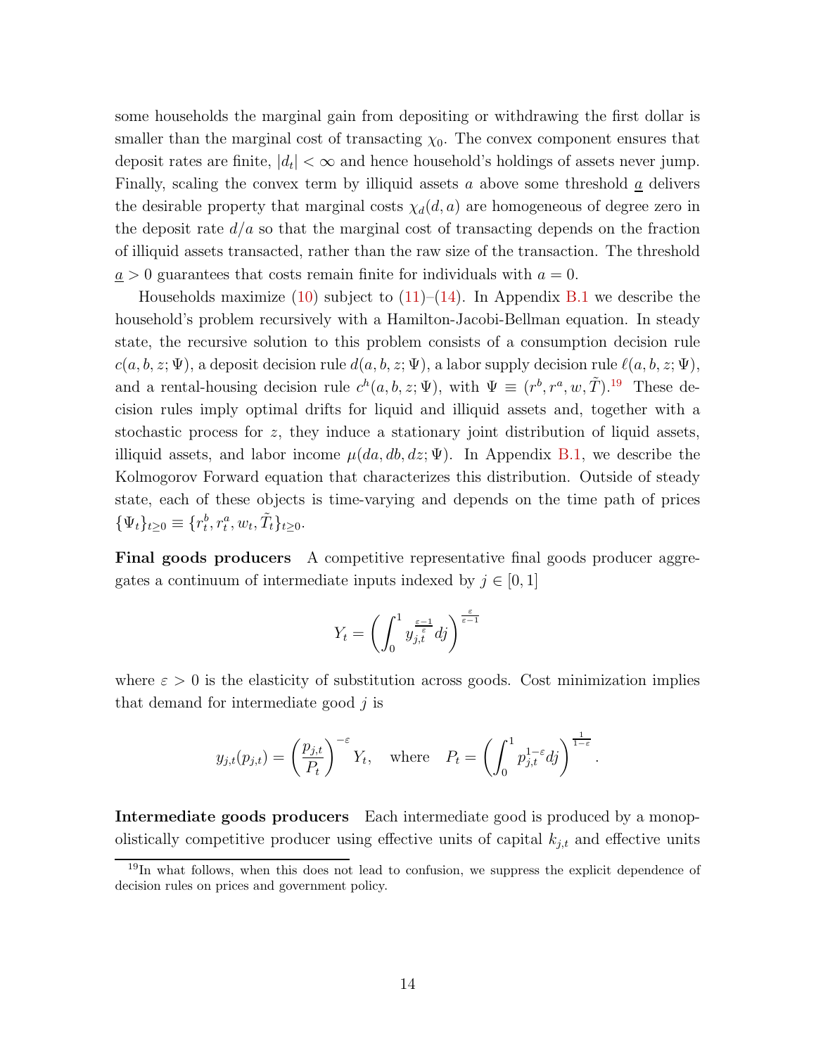some households the marginal gain from depositing or withdrawing the first dollar is smaller than the marginal cost of transacting $\chi_0$. The convex component ensures that deposit rates are finite, $|d_t| < \infty$ and hence household's holdings of assets never jump. Finally, scaling the convex term by illiquid assets $a$ above some threshold $\underline{a}$ delivers the desirable property that marginal costs $\chi_d(d, a)$ are homogeneous of degree zero in the deposit rate $d/a$ so that the marginal cost of transacting depends on the fraction of illiquid assets transacted, rather than the raw size of the transaction. The threshold $\underline{a} > 0$ guarantees that costs remain finite for individuals with $a = 0$.

Households maximize (10) subject to (11)–(14). In Appendix B.1 we describe the household's problem recursively with a Hamilton-Jacobi-Bellman equation. In steady state, the recursive solution to this problem consists of a consumption decision rule $c(a, b, z; \Psi)$, a deposit decision rule $d(a, b, z; \Psi)$, a labor supply decision rule $\ell(a, b, z; \Psi)$, and a rental-housing decision rule $c^h(a, b, z; \Psi)$, with $\Psi \equiv (r^b, r^a, w, \tilde{T})$.[19] These decision rules imply optimal drifts for liquid and illiquid assets and, together with a stochastic process for $z$, they induce a stationary joint distribution of liquid assets, illiquid assets, and labor income $\mu(da, db, dz; \Psi)$. In Appendix B.1, we describe the Kolmogorov Forward equation that characterizes this distribution. Outside of steady state, each of these objects is time-varying and depends on the time path of prices $\{\Psi_t\}_{t\geq 0} \equiv \{r^b_t, r^a_t, w_t, \tilde{T}_t\}_{t\geq 0}$.

**Final goods producers** A competitive representative final goods producer aggregates a continuum of intermediate inputs indexed by $j \in [0, 1]$

$$Y_t = \left( \int_0^1 y_{j,t}^{\frac{\varepsilon-1}{\varepsilon}} dj \right)^{\frac{\varepsilon}{\varepsilon-1}}$$

where $\varepsilon > 0$ is the elasticity of substitution across goods. Cost minimization implies that demand for intermediate good $j$ is

$$y_{j,t}(p_{j,t}) = \left( \frac{p_{j,t}}{P_t} \right)^{-\varepsilon} Y_t, \quad \text{where} \quad P_t = \left( \int_0^1 p_{j,t}^{1-\varepsilon} dj \right)^{\frac{1}{1-\varepsilon}}.$$

**Intermediate goods producers** Each intermediate good is produced by a monopolistically competitive producer using effective units of capital $k_{j,t}$ and effective units

[19] In what follows, when this does not lead to confusion, we suppress the explicit dependence of decision rules on prices and government policy.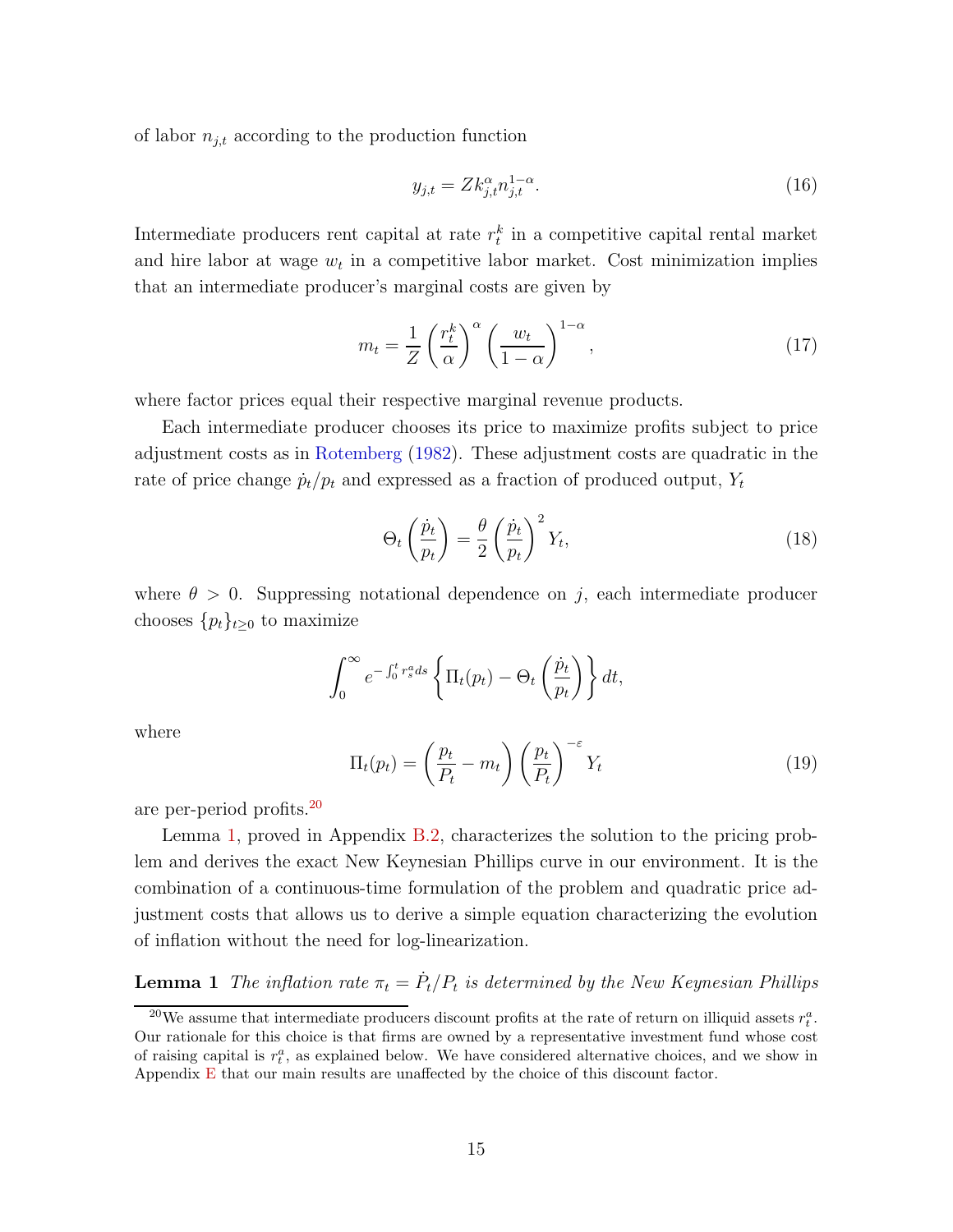of labor $n_{j,t}$ according to the production function

$$y_{j,t} = Z k_{j,t}^{\alpha} n_{j,t}^{1-\alpha}. \tag{16}$$

Intermediate producers rent capital at rate $r_t^k$ in a competitive capital rental market and hire labor at wage $w_t$ in a competitive labor market. Cost minimization implies that an intermediate producer's marginal costs are given by

$$m_t = \frac{1}{Z}\left(\frac{r_t^k}{\alpha}\right)^{\alpha}\left(\frac{w_t}{1-\alpha}\right)^{1-\alpha}, \tag{17}$$

where factor prices equal their respective marginal revenue products.

Each intermediate producer chooses its price to maximize profits subject to price adjustment costs as in Rotemberg (1982). These adjustment costs are quadratic in the rate of price change $\dot{p}_t/p_t$ and expressed as a fraction of produced output, $Y_t$

$$\Theta_t\left(\frac{\dot{p}_t}{p_t}\right) = \frac{\theta}{2}\left(\frac{\dot{p}_t}{p_t}\right)^2 Y_t, \tag{18}$$

where $\theta > 0$. Suppressing notational dependence on $j$, each intermediate producer chooses $\{p_t\}_{t\geq 0}$ to maximize

$$\int_0^{\infty} e^{-\int_0^t r_s^a ds}\left\{\Pi_t(p_t) - \Theta_t\left(\frac{\dot{p}_t}{p_t}\right)\right\} dt,$$

where

$$\Pi_t(p_t) = \left(\frac{p_t}{P_t} - m_t\right)\left(\frac{p_t}{P_t}\right)^{-\varepsilon} Y_t \tag{19}$$

are per-period profits.[20]

Lemma 1, proved in Appendix B.2, characterizes the solution to the pricing problem and derives the exact New Keynesian Phillips curve in our environment. It is the combination of a continuous-time formulation of the problem and quadratic price adjustment costs that allows us to derive a simple equation characterizing the evolution of inflation without the need for log-linearization.

**Lemma 1** *The inflation rate $\pi_t = \dot{P}_t/P_t$ is determined by the New Keynesian Phillips*

[20]We assume that intermediate producers discount profits at the rate of return on illiquid assets $r_t^a$. Our rationale for this choice is that firms are owned by a representative investment fund whose cost of raising capital is $r_t^a$, as explained below. We have considered alternative choices, and we show in Appendix E that our main results are unaffected by the choice of this discount factor.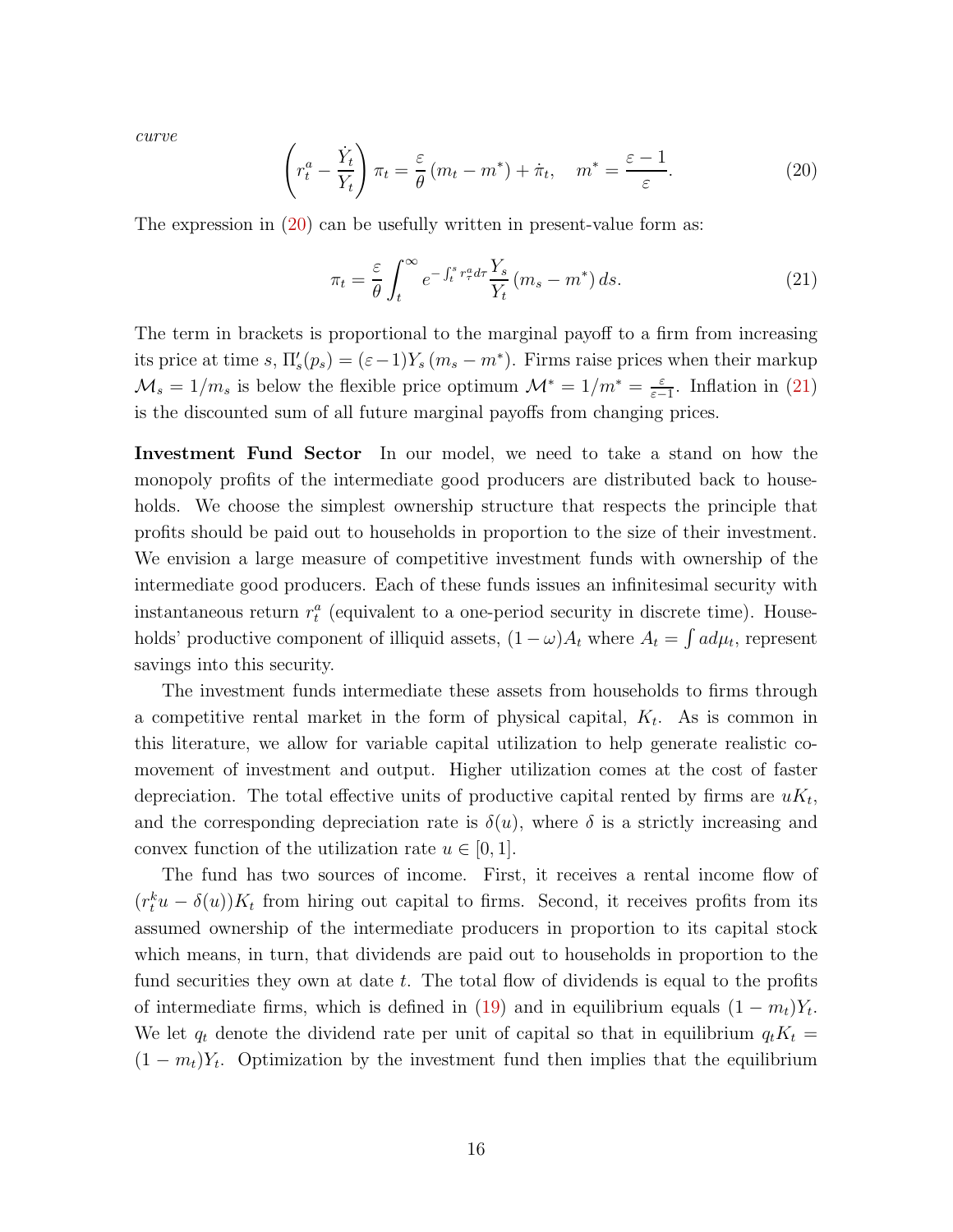*curve*

$$\left(r_t^a - \frac{\dot{Y}_t}{Y_t}\right)\pi_t = \frac{\varepsilon}{\theta}\left(m_t - m^*\right) + \dot{\pi}_t, \quad m^* = \frac{\varepsilon - 1}{\varepsilon}. \tag{20}$$

The expression in (20) can be usefully written in present-value form as:

$$\pi_t = \frac{\varepsilon}{\theta}\int_t^\infty e^{-\int_t^s r_\tau^a d\tau}\frac{Y_s}{Y_t}\left(m_s - m^*\right)ds. \tag{21}$$

The term in brackets is proportional to the marginal payoff to a firm from increasing its price at time $s$, $\Pi_s'(p_s) = (\varepsilon - 1)Y_s\left(m_s - m^*\right)$. Firms raise prices when their markup $\mathcal{M}_s = 1/m_s$ is below the flexible price optimum $\mathcal{M}^* = 1/m^* = \frac{\varepsilon}{\varepsilon - 1}$. Inflation in (21) is the discounted sum of all future marginal payoffs from changing prices.

**Investment Fund Sector** In our model, we need to take a stand on how the monopoly profits of the intermediate good producers are distributed back to households. We choose the simplest ownership structure that respects the principle that profits should be paid out to households in proportion to the size of their investment. We envision a large measure of competitive investment funds with ownership of the intermediate good producers. Each of these funds issues an infinitesimal security with instantaneous return $r_t^a$ (equivalent to a one-period security in discrete time). Households' productive component of illiquid assets, $(1-\omega)A_t$ where $A_t = \int a d\mu_t$, represent savings into this security.

The investment funds intermediate these assets from households to firms through a competitive rental market in the form of physical capital, $K_t$. As is common in this literature, we allow for variable capital utilization to help generate realistic comovement of investment and output. Higher utilization comes at the cost of faster depreciation. The total effective units of productive capital rented by firms are $uK_t$, and the corresponding depreciation rate is $\delta(u)$, where $\delta$ is a strictly increasing and convex function of the utilization rate $u \in [0, 1]$.

The fund has two sources of income. First, it receives a rental income flow of $(r_t^k u - \delta(u))K_t$ from hiring out capital to firms. Second, it receives profits from its assumed ownership of the intermediate producers in proportion to its capital stock which means, in turn, that dividends are paid out to households in proportion to the fund securities they own at date $t$. The total flow of dividends is equal to the profits of intermediate firms, which is defined in (19) and in equilibrium equals $(1 - m_t)Y_t$. We let $q_t$ denote the dividend rate per unit of capital so that in equilibrium $q_t K_t = (1 - m_t)Y_t$. Optimization by the investment fund then implies that the equilibrium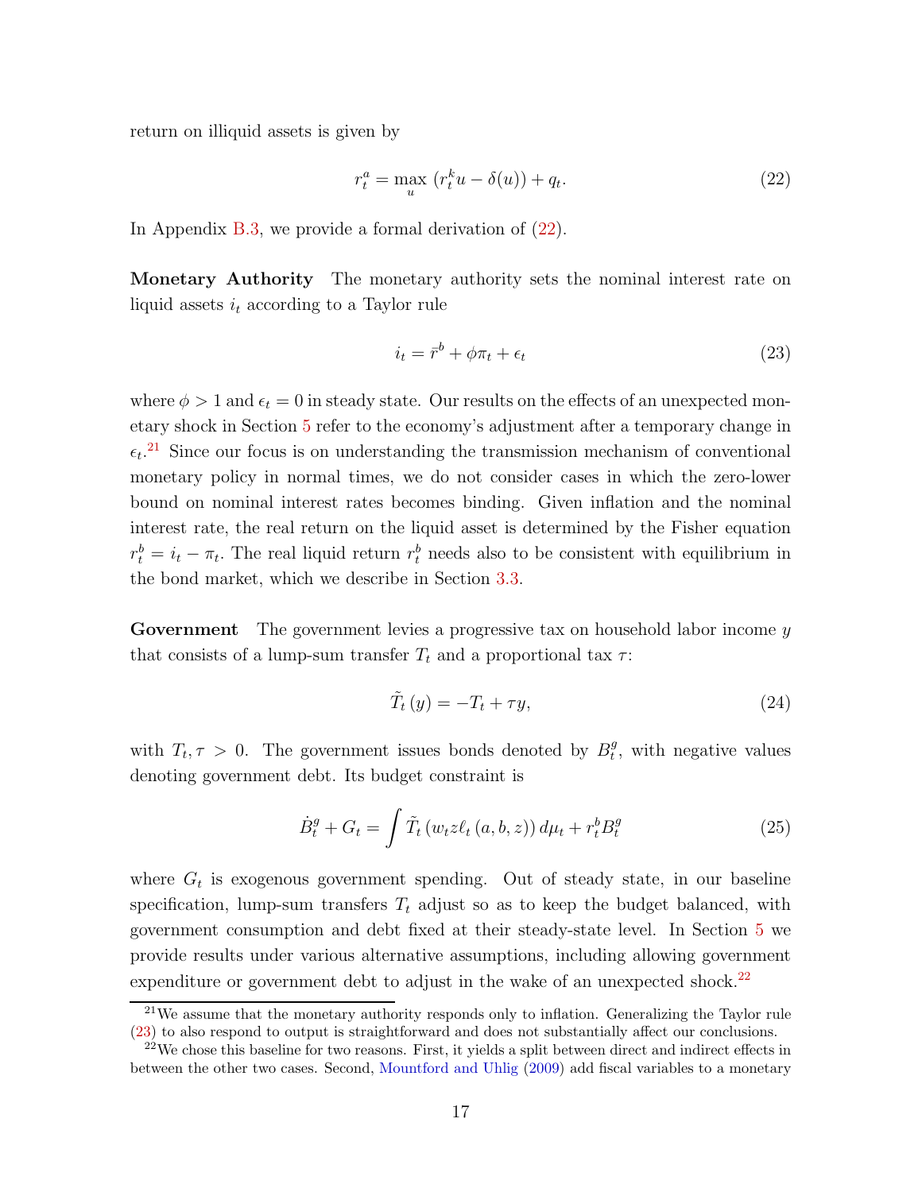return on illiquid assets is given by

$$r_t^a = \max_u \left(r_t^k u - \delta(u)\right) + q_t. \tag{22}$$

In Appendix B.3, we provide a formal derivation of (22).

**Monetary Authority** The monetary authority sets the nominal interest rate on liquid assets $i_t$ according to a Taylor rule

$$i_t = \bar{r}^b + \phi \pi_t + \epsilon_t \tag{23}$$

where $\phi > 1$ and $\epsilon_t = 0$ in steady state. Our results on the effects of an unexpected monetary shock in Section 5 refer to the economy's adjustment after a temporary change in $\epsilon_t$.[21] Since our focus is on understanding the transmission mechanism of conventional monetary policy in normal times, we do not consider cases in which the zero-lower bound on nominal interest rates becomes binding. Given inflation and the nominal interest rate, the real return on the liquid asset is determined by the Fisher equation $r_t^b = i_t - \pi_t$. The real liquid return $r_t^b$ needs also to be consistent with equilibrium in the bond market, which we describe in Section 3.3.

**Government** The government levies a progressive tax on household labor income $y$ that consists of a lump-sum transfer $T_t$ and a proportional tax $\tau$:

$$\tilde{T}_t(y) = -T_t + \tau y, \tag{24}$$

with $T_t, \tau > 0$. The government issues bonds denoted by $B_t^g$, with negative values denoting government debt. Its budget constraint is

$$\dot{B}_t^g + G_t = \int \tilde{T}_t \left(w_t z \ell_t(a, b, z)\right) d\mu_t + r_t^b B_t^g \tag{25}$$

where $G_t$ is exogenous government spending. Out of steady state, in our baseline specification, lump-sum transfers $T_t$ adjust so as to keep the budget balanced, with government consumption and debt fixed at their steady-state level. In Section 5 we provide results under various alternative assumptions, including allowing government expenditure or government debt to adjust in the wake of an unexpected shock.[22]

---

[21] We assume that the monetary authority responds only to inflation. Generalizing the Taylor rule (23) to also respond to output is straightforward and does not substantially affect our conclusions.

[22] We chose this baseline for two reasons. First, it yields a split between direct and indirect effects in between the other two cases. Second, Mountford and Uhlig (2009) add fiscal variables to a monetary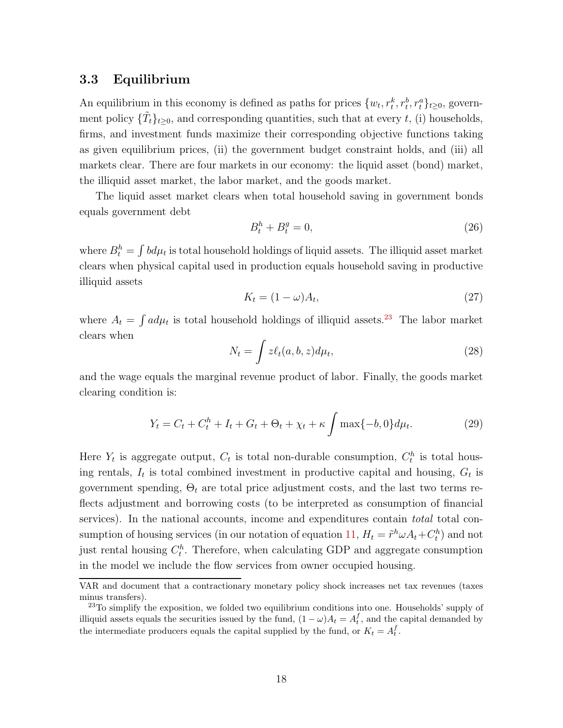### 3.3 Equilibrium

An equilibrium in this economy is defined as paths for prices $\{w_t, r_t^k, r_t^b, r_t^a\}_{t\geq 0}$, government policy $\{\tilde{T}_t\}_{t\geq 0}$, and corresponding quantities, such that at every $t$, (i) households, firms, and investment funds maximize their corresponding objective functions taking as given equilibrium prices, (ii) the government budget constraint holds, and (iii) all markets clear. There are four markets in our economy: the liquid asset (bond) market, the illiquid asset market, the labor market, and the goods market.

The liquid asset market clears when total household saving in government bonds equals government debt

$$B_t^h + B_t^g = 0, \tag{26}$$

where $B_t^h = \int b d\mu_t$ is total household holdings of liquid assets. The illiquid asset market clears when physical capital used in production equals household saving in productive illiquid assets

$$K_t = (1-\omega)A_t, \tag{27}$$

where $A_t = \int a d\mu_t$ is total household holdings of illiquid assets.[23] The labor market clears when

$$N_t = \int z\ell_t(a,b,z)d\mu_t, \tag{28}$$

and the wage equals the marginal revenue product of labor. Finally, the goods market clearing condition is:

$$Y_t = C_t + C_t^h + I_t + G_t + \Theta_t + \chi_t + \kappa \int \max\{-b, 0\} d\mu_t. \tag{29}$$

Here $Y_t$ is aggregate output, $C_t$ is total non-durable consumption, $C_t^h$ is total housing rentals, $I_t$ is total combined investment in productive capital and housing, $G_t$ is government spending, $\Theta_t$ are total price adjustment costs, and the last two terms reflects adjustment and borrowing costs (to be interpreted as consumption of financial services). In the national accounts, income and expenditures contain *total* total consumption of housing services (in our notation of equation 11, $H_t = \tilde{r}^h \omega A_t + C_t^h$) and not just rental housing $C_t^h$. Therefore, when calculating GDP and aggregate consumption in the model we include the flow services from owner occupied housing.

VAR and document that a contractionary monetary policy shock increases net tax revenues (taxes minus transfers).

[23] To simplify the exposition, we folded two equilibrium conditions into one. Households' supply of illiquid assets equals the securities issued by the fund, $(1-\omega)A_t = A_t^f$, and the capital demanded by the intermediate producers equals the capital supplied by the fund, or $K_t = A_t^f$.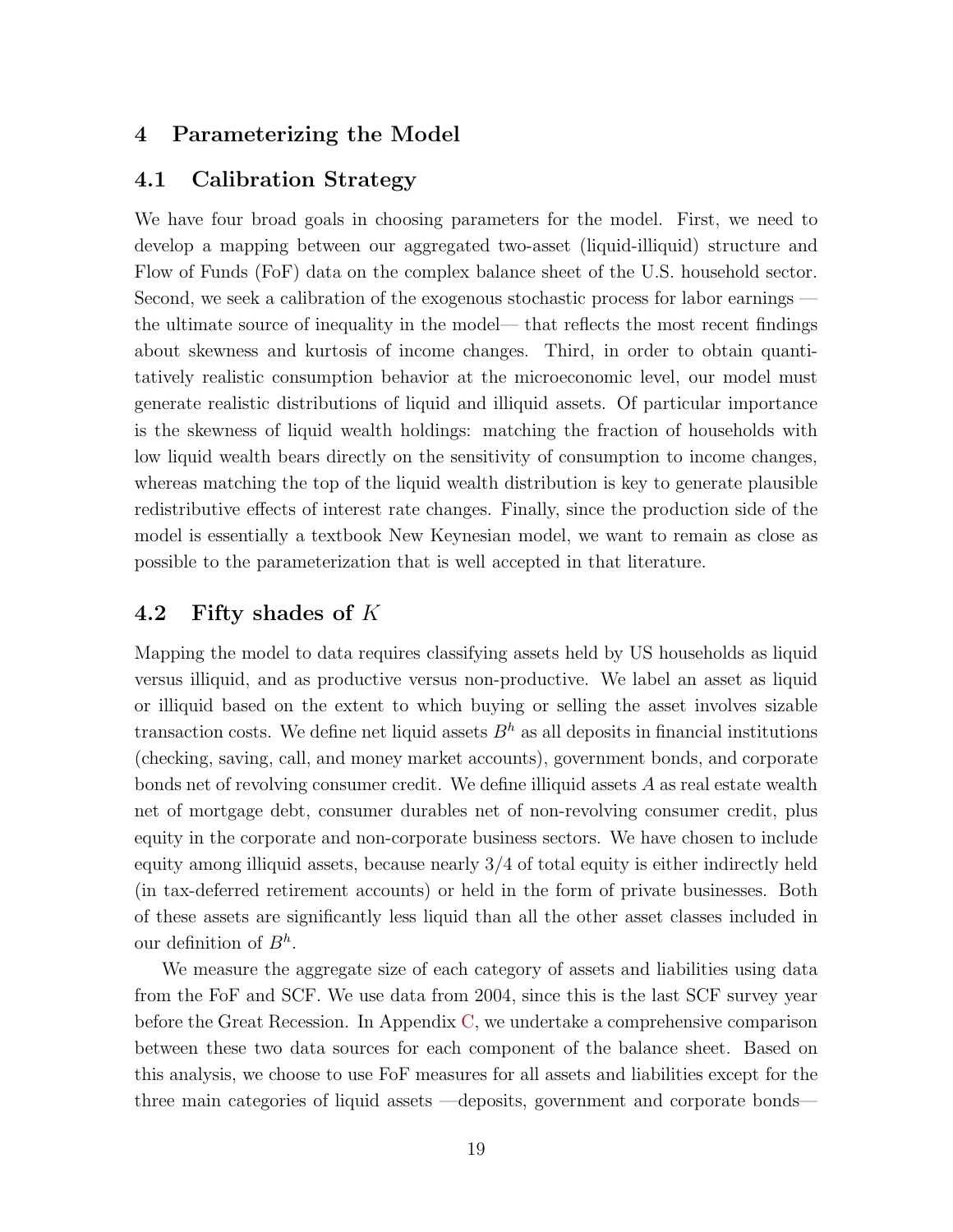## 4 Parameterizing the Model

### 4.1 Calibration Strategy

We have four broad goals in choosing parameters for the model. First, we need to develop a mapping between our aggregated two-asset (liquid-illiquid) structure and Flow of Funds (FoF) data on the complex balance sheet of the U.S. household sector. Second, we seek a calibration of the exogenous stochastic process for labor earnings — the ultimate source of inequality in the model— that reflects the most recent findings about skewness and kurtosis of income changes. Third, in order to obtain quantitatively realistic consumption behavior at the microeconomic level, our model must generate realistic distributions of liquid and illiquid assets. Of particular importance is the skewness of liquid wealth holdings: matching the fraction of households with low liquid wealth bears directly on the sensitivity of consumption to income changes, whereas matching the top of the liquid wealth distribution is key to generate plausible redistributive effects of interest rate changes. Finally, since the production side of the model is essentially a textbook New Keynesian model, we want to remain as close as possible to the parameterization that is well accepted in that literature.

### 4.2 Fifty shades of $K$

Mapping the model to data requires classifying assets held by US households as liquid versus illiquid, and as productive versus non-productive. We label an asset as liquid or illiquid based on the extent to which buying or selling the asset involves sizable transaction costs. We define net liquid assets $B^h$ as all deposits in financial institutions (checking, saving, call, and money market accounts), government bonds, and corporate bonds net of revolving consumer credit. We define illiquid assets $A$ as real estate wealth net of mortgage debt, consumer durables net of non-revolving consumer credit, plus equity in the corporate and non-corporate business sectors. We have chosen to include equity among illiquid assets, because nearly 3/4 of total equity is either indirectly held (in tax-deferred retirement accounts) or held in the form of private businesses. Both of these assets are significantly less liquid than all the other asset classes included in our definition of $B^h$.

We measure the aggregate size of each category of assets and liabilities using data from the FoF and SCF. We use data from 2004, since this is the last SCF survey year before the Great Recession. In Appendix C, we undertake a comprehensive comparison between these two data sources for each component of the balance sheet. Based on this analysis, we choose to use FoF measures for all assets and liabilities except for the three main categories of liquid assets —deposits, government and corporate bonds—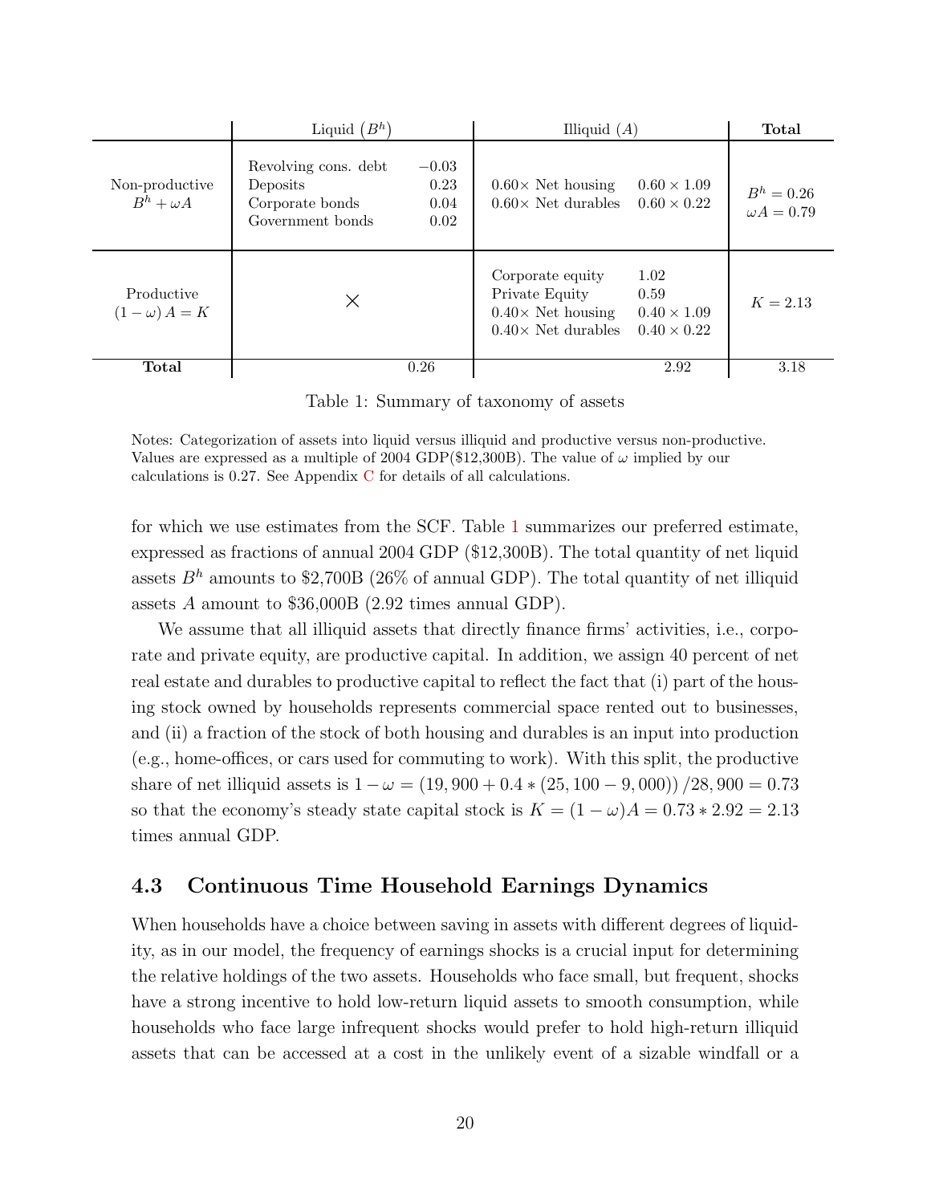| | Liquid $(B^h)$ | | Illiquid $(A)$ | | **Total** |
|---|---|---|---|---|---|
| Non-productive $B^h + \omega A$ | Revolving cons. debt<br>Deposits<br>Corporate bonds<br>Government bonds | $-0.03$<br>$0.23$<br>$0.04$<br>$0.02$ | $0.60\times$ Net housing<br>$0.60\times$ Net durables | $0.60 \times 1.09$<br>$0.60 \times 0.22$ | $B^h = 0.26$<br>$\omega A = 0.79$ |
| Productive $(1-\omega)A = K$ | $\times$ | | Corporate equity<br>Private Equity<br>$0.40\times$ Net housing<br>$0.40\times$ Net durables | $1.02$<br>$0.59$<br>$0.40 \times 1.09$<br>$0.40 \times 0.22$ | $K = 2.13$ |
| **Total** | | 0.26 | | 2.92 | 3.18 |

Table 1: Summary of taxonomy of assets

Notes: Categorization of assets into liquid versus illiquid and productive versus non-productive. Values are expressed as a multiple of 2004 GDP($12,300B). The value of $\omega$ implied by our calculations is 0.27. See Appendix C for details of all calculations.

for which we use estimates from the SCF. Table 1 summarizes our preferred estimate, expressed as fractions of annual 2004 GDP ($12,300B). The total quantity of net liquid assets $B^h$ amounts to $2,700B (26% of annual GDP). The total quantity of net illiquid assets $A$ amount to $36,000B (2.92 times annual GDP).

We assume that all illiquid assets that directly finance firms' activities, i.e., corporate and private equity, are productive capital. In addition, we assign 40 percent of net real estate and durables to productive capital to reflect the fact that (i) part of the housing stock owned by households represents commercial space rented out to businesses, and (ii) a fraction of the stock of both housing and durables is an input into production (e.g., home-offices, or cars used for commuting to work). With this split, the productive share of net illiquid assets is $1 - \omega = (19,900 + 0.4 * (25,100 - 9,000))/28,900 = 0.73$ so that the economy's steady state capital stock is $K = (1 - \omega)A = 0.73 * 2.92 = 2.13$ times annual GDP.

### 4.3 Continuous Time Household Earnings Dynamics

When households have a choice between saving in assets with different degrees of liquidity, as in our model, the frequency of earnings shocks is a crucial input for determining the relative holdings of the two assets. Households who face small, but frequent, shocks have a strong incentive to hold low-return liquid assets to smooth consumption, while households who face large infrequent shocks would prefer to hold high-return illiquid assets that can be accessed at a cost in the unlikely event of a sizable windfall or a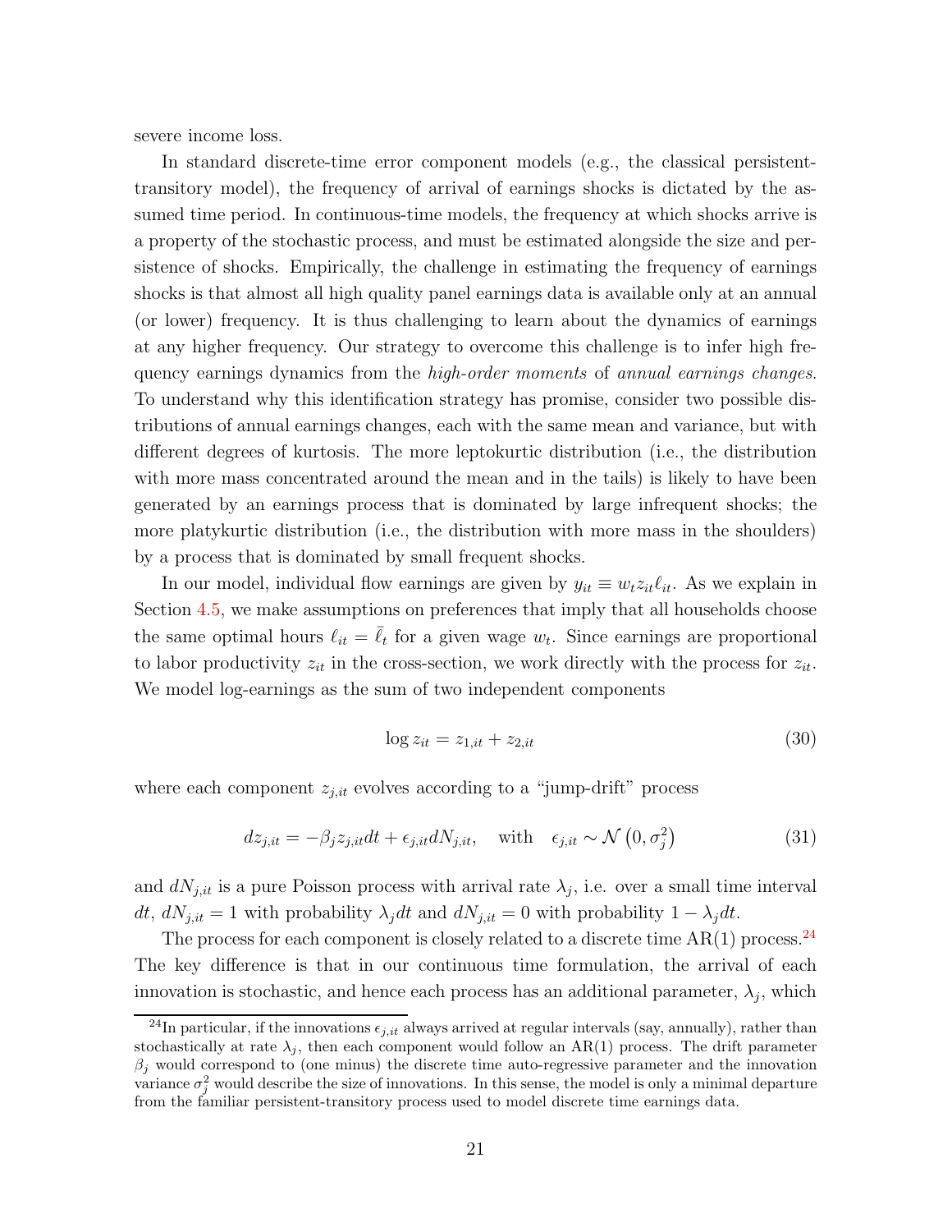severe income loss.

In standard discrete-time error component models (e.g., the classical persistent-transitory model), the frequency of arrival of earnings shocks is dictated by the assumed time period. In continuous-time models, the frequency at which shocks arrive is a property of the stochastic process, and must be estimated alongside the size and persistence of shocks. Empirically, the challenge in estimating the frequency of earnings shocks is that almost all high quality panel earnings data is available only at an annual (or lower) frequency. It is thus challenging to learn about the dynamics of earnings at any higher frequency. Our strategy to overcome this challenge is to infer high frequency earnings dynamics from the *high-order moments* of *annual earnings changes*. To understand why this identification strategy has promise, consider two possible distributions of annual earnings changes, each with the same mean and variance, but with different degrees of kurtosis. The more leptokurtic distribution (i.e., the distribution with more mass concentrated around the mean and in the tails) is likely to have been generated by an earnings process that is dominated by large infrequent shocks; the more platykurtic distribution (i.e., the distribution with more mass in the shoulders) by a process that is dominated by small frequent shocks.

In our model, individual flow earnings are given by $y_{it} \equiv w_t z_{it} \ell_{it}$. As we explain in Section 4.5, we make assumptions on preferences that imply that all households choose the same optimal hours $\ell_{it} = \bar{\ell}_t$ for a given wage $w_t$. Since earnings are proportional to labor productivity $z_{it}$ in the cross-section, we work directly with the process for $z_{it}$. We model log-earnings as the sum of two independent components

$$\log z_{it} = z_{1,it} + z_{2,it} \tag{30}$$

where each component $z_{j,it}$ evolves according to a "jump-drift" process

$$dz_{j,it} = -\beta_j z_{j,it} dt + \epsilon_{j,it} dN_{j,it}, \quad \text{with} \quad \epsilon_{j,it} \sim \mathcal{N}\left(0, \sigma_j^2\right) \tag{31}$$

and $dN_{j,it}$ is a pure Poisson process with arrival rate $\lambda_j$, i.e. over a small time interval $dt$, $dN_{j,it} = 1$ with probability $\lambda_j dt$ and $dN_{j,it} = 0$ with probability $1 - \lambda_j dt$.

The process for each component is closely related to a discrete time AR(1) process.[24] The key difference is that in our continuous time formulation, the arrival of each innovation is stochastic, and hence each process has an additional parameter, $\lambda_j$, which

[24] In particular, if the innovations $\epsilon_{j,it}$ always arrived at regular intervals (say, annually), rather than stochastically at rate $\lambda_j$, then each component would follow an AR(1) process. The drift parameter $\beta_j$ would correspond to (one minus) the discrete time auto-regressive parameter and the innovation variance $\sigma_j^2$ would describe the size of innovations. In this sense, the model is only a minimal departure from the familiar persistent-transitory process used to model discrete time earnings data.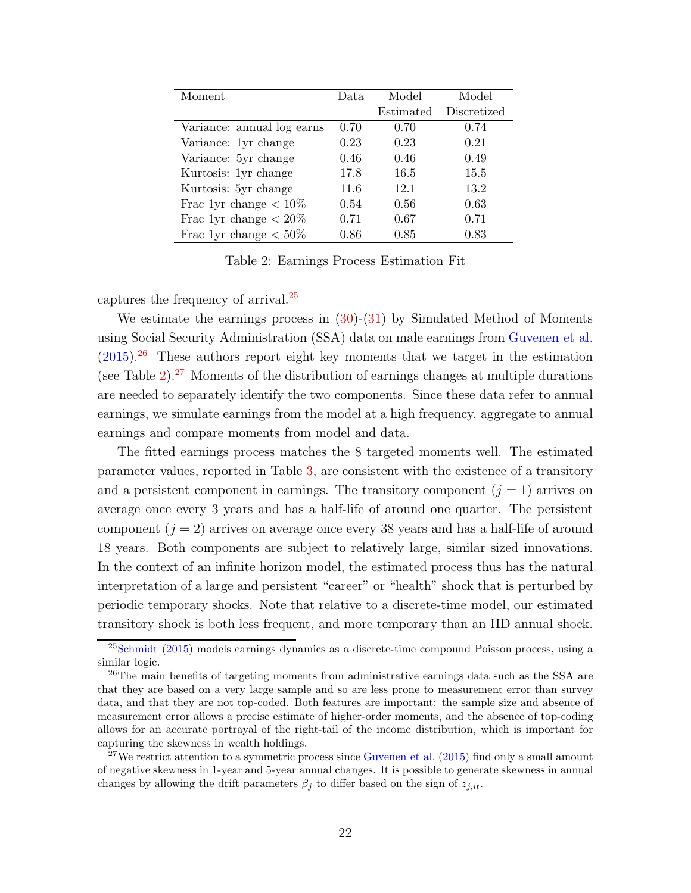| Moment | Data | Model Estimated | Model Discretized |
|---|---|---|---|
| Variance: annual log earns | 0.70 | 0.70 | 0.74 |
| Variance: 1yr change | 0.23 | 0.23 | 0.21 |
| Variance: 5yr change | 0.46 | 0.46 | 0.49 |
| Kurtosis: 1yr change | 17.8 | 16.5 | 15.5 |
| Kurtosis: 5yr change | 11.6 | 12.1 | 13.2 |
| Frac 1yr change < 10% | 0.54 | 0.56 | 0.63 |
| Frac 1yr change < 20% | 0.71 | 0.67 | 0.71 |
| Frac 1yr change < 50% | 0.86 | 0.85 | 0.83 |

Table 2: Earnings Process Estimation Fit

captures the frequency of arrival.[25]

We estimate the earnings process in (30)-(31) by Simulated Method of Moments using Social Security Administration (SSA) data on male earnings from Guvenen et al. (2015).[26] These authors report eight key moments that we target in the estimation (see Table 2).[27] Moments of the distribution of earnings changes at multiple durations are needed to separately identify the two components. Since these data refer to annual earnings, we simulate earnings from the model at a high frequency, aggregate to annual earnings and compare moments from model and data.

The fitted earnings process matches the 8 targeted moments well. The estimated parameter values, reported in Table 3, are consistent with the existence of a transitory and a persistent component in earnings. The transitory component ($j = 1$) arrives on average once every 3 years and has a half-life of around one quarter. The persistent component ($j = 2$) arrives on average once every 38 years and has a half-life of around 18 years. Both components are subject to relatively large, similar sized innovations. In the context of an infinite horizon model, the estimated process thus has the natural interpretation of a large and persistent "career" or "health" shock that is perturbed by periodic temporary shocks. Note that relative to a discrete-time model, our estimated transitory shock is both less frequent, and more temporary than an IID annual shock.

[25] Schmidt (2015) models earnings dynamics as a discrete-time compound Poisson process, using a similar logic.

[26] The main benefits of targeting moments from administrative earnings data such as the SSA are that they are based on a very large sample and so are less prone to measurement error than survey data, and that they are not top-coded. Both features are important: the sample size and absence of measurement error allows a precise estimate of higher-order moments, and the absence of top-coding allows for an accurate portrayal of the right-tail of the income distribution, which is important for capturing the skewness in wealth holdings.

[27] We restrict attention to a symmetric process since Guvenen et al. (2015) find only a small amount of negative skewness in 1-year and 5-year annual changes. It is possible to generate skewness in annual changes by allowing the drift parameters $\beta_j$ to differ based on the sign of $z_{j,it}$.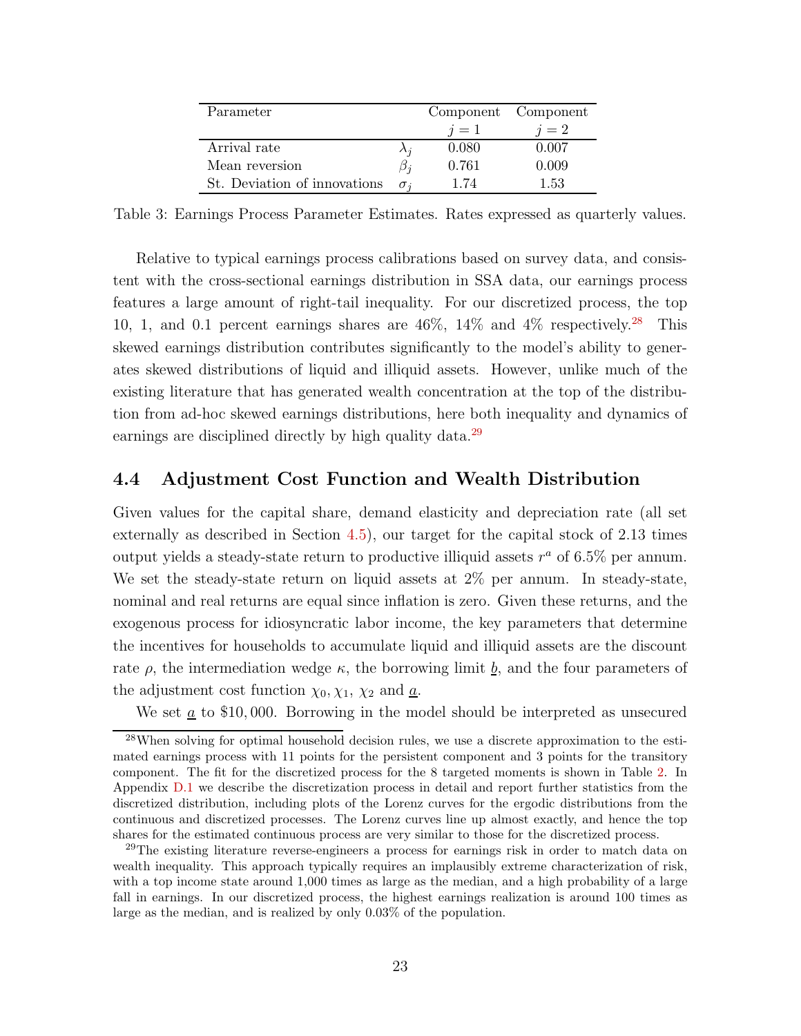| Parameter | | Component $j = 1$ | Component $j = 2$ |
|---|---|---|---|
| Arrival rate | $\lambda_j$ | 0.080 | 0.007 |
| Mean reversion | $\beta_j$ | 0.761 | 0.009 |
| St. Deviation of innovations | $\sigma_j$ | 1.74 | 1.53 |

Table 3: Earnings Process Parameter Estimates. Rates expressed as quarterly values.

Relative to typical earnings process calibrations based on survey data, and consistent with the cross-sectional earnings distribution in SSA data, our earnings process features a large amount of right-tail inequality. For our discretized process, the top 10, 1, and 0.1 percent earnings shares are 46%, 14% and 4% respectively.[28] This skewed earnings distribution contributes significantly to the model's ability to generates skewed distributions of liquid and illiquid assets. However, unlike much of the existing literature that has generated wealth concentration at the top of the distribution from ad-hoc skewed earnings distributions, here both inequality and dynamics of earnings are disciplined directly by high quality data.[29]

## 4.4 Adjustment Cost Function and Wealth Distribution

Given values for the capital share, demand elasticity and depreciation rate (all set externally as described in Section 4.5), our target for the capital stock of 2.13 times output yields a steady-state return to productive illiquid assets $r^a$ of 6.5% per annum. We set the steady-state return on liquid assets at 2% per annum. In steady-state, nominal and real returns are equal since inflation is zero. Given these returns, and the exogenous process for idiosyncratic labor income, the key parameters that determine the incentives for households to accumulate liquid and illiquid assets are the discount rate $\rho$, the intermediation wedge $\kappa$, the borrowing limit $\underline{b}$, and the four parameters of the adjustment cost function $\chi_0, \chi_1$, $\chi_2$ and $\underline{a}$.

We set $\underline{a}$ to \$10,000. Borrowing in the model should be interpreted as unsecured

[28] When solving for optimal household decision rules, we use a discrete approximation to the estimated earnings process with 11 points for the persistent component and 3 points for the transitory component. The fit for the discretized process for the 8 targeted moments is shown in Table 2. In Appendix D.1 we describe the discretization process in detail and report further statistics from the discretized distribution, including plots of the Lorenz curves for the ergodic distributions from the continuous and discretized processes. The Lorenz curves line up almost exactly, and hence the top shares for the estimated continuous process are very similar to those for the discretized process.

[29] The existing literature reverse-engineers a process for earnings risk in order to match data on wealth inequality. This approach typically requires an implausibly extreme characterization of risk, with a top income state around 1,000 times as large as the median, and a high probability of a large fall in earnings. In our discretized process, the highest earnings realization is around 100 times as large as the median, and is realized by only 0.03% of the population.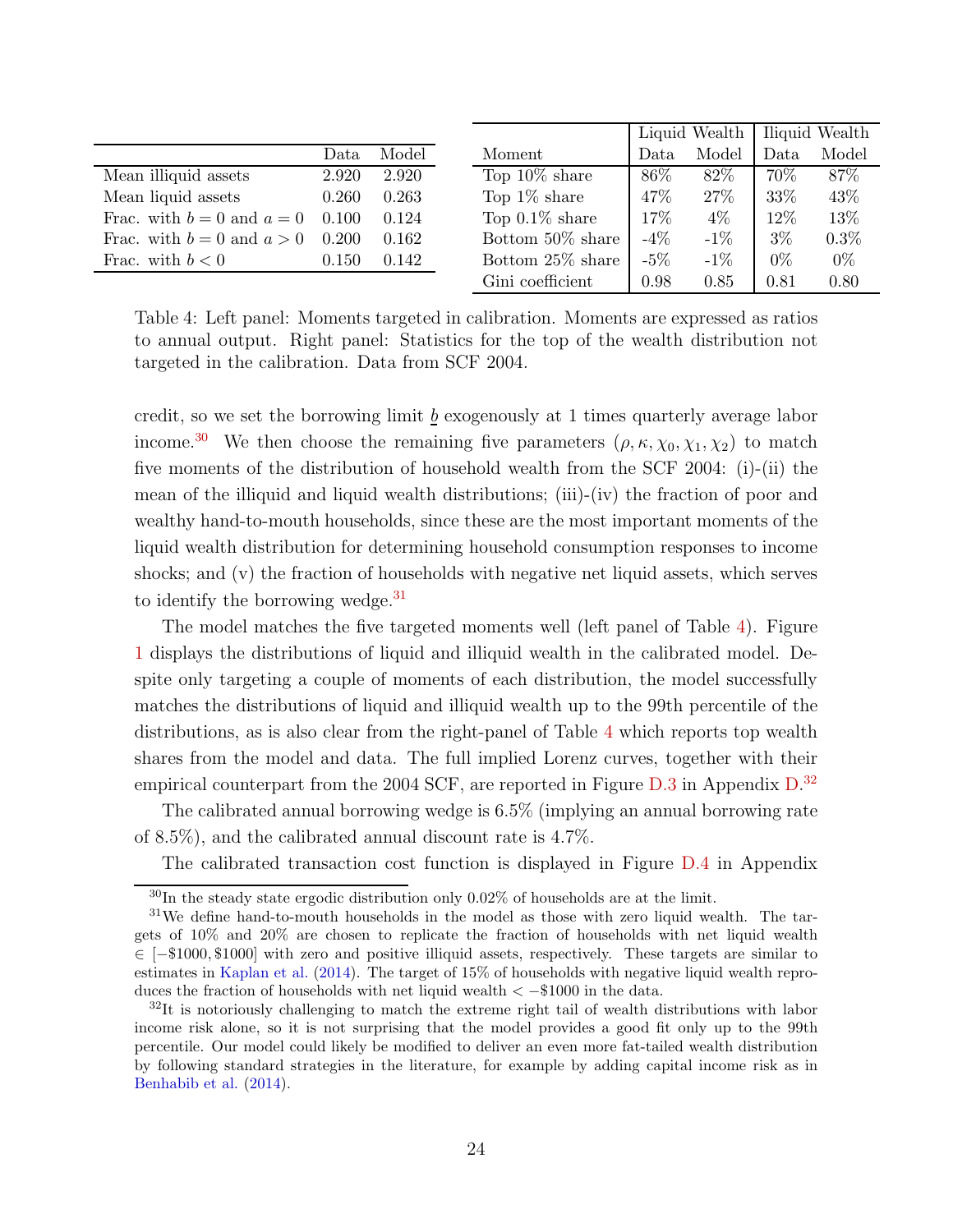|  | Data | Model |
|---|---|---|
| Mean illiquid assets | 2.920 | 2.920 |
| Mean liquid assets | 0.260 | 0.263 |
| Frac. with $b = 0$ and $a = 0$ | 0.100 | 0.124 |
| Frac. with $b = 0$ and $a > 0$ | 0.200 | 0.162 |
| Frac. with $b < 0$ | 0.150 | 0.142 |

|  | Liquid Wealth | | Iliquid Wealth | |
|---|---|---|---|---|
| Moment | Data | Model | Data | Model |
| Top 10% share | 86% | 82% | 70% | 87% |
| Top 1% share | 47% | 27% | 33% | 43% |
| Top 0.1% share | 17% | 4% | 12% | 13% |
| Bottom 50% share | -4% | -1% | 3% | 0.3% |
| Bottom 25% share | -5% | -1% | 0% | 0% |
| Gini coefficient | 0.98 | 0.85 | 0.81 | 0.80 |

Table 4: Left panel: Moments targeted in calibration. Moments are expressed as ratios to annual output. Right panel: Statistics for the top of the wealth distribution not targeted in the calibration. Data from SCF 2004.

credit, so we set the borrowing limit $\underline{b}$ exogenously at 1 times quarterly average labor income.[30] We then choose the remaining five parameters $(\rho, \kappa, \chi_0, \chi_1, \chi_2)$ to match five moments of the distribution of household wealth from the SCF 2004: (i)-(ii) the mean of the illiquid and liquid wealth distributions; (iii)-(iv) the fraction of poor and wealthy hand-to-mouth households, since these are the most important moments of the liquid wealth distribution for determining household consumption responses to income shocks; and (v) the fraction of households with negative net liquid assets, which serves to identify the borrowing wedge.[31]

The model matches the five targeted moments well (left panel of Table 4). Figure 1 displays the distributions of liquid and illiquid wealth in the calibrated model. Despite only targeting a couple of moments of each distribution, the model successfully matches the distributions of liquid and illiquid wealth up to the 99th percentile of the distributions, as is also clear from the right-panel of Table 4 which reports top wealth shares from the model and data. The full implied Lorenz curves, together with their empirical counterpart from the 2004 SCF, are reported in Figure D.3 in Appendix D.[32]

The calibrated annual borrowing wedge is 6.5% (implying an annual borrowing rate of 8.5%), and the calibrated annual discount rate is 4.7%.

The calibrated transaction cost function is displayed in Figure D.4 in Appendix

[30] In the steady state ergodic distribution only 0.02% of households are at the limit.

[31] We define hand-to-mouth households in the model as those with zero liquid wealth. The targets of 10% and 20% are chosen to replicate the fraction of households with net liquid wealth $\in [-\$1000, \$1000]$ with zero and positive illiquid assets, respectively. These targets are similar to estimates in Kaplan et al. (2014). The target of 15% of households with negative liquid wealth reproduces the fraction of households with net liquid wealth $< -\$1000$ in the data.

[32] It is notoriously challenging to match the extreme right tail of wealth distributions with labor income risk alone, so it is not surprising that the model provides a good fit only up to the 99th percentile. Our model could likely be modified to deliver an even more fat-tailed wealth distribution by following standard strategies in the literature, for example by adding capital income risk as in Benhabib et al. (2014).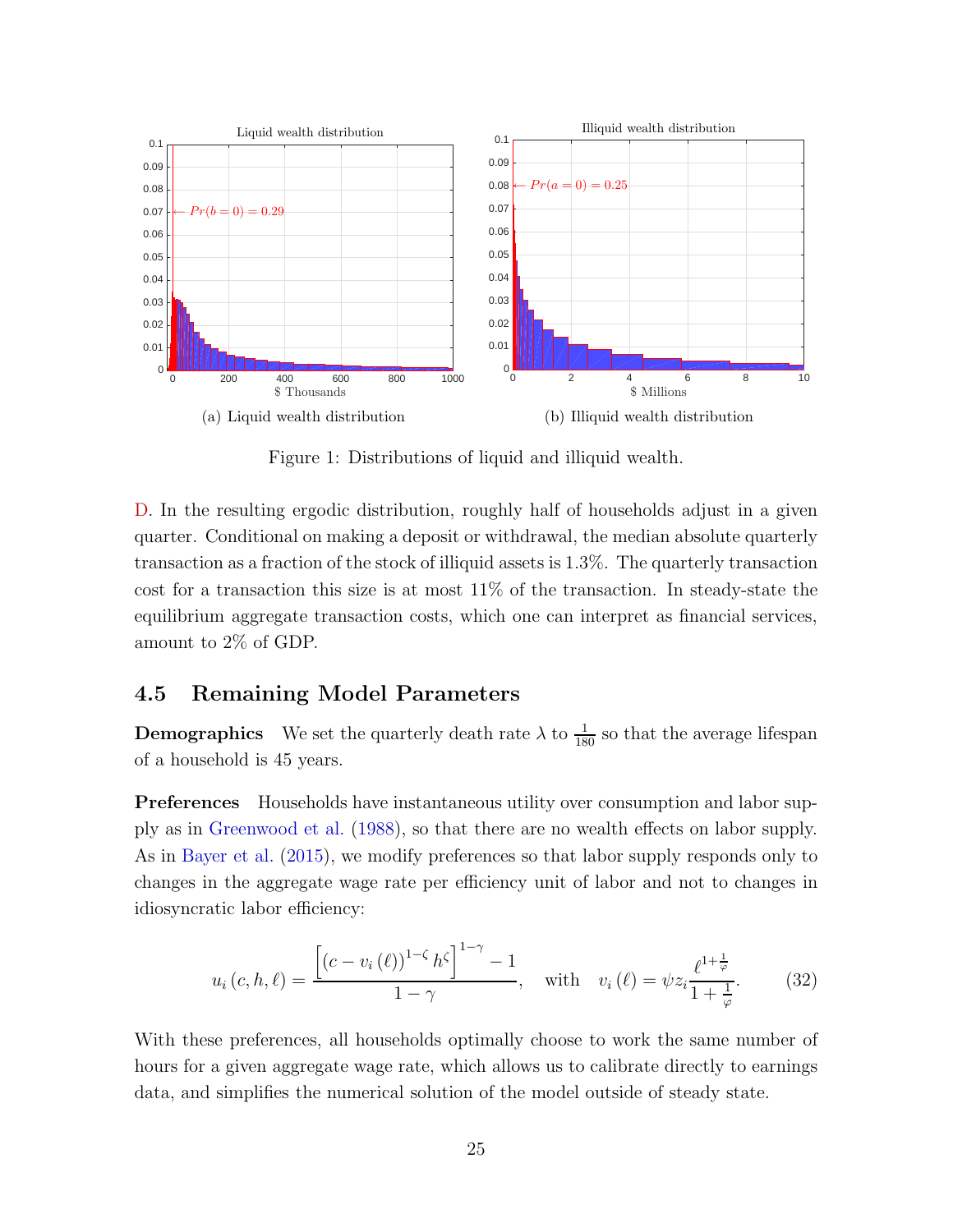(a) Liquid wealth distribution

(b) Illiquid wealth distribution

Figure 1: Distributions of liquid and illiquid wealth.

D. In the resulting ergodic distribution, roughly half of households adjust in a given quarter. Conditional on making a deposit or withdrawal, the median absolute quarterly transaction as a fraction of the stock of illiquid assets is 1.3%. The quarterly transaction cost for a transaction this size is at most 11% of the transaction. In steady-state the equilibrium aggregate transaction costs, which one can interpret as financial services, amount to 2% of GDP.

## 4.5 Remaining Model Parameters

**Demographics** We set the quarterly death rate $\lambda$ to $\frac{1}{180}$ so that the average lifespan of a household is 45 years.

**Preferences** Households have instantaneous utility over consumption and labor supply as in Greenwood et al. (1988), so that there are no wealth effects on labor supply. As in Bayer et al. (2015), we modify preferences so that labor supply responds only to changes in the aggregate wage rate per efficiency unit of labor and not to changes in idiosyncratic labor efficiency:

$$u_i(c, h, \ell) = \frac{\left[(c - v_i(\ell))^{1-\zeta} h^{\zeta}\right]^{1-\gamma} - 1}{1-\gamma}, \quad \text{with} \quad v_i(\ell) = \psi z_i \frac{\ell^{1+\frac{1}{\varphi}}}{1+\frac{1}{\varphi}}. \tag{32}$$

With these preferences, all households optimally choose to work the same number of hours for a given aggregate wage rate, which allows us to calibrate directly to earnings data, and simplifies the numerical solution of the model outside of steady state.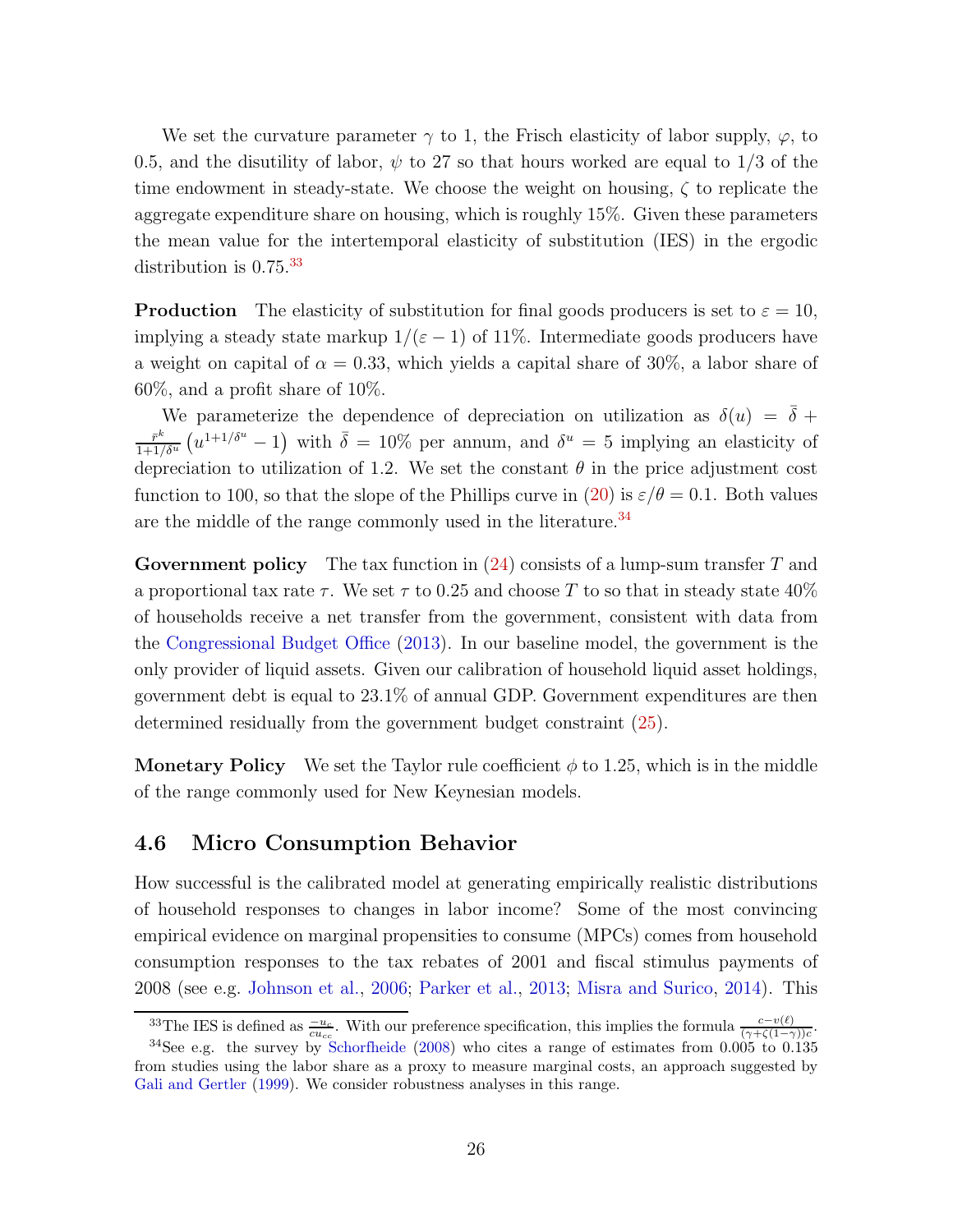We set the curvature parameter $\gamma$ to 1, the Frisch elasticity of labor supply, $\varphi$, to 0.5, and the disutility of labor, $\psi$ to 27 so that hours worked are equal to 1/3 of the time endowment in steady-state. We choose the weight on housing, $\zeta$ to replicate the aggregate expenditure share on housing, which is roughly 15%. Given these parameters the mean value for the intertemporal elasticity of substitution (IES) in the ergodic distribution is 0.75.[33]

**Production** The elasticity of substitution for final goods producers is set to $\varepsilon = 10$, implying a steady state markup $1/(\varepsilon - 1)$ of 11%. Intermediate goods producers have a weight on capital of $\alpha = 0.33$, which yields a capital share of 30%, a labor share of 60%, and a profit share of 10%.

We parameterize the dependence of depreciation on utilization as $\delta(u) = \bar{\delta} + \frac{\bar{r}^k}{1+1/\delta^u}\left(u^{1+1/\delta^u} - 1\right)$ with $\bar{\delta} = 10\%$ per annum, and $\delta^u = 5$ implying an elasticity of depreciation to utilization of 1.2. We set the constant $\theta$ in the price adjustment cost function to 100, so that the slope of the Phillips curve in (20) is $\varepsilon/\theta = 0.1$. Both values are the middle of the range commonly used in the literature.[34]

**Government policy** The tax function in (24) consists of a lump-sum transfer $T$ and a proportional tax rate $\tau$. We set $\tau$ to 0.25 and choose $T$ to so that in steady state 40% of households receive a net transfer from the government, consistent with data from the Congressional Budget Office (2013). In our baseline model, the government is the only provider of liquid assets. Given our calibration of household liquid asset holdings, government debt is equal to 23.1% of annual GDP. Government expenditures are then determined residually from the government budget constraint (25).

**Monetary Policy** We set the Taylor rule coefficient $\phi$ to 1.25, which is in the middle of the range commonly used for New Keynesian models.

## 4.6 Micro Consumption Behavior

How successful is the calibrated model at generating empirically realistic distributions of household responses to changes in labor income? Some of the most convincing empirical evidence on marginal propensities to consume (MPCs) comes from household consumption responses to the tax rebates of 2001 and fiscal stimulus payments of 2008 (see e.g. Johnson et al., 2006; Parker et al., 2013; Misra and Surico, 2014). This

[33] The IES is defined as $\frac{-u_c}{cu_{cc}}$. With our preference specification, this implies the formula $\frac{c-v(\ell)}{(\gamma+\zeta(1-\gamma))c}$.

[34] See e.g. the survey by Schorfheide (2008) who cites a range of estimates from 0.005 to 0.135 from studies using the labor share as a proxy to measure marginal costs, an approach suggested by Gali and Gertler (1999). We consider robustness analyses in this range.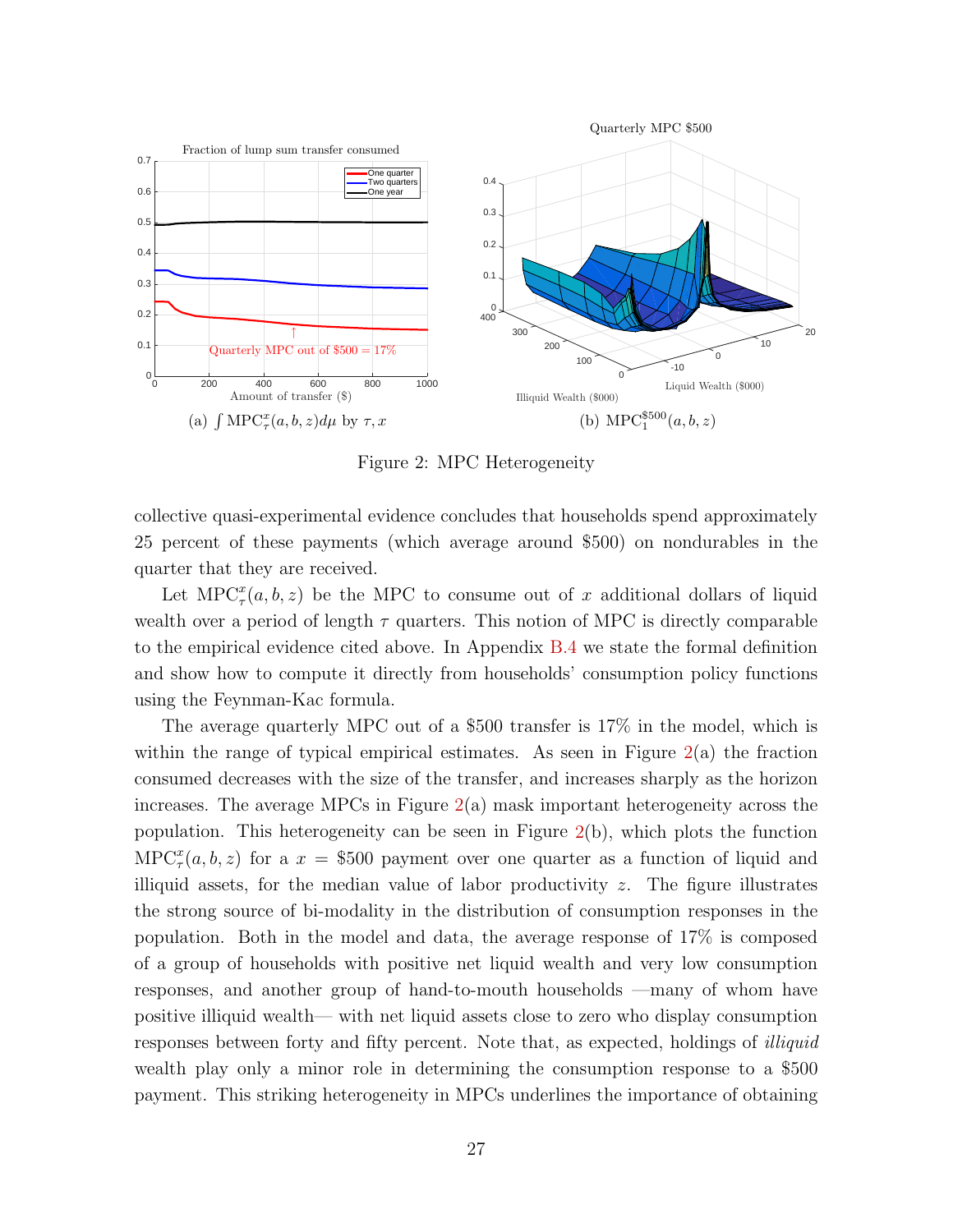(a) $\int \text{MPC}_\tau^x(a,b,z)d\mu$ by $\tau, x$

(b) $\text{MPC}_1^{\$500}(a,b,z)$

Figure 2: MPC Heterogeneity

collective quasi-experimental evidence concludes that households spend approximately 25 percent of these payments (which average around \$500) on nondurables in the quarter that they are received.

Let $\text{MPC}_\tau^x(a,b,z)$ be the MPC to consume out of $x$ additional dollars of liquid wealth over a period of length $\tau$ quarters. This notion of MPC is directly comparable to the empirical evidence cited above. In Appendix B.4 we state the formal definition and show how to compute it directly from households' consumption policy functions using the Feynman-Kac formula.

The average quarterly MPC out of a \$500 transfer is 17% in the model, which is within the range of typical empirical estimates. As seen in Figure 2(a) the fraction consumed decreases with the size of the transfer, and increases sharply as the horizon increases. The average MPCs in Figure 2(a) mask important heterogeneity across the population. This heterogeneity can be seen in Figure 2(b), which plots the function $\text{MPC}_\tau^x(a,b,z)$ for a $x = \$500$ payment over one quarter as a function of liquid and illiquid assets, for the median value of labor productivity $z$. The figure illustrates the strong source of bi-modality in the distribution of consumption responses in the population. Both in the model and data, the average response of 17% is composed of a group of households with positive net liquid wealth and very low consumption responses, and another group of hand-to-mouth households —many of whom have positive illiquid wealth— with net liquid assets close to zero who display consumption responses between forty and fifty percent. Note that, as expected, holdings of *illiquid* wealth play only a minor role in determining the consumption response to a \$500 payment. This striking heterogeneity in MPCs underlines the importance of obtaining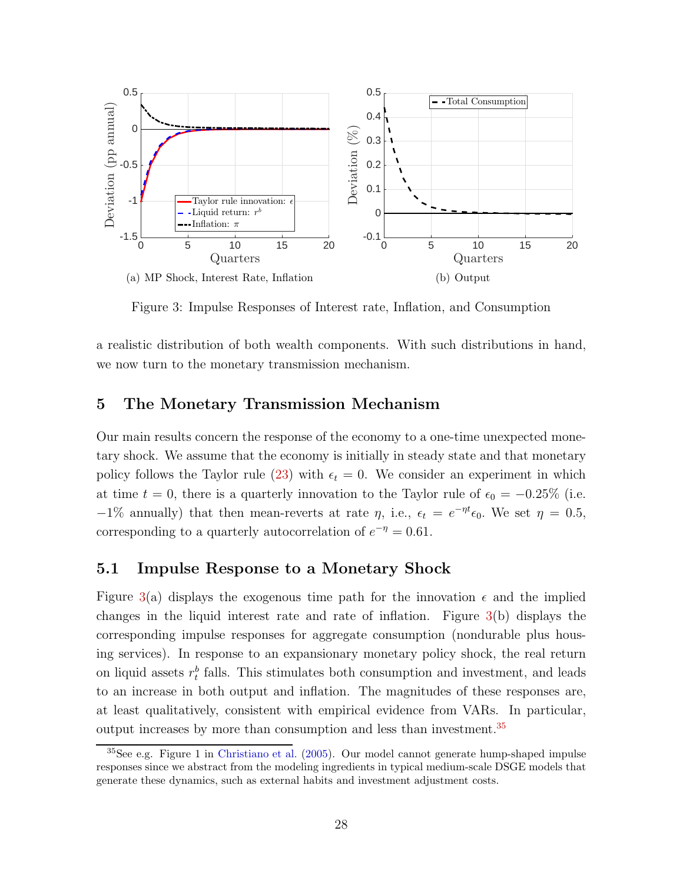(a) MP Shock, Interest Rate, Inflation

(b) Output

Figure 3: Impulse Responses of Interest rate, Inflation, and Consumption

a realistic distribution of both wealth components. With such distributions in hand, we now turn to the monetary transmission mechanism.

## 5 The Monetary Transmission Mechanism

Our main results concern the response of the economy to a one-time unexpected monetary shock. We assume that the economy is initially in steady state and that monetary policy follows the Taylor rule (23) with $\epsilon_t = 0$. We consider an experiment in which at time $t = 0$, there is a quarterly innovation to the Taylor rule of $\epsilon_0 = -0.25\%$ (i.e. $-1\%$ annually) that then mean-reverts at rate $\eta$, i.e., $\epsilon_t = e^{-\eta t}\epsilon_0$. We set $\eta = 0.5$, corresponding to a quarterly autocorrelation of $e^{-\eta} = 0.61$.

### 5.1 Impulse Response to a Monetary Shock

Figure 3(a) displays the exogenous time path for the innovation $\epsilon$ and the implied changes in the liquid interest rate and rate of inflation. Figure 3(b) displays the corresponding impulse responses for aggregate consumption (nondurable plus housing services). In response to an expansionary monetary policy shock, the real return on liquid assets $r_t^b$ falls. This stimulates both consumption and investment, and leads to an increase in both output and inflation. The magnitudes of these responses are, at least qualitatively, consistent with empirical evidence from VARs. In particular, output increases by more than consumption and less than investment.[35]

[35] See e.g. Figure 1 in Christiano et al. (2005). Our model cannot generate hump-shaped impulse responses since we abstract from the modeling ingredients in typical medium-scale DSGE models that generate these dynamics, such as external habits and investment adjustment costs.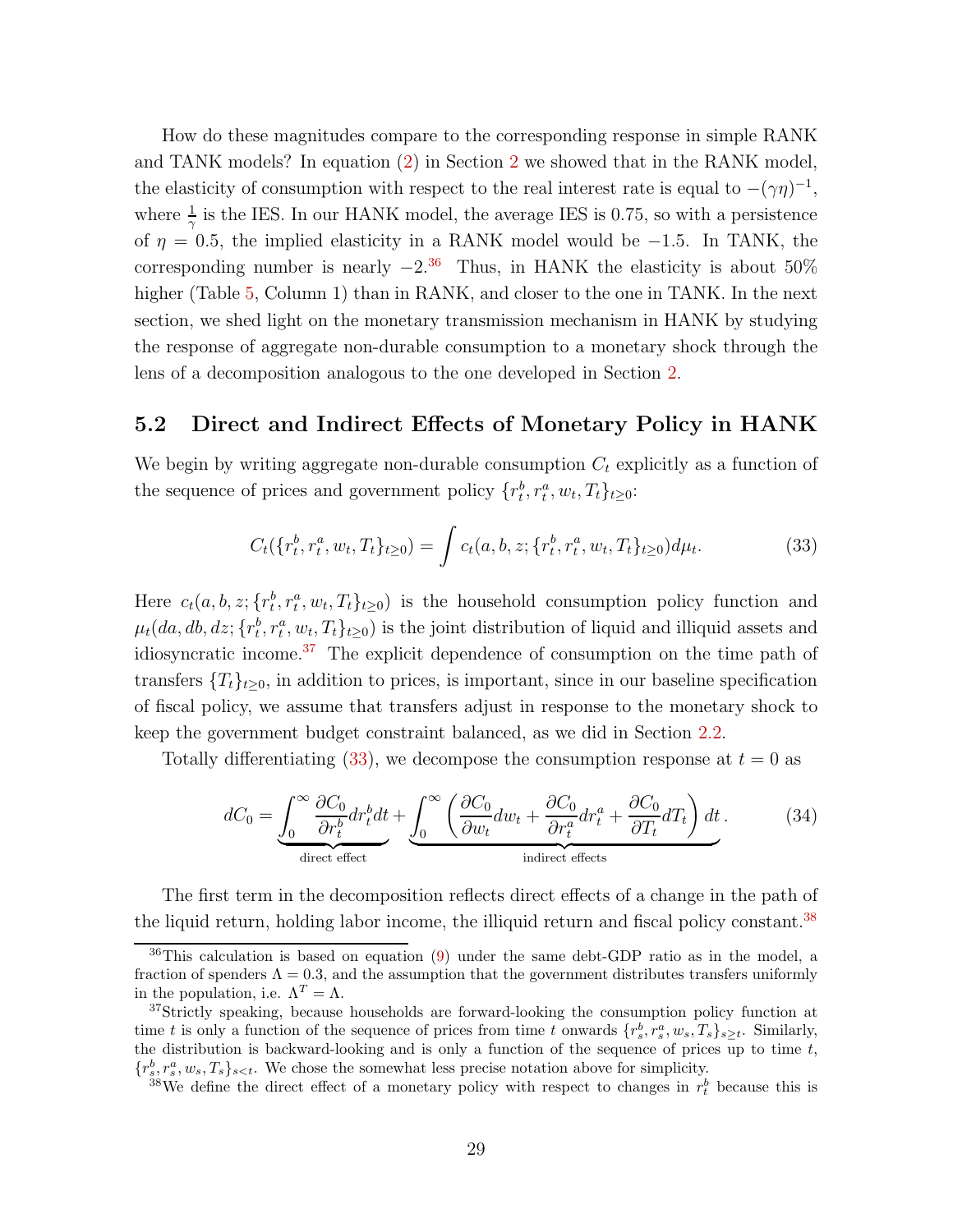How do these magnitudes compare to the corresponding response in simple RANK and TANK models? In equation (2) in Section 2 we showed that in the RANK model, the elasticity of consumption with respect to the real interest rate is equal to $-(\gamma\eta)^{-1}$, where $\frac{1}{\gamma}$ is the IES. In our HANK model, the average IES is 0.75, so with a persistence of $\eta = 0.5$, the implied elasticity in a RANK model would be $-1.5$. In TANK, the corresponding number is nearly $-2$.[36] Thus, in HANK the elasticity is about 50% higher (Table 5, Column 1) than in RANK, and closer to the one in TANK. In the next section, we shed light on the monetary transmission mechanism in HANK by studying the response of aggregate non-durable consumption to a monetary shock through the lens of a decomposition analogous to the one developed in Section 2.

## 5.2 Direct and Indirect Effects of Monetary Policy in HANK

We begin by writing aggregate non-durable consumption $C_t$ explicitly as a function of the sequence of prices and government policy $\{r_t^b, r_t^a, w_t, T_t\}_{t\geq 0}$:

$$C_t(\{r_t^b, r_t^a, w_t, T_t\}_{t\geq 0}) = \int c_t(a, b, z; \{r_t^b, r_t^a, w_t, T_t\}_{t\geq 0}) d\mu_t. \tag{33}$$

Here $c_t(a, b, z; \{r_t^b, r_t^a, w_t, T_t\}_{t\geq 0})$ is the household consumption policy function and $\mu_t(da, db, dz; \{r_t^b, r_t^a, w_t, T_t\}_{t\geq 0})$ is the joint distribution of liquid and illiquid assets and idiosyncratic income.[37] The explicit dependence of consumption on the time path of transfers $\{T_t\}_{t\geq 0}$, in addition to prices, is important, since in our baseline specification of fiscal policy, we assume that transfers adjust in response to the monetary shock to keep the government budget constraint balanced, as we did in Section 2.2.

Totally differentiating (33), we decompose the consumption response at $t = 0$ as

$$dC_0 = \underbrace{\int_0^\infty \frac{\partial C_0}{\partial r_t^b} dr_t^b dt}_{\text{direct effect}} + \underbrace{\int_0^\infty \left( \frac{\partial C_0}{\partial w_t} dw_t + \frac{\partial C_0}{\partial r_t^a} dr_t^a + \frac{\partial C_0}{\partial T_t} dT_t \right) dt}_{\text{indirect effects}}. \tag{34}$$

The first term in the decomposition reflects direct effects of a change in the path of the liquid return, holding labor income, the illiquid return and fiscal policy constant.[38]

[36] This calculation is based on equation (9) under the same debt-GDP ratio as in the model, a fraction of spenders $\Lambda = 0.3$, and the assumption that the government distributes transfers uniformly in the population, i.e. $\Lambda^T = \Lambda$.

[37] Strictly speaking, because households are forward-looking the consumption policy function at time $t$ is only a function of the sequence of prices from time $t$ onwards $\{r_s^b, r_s^a, w_s, T_s\}_{s\geq t}$. Similarly, the distribution is backward-looking and is only a function of the sequence of prices up to time $t$, $\{r_s^b, r_s^a, w_s, T_s\}_{s<t}$. We chose the somewhat less precise notation above for simplicity.

[38] We define the direct effect of a monetary policy with respect to changes in $r_t^b$ because this is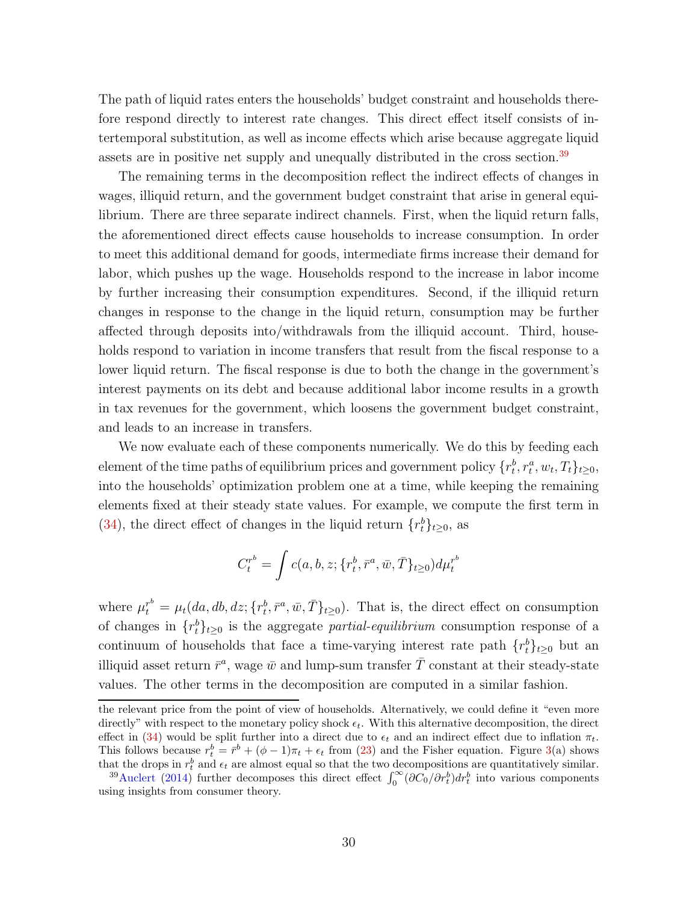The path of liquid rates enters the households' budget constraint and households therefore respond directly to interest rate changes. This direct effect itself consists of intertemporal substitution, as well as income effects which arise because aggregate liquid assets are in positive net supply and unequally distributed in the cross section.[39]

The remaining terms in the decomposition reflect the indirect effects of changes in wages, illiquid return, and the government budget constraint that arise in general equilibrium. There are three separate indirect channels. First, when the liquid return falls, the aforementioned direct effects cause households to increase consumption. In order to meet this additional demand for goods, intermediate firms increase their demand for labor, which pushes up the wage. Households respond to the increase in labor income by further increasing their consumption expenditures. Second, if the illiquid return changes in response to the change in the liquid return, consumption may be further affected through deposits into/withdrawals from the illiquid account. Third, households respond to variation in income transfers that result from the fiscal response to a lower liquid return. The fiscal response is due to both the change in the government's interest payments on its debt and because additional labor income results in a growth in tax revenues for the government, which loosens the government budget constraint, and leads to an increase in transfers.

We now evaluate each of these components numerically. We do this by feeding each element of the time paths of equilibrium prices and government policy $\{r_t^b, r_t^a, w_t, T_t\}_{t\geq 0}$, into the households' optimization problem one at a time, while keeping the remaining elements fixed at their steady state values. For example, we compute the first term in (34), the direct effect of changes in the liquid return $\{r_t^b\}_{t\geq 0}$, as

$$C_t^{r^b} = \int c(a, b, z; \{r_t^b, \bar{r}^a, \bar{w}, \bar{T}\}_{t\geq 0}) d\mu_t^{r^b}$$

where $\mu_t^{r^b} = \mu_t(da, db, dz; \{r_t^b, \bar{r}^a, \bar{w}, \bar{T}\}_{t\geq 0})$. That is, the direct effect on consumption of changes in $\{r_t^b\}_{t\geq 0}$ is the aggregate *partial-equilibrium* consumption response of a continuum of households that face a time-varying interest rate path $\{r_t^b\}_{t\geq 0}$ but an illiquid asset return $\bar{r}^a$, wage $\bar{w}$ and lump-sum transfer $\bar{T}$ constant at their steady-state values. The other terms in the decomposition are computed in a similar fashion.

---

the relevant price from the point of view of households. Alternatively, we could define it "even more directly" with respect to the monetary policy shock $\epsilon_t$. With this alternative decomposition, the direct effect in (34) would be split further into a direct due to $\epsilon_t$ and an indirect effect due to inflation $\pi_t$. This follows because $r_t^b = \bar{r}^b + (\phi - 1)\pi_t + \epsilon_t$ from (23) and the Fisher equation. Figure 3(a) shows that the drops in $r_t^b$ and $\epsilon_t$ are almost equal so that the two decompositions are quantitatively similar.

[39] Auclert (2014) further decomposes this direct effect $\int_0^\infty (\partial C_0 / \partial r_t^b) dr_t^b$ into various components using insights from consumer theory.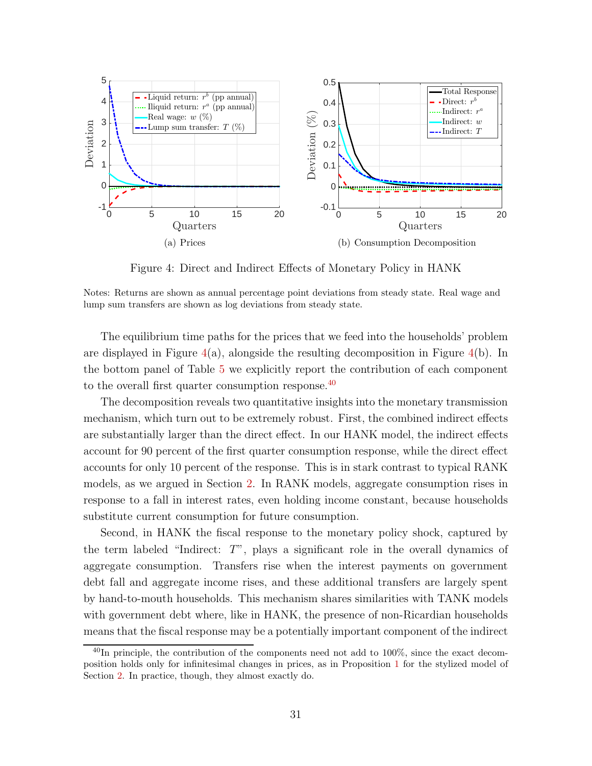(a) Prices

(b) Consumption Decomposition

Figure 4: Direct and Indirect Effects of Monetary Policy in HANK

Notes: Returns are shown as annual percentage point deviations from steady state. Real wage and lump sum transfers are shown as log deviations from steady state.

The equilibrium time paths for the prices that we feed into the households' problem are displayed in Figure 4(a), alongside the resulting decomposition in Figure 4(b). In the bottom panel of Table 5 we explicitly report the contribution of each component to the overall first quarter consumption response.[40]

The decomposition reveals two quantitative insights into the monetary transmission mechanism, which turn out to be extremely robust. First, the combined indirect effects are substantially larger than the direct effect. In our HANK model, the indirect effects account for 90 percent of the first quarter consumption response, while the direct effect accounts for only 10 percent of the response. This is in stark contrast to typical RANK models, as we argued in Section 2. In RANK models, aggregate consumption rises in response to a fall in interest rates, even holding income constant, because households substitute current consumption for future consumption.

Second, in HANK the fiscal response to the monetary policy shock, captured by the term labeled "Indirect: $T$", plays a significant role in the overall dynamics of aggregate consumption. Transfers rise when the interest payments on government debt fall and aggregate income rises, and these additional transfers are largely spent by hand-to-mouth households. This mechanism shares similarities with TANK models with government debt where, like in HANK, the presence of non-Ricardian households means that the fiscal response may be a potentially important component of the indirect

[40] In principle, the contribution of the components need not add to 100%, since the exact decomposition holds only for infinitesimal changes in prices, as in Proposition 1 for the stylized model of Section 2. In practice, though, they almost exactly do.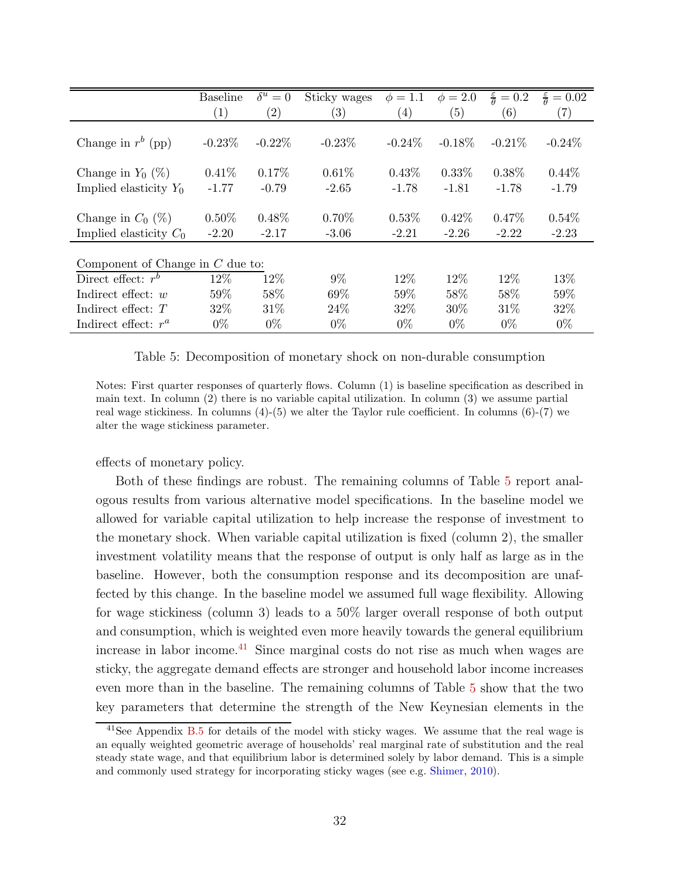| | Baseline | $\delta^u = 0$ | Sticky wages | $\phi = 1.1$ | $\phi = 2.0$ | $\frac{\varepsilon}{\theta} = 0.2$ | $\frac{\varepsilon}{\theta} = 0.02$ |
|---|---|---|---|---|---|---|---|
| | (1) | (2) | (3) | (4) | (5) | (6) | (7) |
| Change in $r^b$ (pp) | -0.23% | -0.22% | -0.23% | -0.24% | -0.18% | -0.21% | -0.24% |
| Change in $Y_0$ (%) | 0.41% | 0.17% | 0.61% | 0.43% | 0.33% | 0.38% | 0.44% |
| Implied elasticity $Y_0$ | -1.77 | -0.79 | -2.65 | -1.78 | -1.81 | -1.78 | -1.79 |
| Change in $C_0$ (%) | 0.50% | 0.48% | 0.70% | 0.53% | 0.42% | 0.47% | 0.54% |
| Implied elasticity $C_0$ | -2.20 | -2.17 | -3.06 | -2.21 | -2.26 | -2.22 | -2.23 |
| Component of Change in $C$ due to: | | | | | | | |
| Direct effect: $r^b$ | 12% | 12% | 9% | 12% | 12% | 12% | 13% |
| Indirect effect: $w$ | 59% | 58% | 69% | 59% | 58% | 58% | 59% |
| Indirect effect: $T$ | 32% | 31% | 24% | 32% | 30% | 31% | 32% |
| Indirect effect: $r^a$ | 0% | 0% | 0% | 0% | 0% | 0% | 0% |

Table 5: Decomposition of monetary shock on non-durable consumption

Notes: First quarter responses of quarterly flows. Column (1) is baseline specification as described in main text. In column (2) there is no variable capital utilization. In column (3) we assume partial real wage stickiness. In columns (4)-(5) we alter the Taylor rule coefficient. In columns (6)-(7) we alter the wage stickiness parameter.

effects of monetary policy.

Both of these findings are robust. The remaining columns of Table 5 report analogous results from various alternative model specifications. In the baseline model we allowed for variable capital utilization to help increase the response of investment to the monetary shock. When variable capital utilization is fixed (column 2), the smaller investment volatility means that the response of output is only half as large as in the baseline. However, both the consumption response and its decomposition are unaffected by this change. In the baseline model we assumed full wage flexibility. Allowing for wage stickiness (column 3) leads to a 50% larger overall response of both output and consumption, which is weighted even more heavily towards the general equilibrium increase in labor income.[41] Since marginal costs do not rise as much when wages are sticky, the aggregate demand effects are stronger and household labor income increases even more than in the baseline. The remaining columns of Table 5 show that the two key parameters that determine the strength of the New Keynesian elements in the

[41] See Appendix B.5 for details of the model with sticky wages. We assume that the real wage is an equally weighted geometric average of households' real marginal rate of substitution and the real steady state wage, and that equilibrium labor is determined solely by labor demand. This is a simple and commonly used strategy for incorporating sticky wages (see e.g. Shimer, 2010).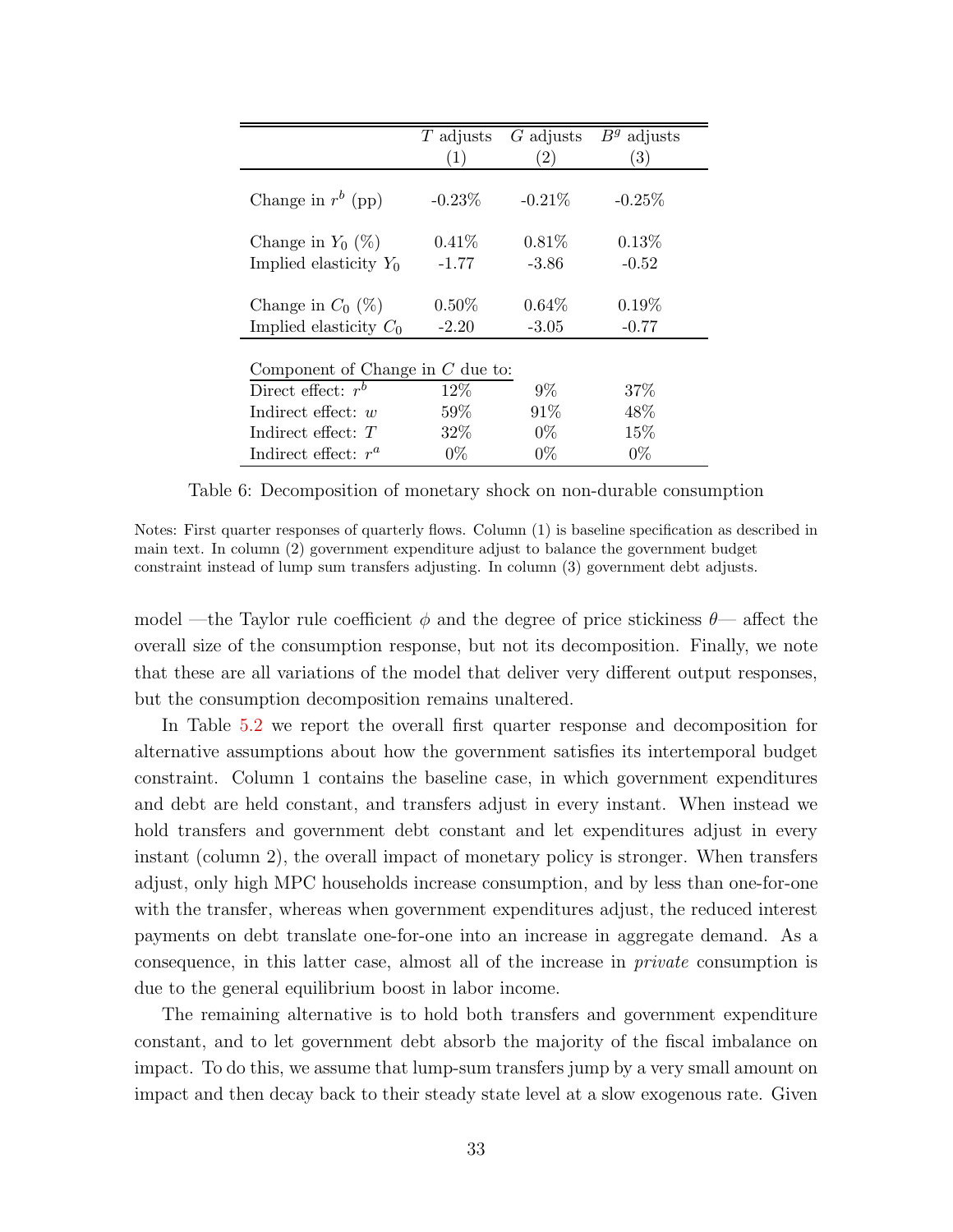|  | $T$ adjusts (1) | $G$ adjusts (2) | $B^g$ adjusts (3) |
|---|---|---|---|
| Change in $r^b$ (pp) | -0.23% | -0.21% | -0.25% |
| Change in $Y_0$ (%) | 0.41% | 0.81% | 0.13% |
| Implied elasticity $Y_0$ | -1.77 | -3.86 | -0.52 |
| Change in $C_0$ (%) | 0.50% | 0.64% | 0.19% |
| Implied elasticity $C_0$ | -2.20 | -3.05 | -0.77 |
| Component of Change in $C$ due to: | | | |
| Direct effect: $r^b$ | 12% | 9% | 37% |
| Indirect effect: $w$ | 59% | 91% | 48% |
| Indirect effect: $T$ | 32% | 0% | 15% |
| Indirect effect: $r^a$ | 0% | 0% | 0% |

Table 6: Decomposition of monetary shock on non-durable consumption

Notes: First quarter responses of quarterly flows. Column (1) is baseline specification as described in main text. In column (2) government expenditure adjust to balance the government budget constraint instead of lump sum transfers adjusting. In column (3) government debt adjusts.

model —the Taylor rule coefficient $\phi$ and the degree of price stickiness $\theta$— affect the overall size of the consumption response, but not its decomposition. Finally, we note that these are all variations of the model that deliver very different output responses, but the consumption decomposition remains unaltered.

In Table 5.2 we report the overall first quarter response and decomposition for alternative assumptions about how the government satisfies its intertemporal budget constraint. Column 1 contains the baseline case, in which government expenditures and debt are held constant, and transfers adjust in every instant. When instead we hold transfers and government debt constant and let expenditures adjust in every instant (column 2), the overall impact of monetary policy is stronger. When transfers adjust, only high MPC households increase consumption, and by less than one-for-one with the transfer, whereas when government expenditures adjust, the reduced interest payments on debt translate one-for-one into an increase in aggregate demand. As a consequence, in this latter case, almost all of the increase in *private* consumption is due to the general equilibrium boost in labor income.

The remaining alternative is to hold both transfers and government expenditure constant, and to let government debt absorb the majority of the fiscal imbalance on impact. To do this, we assume that lump-sum transfers jump by a very small amount on impact and then decay back to their steady state level at a slow exogenous rate. Given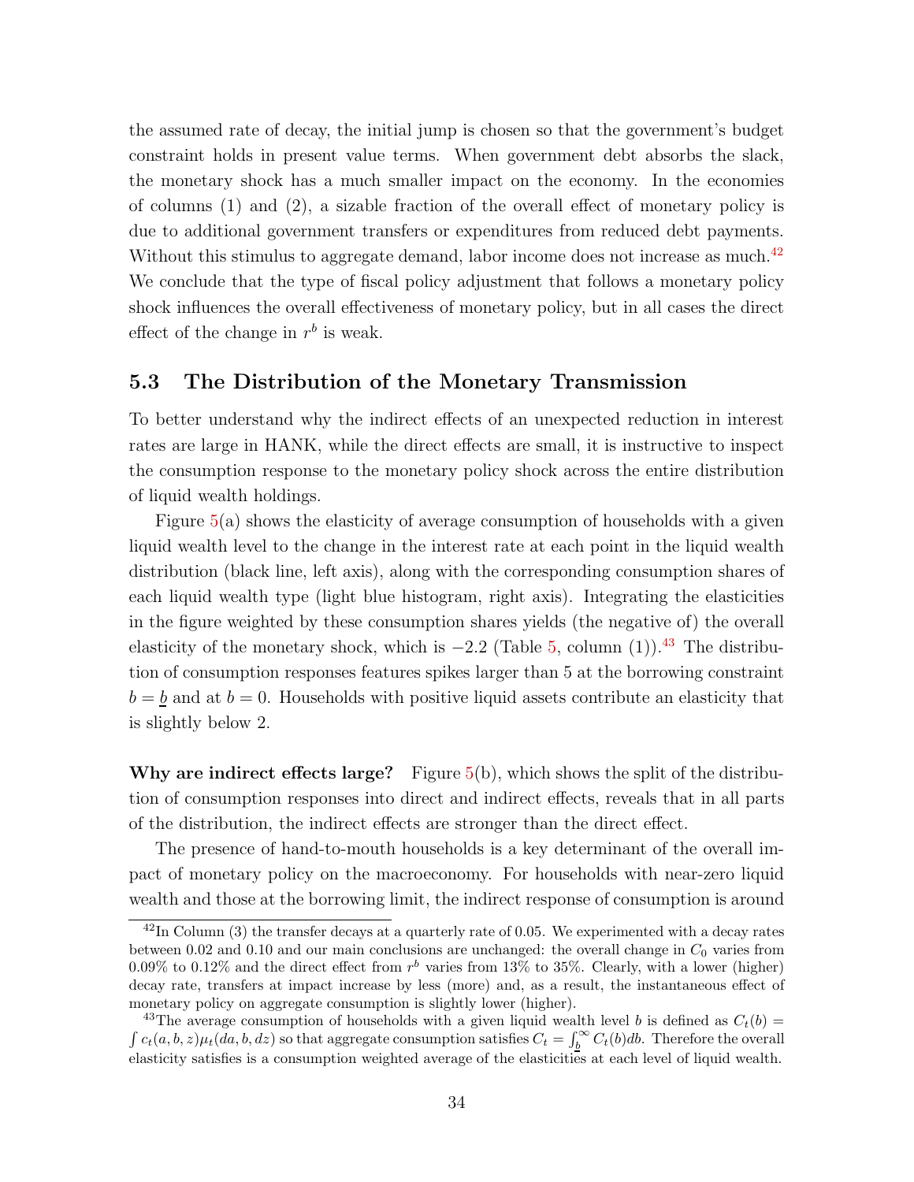the assumed rate of decay, the initial jump is chosen so that the government's budget constraint holds in present value terms. When government debt absorbs the slack, the monetary shock has a much smaller impact on the economy. In the economies of columns (1) and (2), a sizable fraction of the overall effect of monetary policy is due to additional government transfers or expenditures from reduced debt payments. Without this stimulus to aggregate demand, labor income does not increase as much.[42] We conclude that the type of fiscal policy adjustment that follows a monetary policy shock influences the overall effectiveness of monetary policy, but in all cases the direct effect of the change in $r^b$ is weak.

## 5.3 The Distribution of the Monetary Transmission

To better understand why the indirect effects of an unexpected reduction in interest rates are large in HANK, while the direct effects are small, it is instructive to inspect the consumption response to the monetary policy shock across the entire distribution of liquid wealth holdings.

Figure 5(a) shows the elasticity of average consumption of households with a given liquid wealth level to the change in the interest rate at each point in the liquid wealth distribution (black line, left axis), along with the corresponding consumption shares of each liquid wealth type (light blue histogram, right axis). Integrating the elasticities in the figure weighted by these consumption shares yields (the negative of) the overall elasticity of the monetary shock, which is $-2.2$ (Table 5, column (1)).[43] The distribution of consumption responses features spikes larger than 5 at the borrowing constraint $b = \underline{b}$ and at $b = 0$. Households with positive liquid assets contribute an elasticity that is slightly below 2.

**Why are indirect effects large?** Figure 5(b), which shows the split of the distribution of consumption responses into direct and indirect effects, reveals that in all parts of the distribution, the indirect effects are stronger than the direct effect.

The presence of hand-to-mouth households is a key determinant of the overall impact of monetary policy on the macroeconomy. For households with near-zero liquid wealth and those at the borrowing limit, the indirect response of consumption is around

[42] In Column (3) the transfer decays at a quarterly rate of 0.05. We experimented with a decay rates between 0.02 and 0.10 and our main conclusions are unchanged: the overall change in $C_0$ varies from 0.09% to 0.12% and the direct effect from $r^b$ varies from 13% to 35%. Clearly, with a lower (higher) decay rate, transfers at impact increase by less (more) and, as a result, the instantaneous effect of monetary policy on aggregate consumption is slightly lower (higher).

[43] The average consumption of households with a given liquid wealth level $b$ is defined as $C_t(b) = \int c_t(a, b, z)\mu_t(da, b, dz)$ so that aggregate consumption satisfies $C_t = \int_{\underline{b}}^{\infty} C_t(b)db$. Therefore the overall elasticity satisfies is a consumption weighted average of the elasticities at each level of liquid wealth.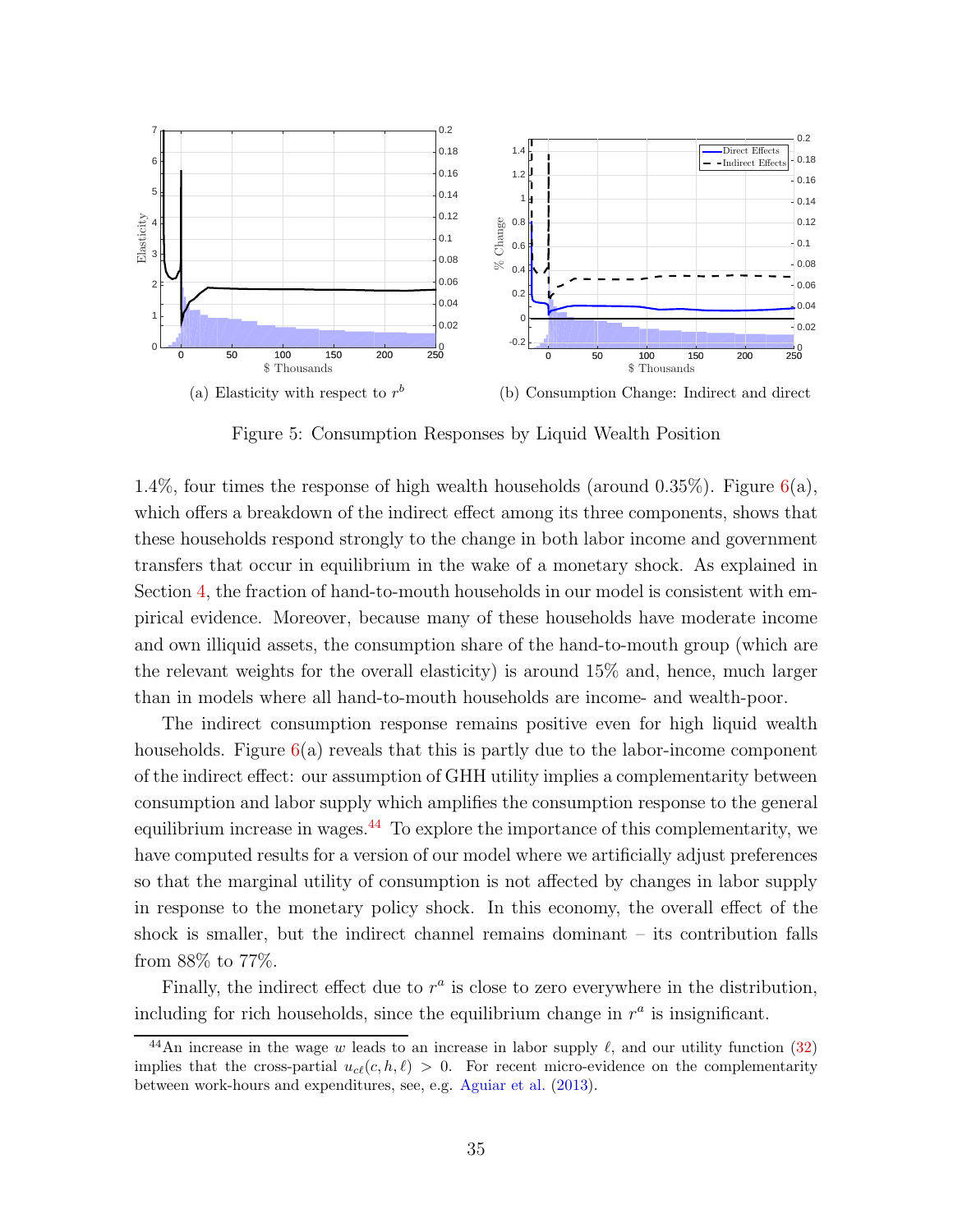(a) Elasticity with respect to $r^b$

(b) Consumption Change: Indirect and direct

Figure 5: Consumption Responses by Liquid Wealth Position

1.4%, four times the response of high wealth households (around 0.35%). Figure 6(a), which offers a breakdown of the indirect effect among its three components, shows that these households respond strongly to the change in both labor income and government transfers that occur in equilibrium in the wake of a monetary shock. As explained in Section 4, the fraction of hand-to-mouth households in our model is consistent with empirical evidence. Moreover, because many of these households have moderate income and own illiquid assets, the consumption share of the hand-to-mouth group (which are the relevant weights for the overall elasticity) is around 15% and, hence, much larger than in models where all hand-to-mouth households are income- and wealth-poor.

The indirect consumption response remains positive even for high liquid wealth households. Figure 6(a) reveals that this is partly due to the labor-income component of the indirect effect: our assumption of GHH utility implies a complementarity between consumption and labor supply which amplifies the consumption response to the general equilibrium increase in wages.[44] To explore the importance of this complementarity, we have computed results for a version of our model where we artificially adjust preferences so that the marginal utility of consumption is not affected by changes in labor supply in response to the monetary policy shock. In this economy, the overall effect of the shock is smaller, but the indirect channel remains dominant – its contribution falls from 88% to 77%.

Finally, the indirect effect due to $r^a$ is close to zero everywhere in the distribution, including for rich households, since the equilibrium change in $r^a$ is insignificant.

[44] An increase in the wage $w$ leads to an increase in labor supply $\ell$, and our utility function (32) implies that the cross-partial $u_{c\ell}(c, h, \ell) > 0$. For recent micro-evidence on the complementarity between work-hours and expenditures, see, e.g. Aguiar et al. (2013).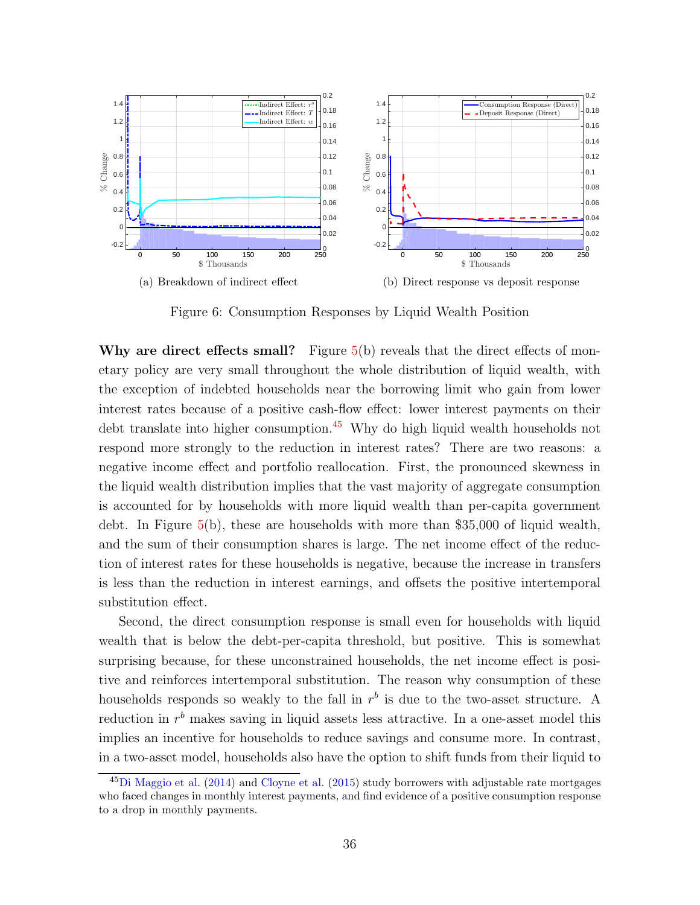(a) Breakdown of indirect effect

(b) Direct response vs deposit response

Figure 6: Consumption Responses by Liquid Wealth Position

**Why are direct effects small?** Figure 5(b) reveals that the direct effects of monetary policy are very small throughout the whole distribution of liquid wealth, with the exception of indebted households near the borrowing limit who gain from lower interest rates because of a positive cash-flow effect: lower interest payments on their debt translate into higher consumption.[45] Why do high liquid wealth households not respond more strongly to the reduction in interest rates? There are two reasons: a negative income effect and portfolio reallocation. First, the pronounced skewness in the liquid wealth distribution implies that the vast majority of aggregate consumption is accounted for by households with more liquid wealth than per-capita government debt. In Figure 5(b), these are households with more than $35,000 of liquid wealth, and the sum of their consumption shares is large. The net income effect of the reduction of interest rates for these households is negative, because the increase in transfers is less than the reduction in interest earnings, and offsets the positive intertemporal substitution effect.

Second, the direct consumption response is small even for households with liquid wealth that is below the debt-per-capita threshold, but positive. This is somewhat surprising because, for these unconstrained households, the net income effect is positive and reinforces intertemporal substitution. The reason why consumption of these households responds so weakly to the fall in $r^b$ is due to the two-asset structure. A reduction in $r^b$ makes saving in liquid assets less attractive. In a one-asset model this implies an incentive for households to reduce savings and consume more. In contrast, in a two-asset model, households also have the option to shift funds from their liquid to

[45] Di Maggio et al. (2014) and Cloyne et al. (2015) study borrowers with adjustable rate mortgages who faced changes in monthly interest payments, and find evidence of a positive consumption response to a drop in monthly payments.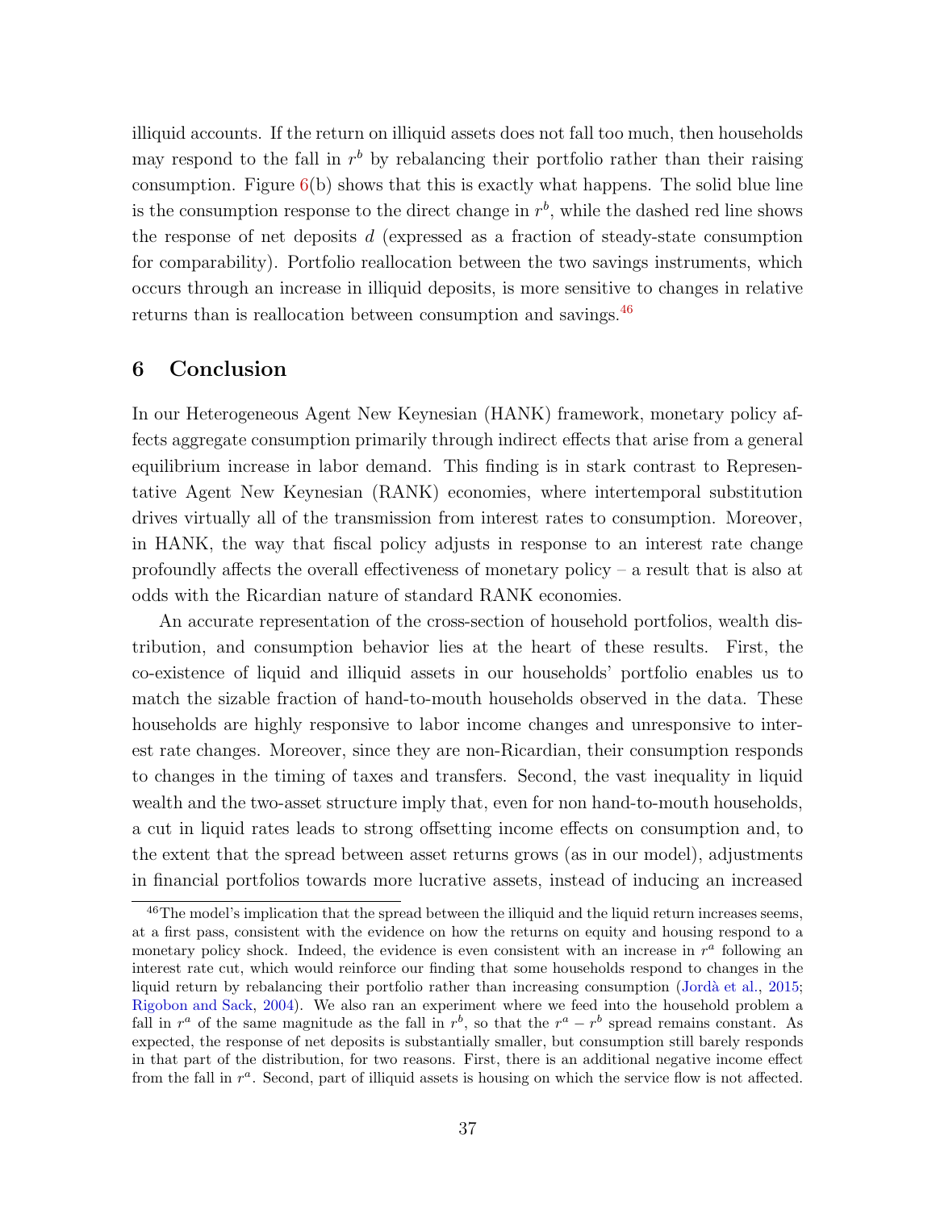illiquid accounts. If the return on illiquid assets does not fall too much, then households may respond to the fall in $r^b$ by rebalancing their portfolio rather than their raising consumption. Figure 6(b) shows that this is exactly what happens. The solid blue line is the consumption response to the direct change in $r^b$, while the dashed red line shows the response of net deposits $d$ (expressed as a fraction of steady-state consumption for comparability). Portfolio reallocation between the two savings instruments, which occurs through an increase in illiquid deposits, is more sensitive to changes in relative returns than is reallocation between consumption and savings.[46]

## 6 Conclusion

In our Heterogeneous Agent New Keynesian (HANK) framework, monetary policy affects aggregate consumption primarily through indirect effects that arise from a general equilibrium increase in labor demand. This finding is in stark contrast to Representative Agent New Keynesian (RANK) economies, where intertemporal substitution drives virtually all of the transmission from interest rates to consumption. Moreover, in HANK, the way that fiscal policy adjusts in response to an interest rate change profoundly affects the overall effectiveness of monetary policy – a result that is also at odds with the Ricardian nature of standard RANK economies.

An accurate representation of the cross-section of household portfolios, wealth distribution, and consumption behavior lies at the heart of these results. First, the co-existence of liquid and illiquid assets in our households' portfolio enables us to match the sizable fraction of hand-to-mouth households observed in the data. These households are highly responsive to labor income changes and unresponsive to interest rate changes. Moreover, since they are non-Ricardian, their consumption responds to changes in the timing of taxes and transfers. Second, the vast inequality in liquid wealth and the two-asset structure imply that, even for non hand-to-mouth households, a cut in liquid rates leads to strong offsetting income effects on consumption and, to the extent that the spread between asset returns grows (as in our model), adjustments in financial portfolios towards more lucrative assets, instead of inducing an increased

[46] The model's implication that the spread between the illiquid and the liquid return increases seems, at a first pass, consistent with the evidence on how the returns on equity and housing respond to a monetary policy shock. Indeed, the evidence is even consistent with an increase in $r^a$ following an interest rate cut, which would reinforce our finding that some households respond to changes in the liquid return by rebalancing their portfolio rather than increasing consumption (Jordà et al., 2015; Rigobon and Sack, 2004). We also ran an experiment where we feed into the household problem a fall in $r^a$ of the same magnitude as the fall in $r^b$, so that the $r^a - r^b$ spread remains constant. As expected, the response of net deposits is substantially smaller, but consumption still barely responds in that part of the distribution, for two reasons. First, there is an additional negative income effect from the fall in $r^a$. Second, part of illiquid assets is housing on which the service flow is not affected.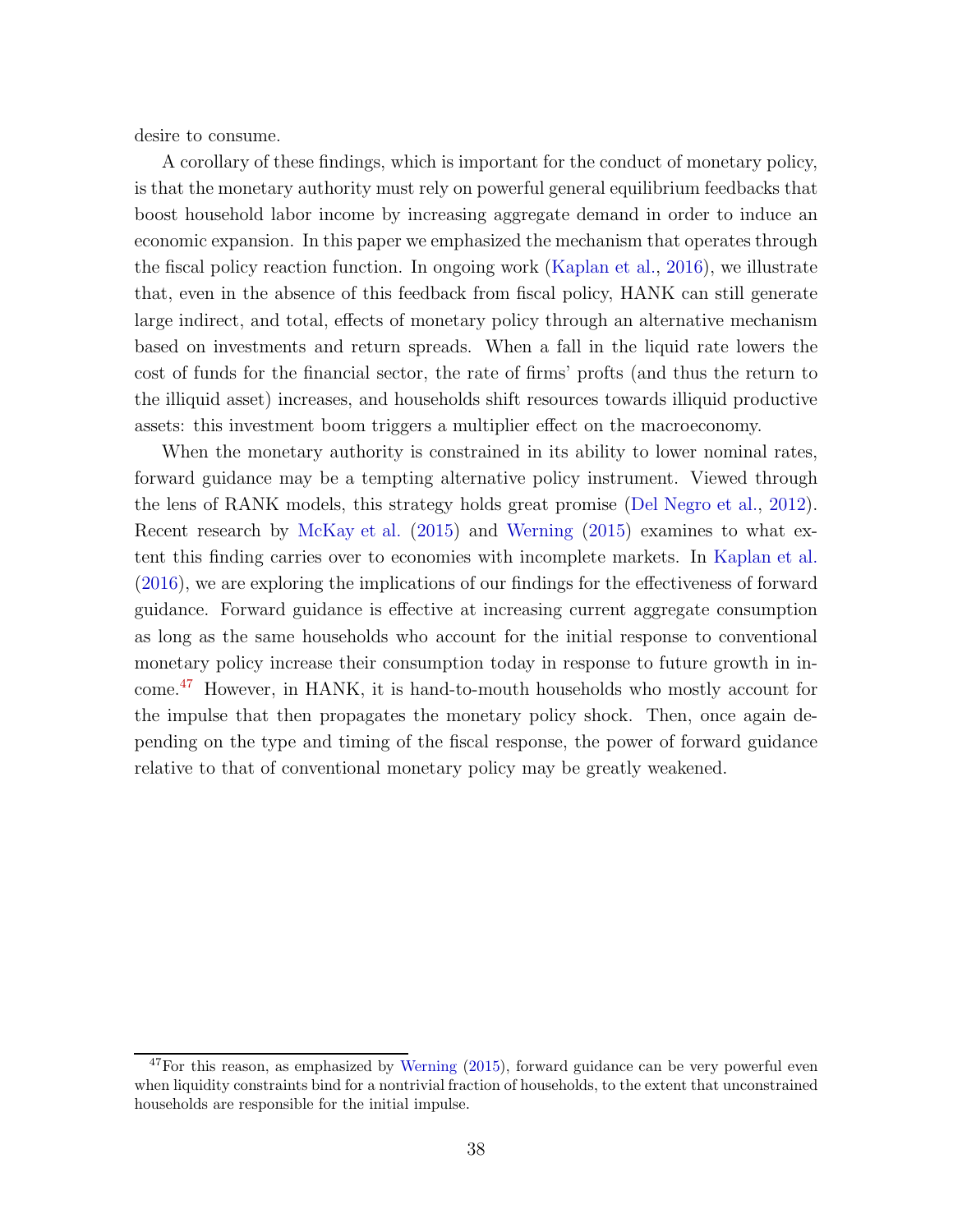desire to consume.

A corollary of these findings, which is important for the conduct of monetary policy, is that the monetary authority must rely on powerful general equilibrium feedbacks that boost household labor income by increasing aggregate demand in order to induce an economic expansion. In this paper we emphasized the mechanism that operates through the fiscal policy reaction function. In ongoing work (Kaplan et al., 2016), we illustrate that, even in the absence of this feedback from fiscal policy, HANK can still generate large indirect, and total, effects of monetary policy through an alternative mechanism based on investments and return spreads. When a fall in the liquid rate lowers the cost of funds for the financial sector, the rate of firms' profts (and thus the return to the illiquid asset) increases, and households shift resources towards illiquid productive assets: this investment boom triggers a multiplier effect on the macroeconomy.

When the monetary authority is constrained in its ability to lower nominal rates, forward guidance may be a tempting alternative policy instrument. Viewed through the lens of RANK models, this strategy holds great promise (Del Negro et al., 2012). Recent research by McKay et al. (2015) and Werning (2015) examines to what extent this finding carries over to economies with incomplete markets. In Kaplan et al. (2016), we are exploring the implications of our findings for the effectiveness of forward guidance. Forward guidance is effective at increasing current aggregate consumption as long as the same households who account for the initial response to conventional monetary policy increase their consumption today in response to future growth in income.[47] However, in HANK, it is hand-to-mouth households who mostly account for the impulse that then propagates the monetary policy shock. Then, once again depending on the type and timing of the fiscal response, the power of forward guidance relative to that of conventional monetary policy may be greatly weakened.

[47] For this reason, as emphasized by Werning (2015), forward guidance can be very powerful even when liquidity constraints bind for a nontrivial fraction of households, to the extent that unconstrained households are responsible for the initial impulse.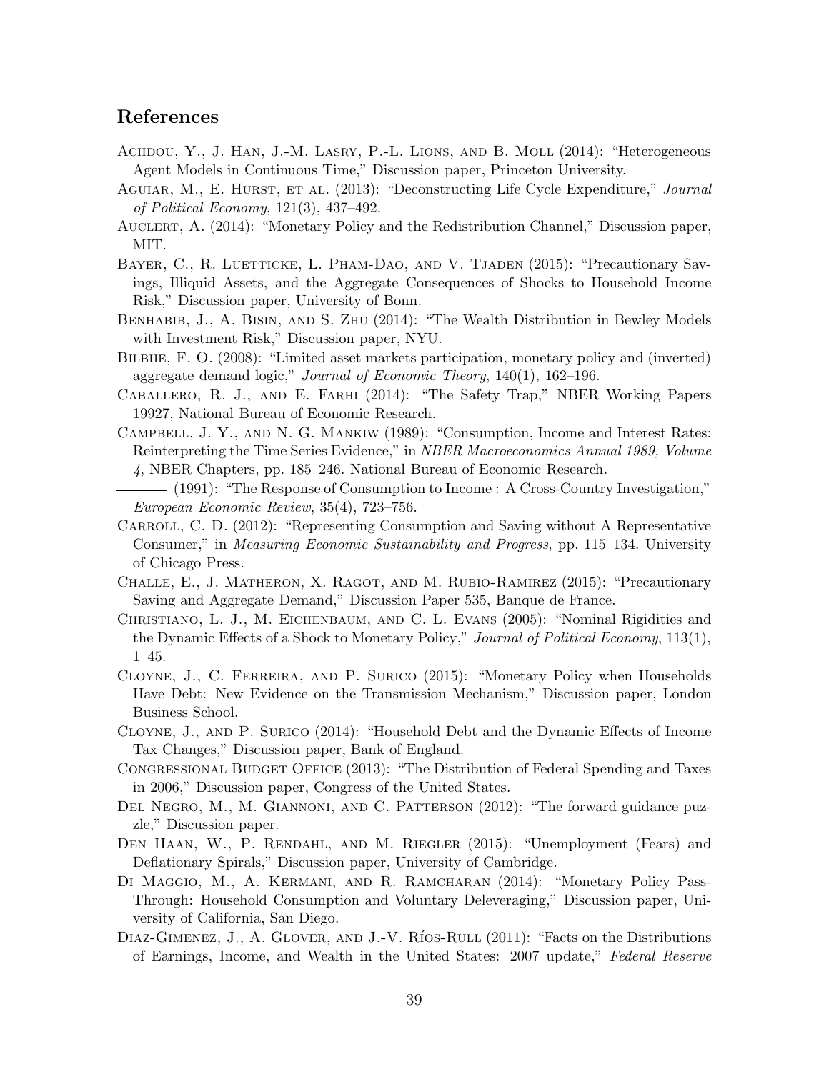## References

Achdou, Y., J. Han, J.-M. Lasry, P.-L. Lions, and B. Moll (2014): "Heterogeneous Agent Models in Continuous Time," Discussion paper, Princeton University.

Aguiar, M., E. Hurst, et al. (2013): "Deconstructing Life Cycle Expenditure," *Journal of Political Economy*, 121(3), 437–492.

Auclert, A. (2014): "Monetary Policy and the Redistribution Channel," Discussion paper, MIT.

Bayer, C., R. Luetticke, L. Pham-Dao, and V. Tjaden (2015): "Precautionary Savings, Illiquid Assets, and the Aggregate Consequences of Shocks to Household Income Risk," Discussion paper, University of Bonn.

Benhabib, J., A. Bisin, and S. Zhu (2014): "The Wealth Distribution in Bewley Models with Investment Risk," Discussion paper, NYU.

Bilbiie, F. O. (2008): "Limited asset markets participation, monetary policy and (inverted) aggregate demand logic," *Journal of Economic Theory*, 140(1), 162–196.

Caballero, R. J., and E. Farhi (2014): "The Safety Trap," NBER Working Papers 19927, National Bureau of Economic Research.

Campbell, J. Y., and N. G. Mankiw (1989): "Consumption, Income and Interest Rates: Reinterpreting the Time Series Evidence," in *NBER Macroeconomics Annual 1989, Volume 4*, NBER Chapters, pp. 185–246. National Bureau of Economic Research.

——— (1991): "The Response of Consumption to Income : A Cross-Country Investigation," *European Economic Review*, 35(4), 723–756.

Carroll, C. D. (2012): "Representing Consumption and Saving without A Representative Consumer," in *Measuring Economic Sustainability and Progress*, pp. 115–134. University of Chicago Press.

Challe, E., J. Matheron, X. Ragot, and M. Rubio-Ramirez (2015): "Precautionary Saving and Aggregate Demand," Discussion Paper 535, Banque de France.

Christiano, L. J., M. Eichenbaum, and C. L. Evans (2005): "Nominal Rigidities and the Dynamic Effects of a Shock to Monetary Policy," *Journal of Political Economy*, 113(1), 1–45.

Cloyne, J., C. Ferreira, and P. Surico (2015): "Monetary Policy when Households Have Debt: New Evidence on the Transmission Mechanism," Discussion paper, London Business School.

Cloyne, J., and P. Surico (2014): "Household Debt and the Dynamic Effects of Income Tax Changes," Discussion paper, Bank of England.

Congressional Budget Office (2013): "The Distribution of Federal Spending and Taxes in 2006," Discussion paper, Congress of the United States.

Del Negro, M., M. Giannoni, and C. Patterson (2012): "The forward guidance puzzle," Discussion paper.

Den Haan, W., P. Rendahl, and M. Riegler (2015): "Unemployment (Fears) and Deflationary Spirals," Discussion paper, University of Cambridge.

Di Maggio, M., A. Kermani, and R. Ramcharan (2014): "Monetary Policy Pass-Through: Household Consumption and Voluntary Deleveraging," Discussion paper, University of California, San Diego.

Diaz-Gimenez, J., A. Glover, and J.-V. Ríos-Rull (2011): "Facts on the Distributions of Earnings, Income, and Wealth in the United States: 2007 update," *Federal Reserve*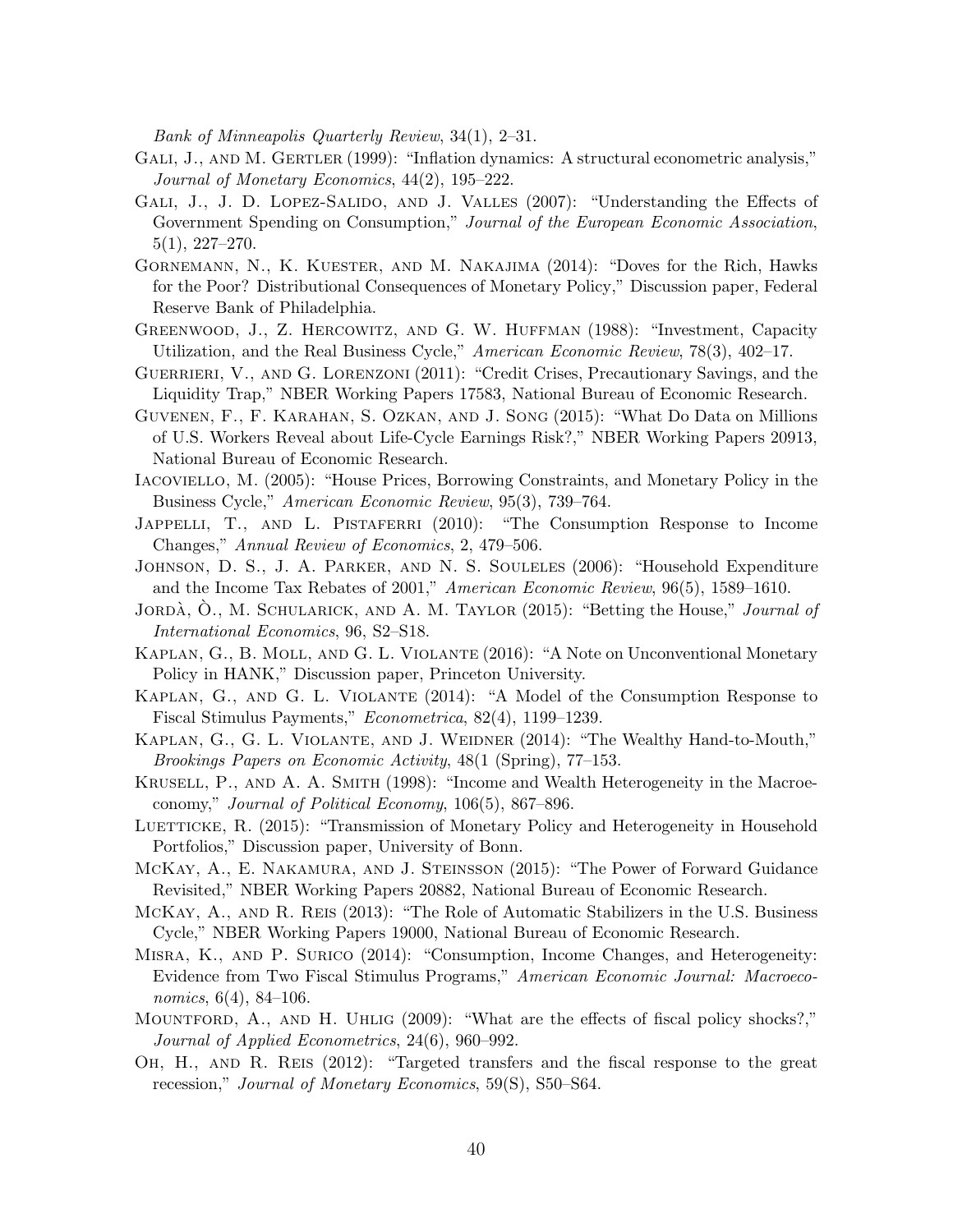*Bank of Minneapolis Quarterly Review*, 34(1), 2–31.

Gali, J., and M. Gertler (1999): "Inflation dynamics: A structural econometric analysis," *Journal of Monetary Economics*, 44(2), 195–222.

Gali, J., J. D. Lopez-Salido, and J. Valles (2007): "Understanding the Effects of Government Spending on Consumption," *Journal of the European Economic Association*, 5(1), 227–270.

Gornemann, N., K. Kuester, and M. Nakajima (2014): "Doves for the Rich, Hawks for the Poor? Distributional Consequences of Monetary Policy," Discussion paper, Federal Reserve Bank of Philadelphia.

Greenwood, J., Z. Hercowitz, and G. W. Huffman (1988): "Investment, Capacity Utilization, and the Real Business Cycle," *American Economic Review*, 78(3), 402–17.

Guerrieri, V., and G. Lorenzoni (2011): "Credit Crises, Precautionary Savings, and the Liquidity Trap," NBER Working Papers 17583, National Bureau of Economic Research.

Guvenen, F., F. Karahan, S. Ozkan, and J. Song (2015): "What Do Data on Millions of U.S. Workers Reveal about Life-Cycle Earnings Risk?," NBER Working Papers 20913, National Bureau of Economic Research.

Iacoviello, M. (2005): "House Prices, Borrowing Constraints, and Monetary Policy in the Business Cycle," *American Economic Review*, 95(3), 739–764.

Jappelli, T., and L. Pistaferri (2010): "The Consumption Response to Income Changes," *Annual Review of Economics*, 2, 479–506.

Johnson, D. S., J. A. Parker, and N. S. Souleles (2006): "Household Expenditure and the Income Tax Rebates of 2001," *American Economic Review*, 96(5), 1589–1610.

Jordà, Ò., M. Schularick, and A. M. Taylor (2015): "Betting the House," *Journal of International Economics*, 96, S2–S18.

Kaplan, G., B. Moll, and G. L. Violante (2016): "A Note on Unconventional Monetary Policy in HANK," Discussion paper, Princeton University.

Kaplan, G., and G. L. Violante (2014): "A Model of the Consumption Response to Fiscal Stimulus Payments," *Econometrica*, 82(4), 1199–1239.

Kaplan, G., G. L. Violante, and J. Weidner (2014): "The Wealthy Hand-to-Mouth," *Brookings Papers on Economic Activity*, 48(1 (Spring), 77–153.

Krusell, P., and A. A. Smith (1998): "Income and Wealth Heterogeneity in the Macroeconomy," *Journal of Political Economy*, 106(5), 867–896.

Luetticke, R. (2015): "Transmission of Monetary Policy and Heterogeneity in Household Portfolios," Discussion paper, University of Bonn.

McKay, A., E. Nakamura, and J. Steinsson (2015): "The Power of Forward Guidance Revisited," NBER Working Papers 20882, National Bureau of Economic Research.

McKay, A., and R. Reis (2013): "The Role of Automatic Stabilizers in the U.S. Business Cycle," NBER Working Papers 19000, National Bureau of Economic Research.

Misra, K., and P. Surico (2014): "Consumption, Income Changes, and Heterogeneity: Evidence from Two Fiscal Stimulus Programs," *American Economic Journal: Macroeconomics*, 6(4), 84–106.

Mountford, A., and H. Uhlig (2009): "What are the effects of fiscal policy shocks?," *Journal of Applied Econometrics*, 24(6), 960–992.

Oh, H., and R. Reis (2012): "Targeted transfers and the fiscal response to the great recession," *Journal of Monetary Economics*, 59(S), S50–S64.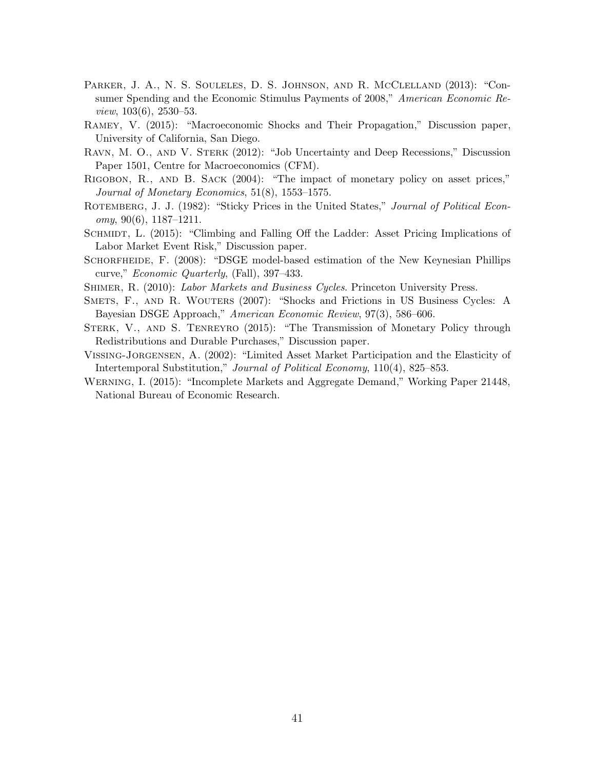Parker, J. A., N. S. Souleles, D. S. Johnson, and R. McClelland (2013): "Consumer Spending and the Economic Stimulus Payments of 2008," *American Economic Review*, 103(6), 2530–53.

Ramey, V. (2015): "Macroeconomic Shocks and Their Propagation," Discussion paper, University of California, San Diego.

Ravn, M. O., and V. Sterk (2012): "Job Uncertainty and Deep Recessions," Discussion Paper 1501, Centre for Macroeconomics (CFM).

Rigobon, R., and B. Sack (2004): "The impact of monetary policy on asset prices," *Journal of Monetary Economics*, 51(8), 1553–1575.

Rotemberg, J. J. (1982): "Sticky Prices in the United States," *Journal of Political Economy*, 90(6), 1187–1211.

Schmidt, L. (2015): "Climbing and Falling Off the Ladder: Asset Pricing Implications of Labor Market Event Risk," Discussion paper.

Schorfheide, F. (2008): "DSGE model-based estimation of the New Keynesian Phillips curve," *Economic Quarterly*, (Fall), 397–433.

Shimer, R. (2010): *Labor Markets and Business Cycles*. Princeton University Press.

Smets, F., and R. Wouters (2007): "Shocks and Frictions in US Business Cycles: A Bayesian DSGE Approach," *American Economic Review*, 97(3), 586–606.

Sterk, V., and S. Tenreyro (2015): "The Transmission of Monetary Policy through Redistributions and Durable Purchases," Discussion paper.

Vissing-Jorgensen, A. (2002): "Limited Asset Market Participation and the Elasticity of Intertemporal Substitution," *Journal of Political Economy*, 110(4), 825–853.

Werning, I. (2015): "Incomplete Markets and Aggregate Demand," Working Paper 21448, National Bureau of Economic Research.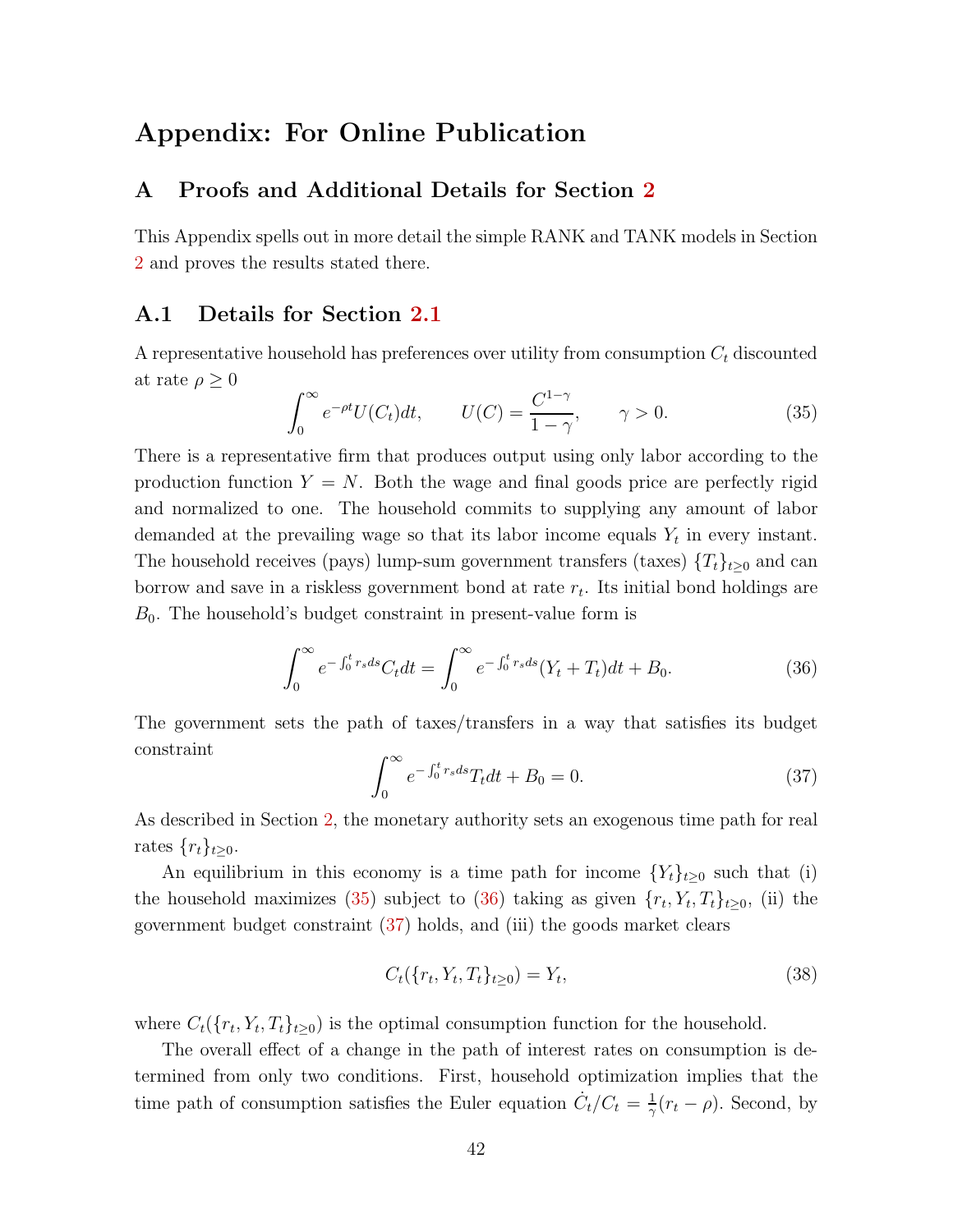# Appendix: For Online Publication

## A Proofs and Additional Details for Section 2

This Appendix spells out in more detail the simple RANK and TANK models in Section 2 and proves the results stated there.

### A.1 Details for Section 2.1

A representative household has preferences over utility from consumption $C_t$ discounted at rate $\rho \geq 0$

$$\int_0^\infty e^{-\rho t} U(C_t) dt, \qquad U(C) = \frac{C^{1-\gamma}}{1-\gamma}, \qquad \gamma > 0. \tag{35}$$

There is a representative firm that produces output using only labor according to the production function $Y = N$. Both the wage and final goods price are perfectly rigid and normalized to one. The household commits to supplying any amount of labor demanded at the prevailing wage so that its labor income equals $Y_t$ in every instant. The household receives (pays) lump-sum government transfers (taxes) $\{T_t\}_{t\geq 0}$ and can borrow and save in a riskless government bond at rate $r_t$. Its initial bond holdings are $B_0$. The household's budget constraint in present-value form is

$$\int_0^\infty e^{-\int_0^t r_s ds} C_t dt = \int_0^\infty e^{-\int_0^t r_s ds}(Y_t + T_t) dt + B_0. \tag{36}$$

The government sets the path of taxes/transfers in a way that satisfies its budget constraint

$$\int_0^\infty e^{-\int_0^t r_s ds} T_t dt + B_0 = 0. \tag{37}$$

As described in Section 2, the monetary authority sets an exogenous time path for real rates $\{r_t\}_{t\geq 0}$.

An equilibrium in this economy is a time path for income $\{Y_t\}_{t\geq 0}$ such that (i) the household maximizes (35) subject to (36) taking as given $\{r_t, Y_t, T_t\}_{t\geq 0}$, (ii) the government budget constraint (37) holds, and (iii) the goods market clears

$$C_t(\{r_t, Y_t, T_t\}_{t\geq 0}) = Y_t, \tag{38}$$

where $C_t(\{r_t, Y_t, T_t\}_{t\geq 0})$ is the optimal consumption function for the household.

The overall effect of a change in the path of interest rates on consumption is determined from only two conditions. First, household optimization implies that the time path of consumption satisfies the Euler equation $\dot{C}_t/C_t = \frac{1}{\gamma}(r_t - \rho)$. Second, by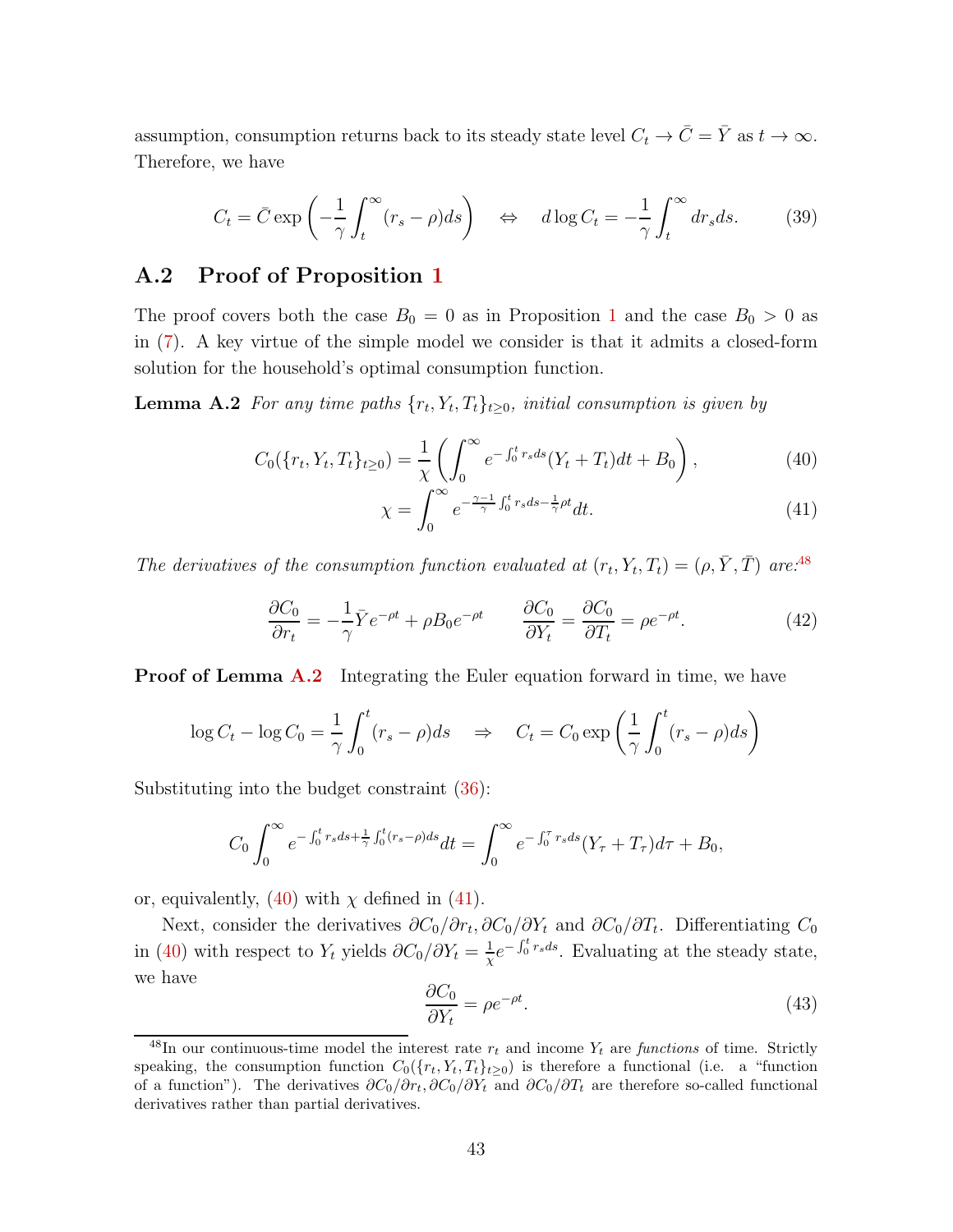assumption, consumption returns back to its steady state level $C_t \to \bar{C} = \bar{Y}$ as $t \to \infty$. Therefore, we have

$$C_t = \bar{C} \exp\left(-\frac{1}{\gamma}\int_t^\infty (r_s - \rho) ds\right) \quad \Leftrightarrow \quad d\log C_t = -\frac{1}{\gamma}\int_t^\infty dr_s ds. \tag{39}$$

## A.2 Proof of Proposition 1

The proof covers both the case $B_0 = 0$ as in Proposition 1 and the case $B_0 > 0$ as in (7). A key virtue of the simple model we consider is that it admits a closed-form solution for the household's optimal consumption function.

**Lemma A.2** *For any time paths $\{r_t, Y_t, T_t\}_{t\geq 0}$, initial consumption is given by*

$$C_0(\{r_t, Y_t, T_t\}_{t\geq 0}) = \frac{1}{\chi}\left(\int_0^\infty e^{-\int_0^t r_s ds}(Y_t + T_t)dt + B_0\right), \tag{40}$$

$$\chi = \int_0^\infty e^{-\frac{\gamma-1}{\gamma}\int_0^t r_s ds - \frac{1}{\gamma}\rho t} dt. \tag{41}$$

*The derivatives of the consumption function evaluated at $(r_t, Y_t, T_t) = (\rho, \bar{Y}, \bar{T})$ are:*[48]

$$\frac{\partial C_0}{\partial r_t} = -\frac{1}{\gamma}\bar{Y}e^{-\rho t} + \rho B_0 e^{-\rho t} \qquad \frac{\partial C_0}{\partial Y_t} = \frac{\partial C_0}{\partial T_t} = \rho e^{-\rho t}. \tag{42}$$

**Proof of Lemma A.2** Integrating the Euler equation forward in time, we have

$$\log C_t - \log C_0 = \frac{1}{\gamma}\int_0^t (r_s - \rho) ds \quad \Rightarrow \quad C_t = C_0 \exp\left(\frac{1}{\gamma}\int_0^t (r_s - \rho) ds\right)$$

Substituting into the budget constraint (36):

$$C_0 \int_0^\infty e^{-\int_0^t r_s ds + \frac{1}{\gamma}\int_0^t (r_s - \rho) ds} dt = \int_0^\infty e^{-\int_0^\tau r_s ds}(Y_\tau + T_\tau) d\tau + B_0,$$

or, equivalently, (40) with $\chi$ defined in (41).

Next, consider the derivatives $\partial C_0/\partial r_t, \partial C_0/\partial Y_t$ and $\partial C_0/\partial T_t$. Differentiating $C_0$ in (40) with respect to $Y_t$ yields $\partial C_0/\partial Y_t = \frac{1}{\chi}e^{-\int_0^t r_s ds}$. Evaluating at the steady state, we have

$$\frac{\partial C_0}{\partial Y_t} = \rho e^{-\rho t}. \tag{43}$$

[48] In our continuous-time model the interest rate $r_t$ and income $Y_t$ are *functions* of time. Strictly speaking, the consumption function $C_0(\{r_t, Y_t, T_t\}_{t\geq 0})$ is therefore a functional (i.e. a "function of a function"). The derivatives $\partial C_0/\partial r_t, \partial C_0/\partial Y_t$ and $\partial C_0/\partial T_t$ are therefore so-called functional derivatives rather than partial derivatives.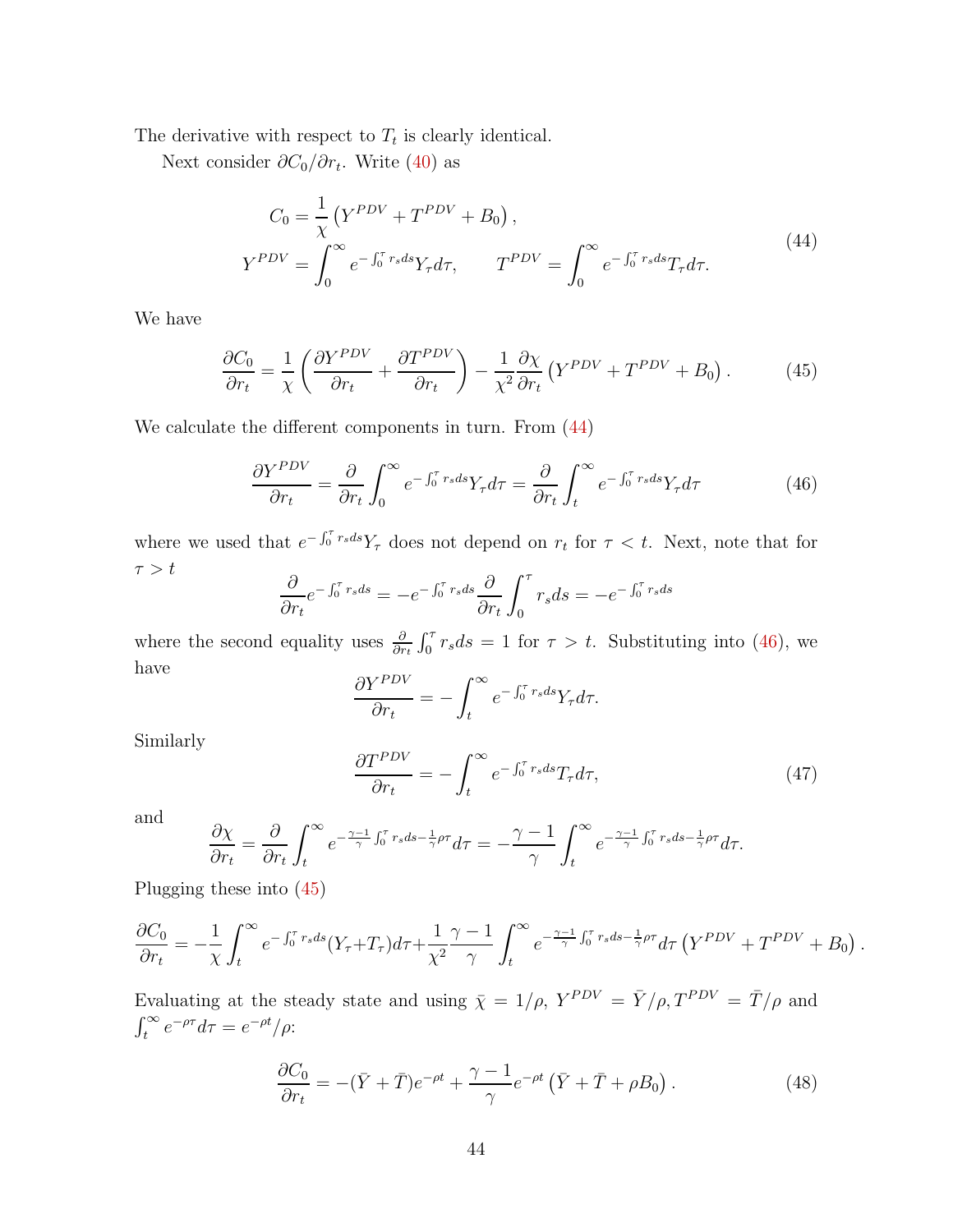The derivative with respect to $T_t$ is clearly identical.

Next consider $\partial C_0/\partial r_t$. Write (40) as

$$
\begin{aligned}
C_0 &= \frac{1}{\chi}\left(Y^{PDV} + T^{PDV} + B_0\right), \\
Y^{PDV} &= \int_0^\infty e^{-\int_0^\tau r_s ds} Y_\tau d\tau, \qquad T^{PDV} = \int_0^\infty e^{-\int_0^\tau r_s ds} T_\tau d\tau.
\end{aligned}
\tag{44}
$$

We have

$$
\frac{\partial C_0}{\partial r_t} = \frac{1}{\chi}\left(\frac{\partial Y^{PDV}}{\partial r_t} + \frac{\partial T^{PDV}}{\partial r_t}\right) - \frac{1}{\chi^2}\frac{\partial \chi}{\partial r_t}\left(Y^{PDV} + T^{PDV} + B_0\right). \tag{45}
$$

We calculate the different components in turn. From (44)

$$
\frac{\partial Y^{PDV}}{\partial r_t} = \frac{\partial}{\partial r_t}\int_0^\infty e^{-\int_0^\tau r_s ds} Y_\tau d\tau = \frac{\partial}{\partial r_t}\int_t^\infty e^{-\int_0^\tau r_s ds} Y_\tau d\tau \tag{46}
$$

where we used that $e^{-\int_0^\tau r_s ds} Y_\tau$ does not depend on $r_t$ for $\tau < t$. Next, note that for $\tau > t$

$$
\frac{\partial}{\partial r_t} e^{-\int_0^\tau r_s ds} = -e^{-\int_0^\tau r_s ds}\frac{\partial}{\partial r_t}\int_0^\tau r_s ds = -e^{-\int_0^\tau r_s ds}
$$

where the second equality uses $\frac{\partial}{\partial r_t}\int_0^\tau r_s ds = 1$ for $\tau > t$. Substituting into (46), we have

$$
\frac{\partial Y^{PDV}}{\partial r_t} = -\int_t^\infty e^{-\int_0^\tau r_s ds} Y_\tau d\tau.
$$

Similarly

$$
\frac{\partial T^{PDV}}{\partial r_t} = -\int_t^\infty e^{-\int_0^\tau r_s ds} T_\tau d\tau, \tag{47}
$$

and

$$
\frac{\partial \chi}{\partial r_t} = \frac{\partial}{\partial r_t}\int_t^\infty e^{-\frac{\gamma-1}{\gamma}\int_0^\tau r_s ds - \frac{1}{\gamma}\rho\tau} d\tau = -\frac{\gamma-1}{\gamma}\int_t^\infty e^{-\frac{\gamma-1}{\gamma}\int_0^\tau r_s ds - \frac{1}{\gamma}\rho\tau} d\tau.
$$

Plugging these into (45)

$$
\frac{\partial C_0}{\partial r_t} = -\frac{1}{\chi}\int_t^\infty e^{-\int_0^\tau r_s ds}(Y_\tau + T_\tau) d\tau + \frac{1}{\chi^2}\frac{\gamma-1}{\gamma}\int_t^\infty e^{-\frac{\gamma-1}{\gamma}\int_0^\tau r_s ds - \frac{1}{\gamma}\rho\tau} d\tau\left(Y^{PDV} + T^{PDV} + B_0\right).
$$

Evaluating at the steady state and using $\bar{\chi} = 1/\rho$, $Y^{PDV} = \bar{Y}/\rho, T^{PDV} = \bar{T}/\rho$ and $\int_t^\infty e^{-\rho\tau} d\tau = e^{-\rho t}/\rho$:

$$
\frac{\partial C_0}{\partial r_t} = -(\bar{Y} + \bar{T})e^{-\rho t} + \frac{\gamma-1}{\gamma}e^{-\rho t}\left(\bar{Y} + \bar{T} + \rho B_0\right). \tag{48}
$$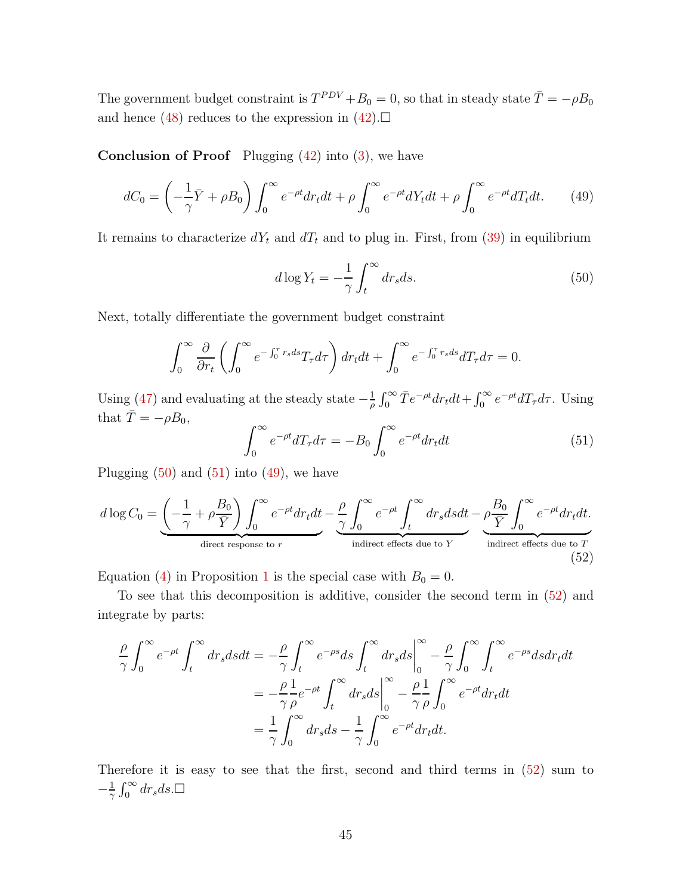The government budget constraint is $T^{PDV} + B_0 = 0$, so that in steady state $\bar{T} = -\rho B_0$ and hence (48) reduces to the expression in (42).□

**Conclusion of Proof** Plugging (42) into (3), we have

$$dC_0 = \left(-\frac{1}{\gamma}\bar{Y} + \rho B_0\right)\int_0^\infty e^{-\rho t} dr_t dt + \rho \int_0^\infty e^{-\rho t} dY_t dt + \rho \int_0^\infty e^{-\rho t} dT_t dt. \tag{49}$$

It remains to characterize $dY_t$ and $dT_t$ and to plug in. First, from (39) in equilibrium

$$d\log Y_t = -\frac{1}{\gamma}\int_t^\infty dr_s ds. \tag{50}$$

Next, totally differentiate the government budget constraint

$$\int_0^\infty \frac{\partial}{\partial r_t}\left(\int_0^\infty e^{-\int_0^\tau r_s ds} T_\tau d\tau\right) dr_t dt + \int_0^\infty e^{-\int_0^\tau r_s ds} dT_\tau d\tau = 0.$$

Using (47) and evaluating at the steady state $-\frac{1}{\rho}\int_0^\infty \bar{T} e^{-\rho t} dr_t dt + \int_0^\infty e^{-\rho t} dT_\tau d\tau$. Using that $\bar{T} = -\rho B_0$,

$$\int_0^\infty e^{-\rho t} dT_\tau d\tau = -B_0 \int_0^\infty e^{-\rho t} dr_t dt \tag{51}$$

Plugging (50) and (51) into (49), we have

$$d\log C_0 = \underbrace{\left(-\frac{1}{\gamma} + \rho\frac{B_0}{\bar{Y}}\right)\int_0^\infty e^{-\rho t} dr_t dt}_{\text{direct response to } r} - \underbrace{\frac{\rho}{\gamma}\int_0^\infty e^{-\rho t}\int_t^\infty dr_s ds dt}_{\text{indirect effects due to } Y} - \underbrace{\rho\frac{B_0}{\bar{Y}}\int_0^\infty e^{-\rho t} dr_t dt}_{\text{indirect effects due to } T}. \tag{52}$$

Equation (4) in Proposition 1 is the special case with $B_0 = 0$.

To see that this decomposition is additive, consider the second term in (52) and integrate by parts:

$$\begin{aligned}
\frac{\rho}{\gamma}\int_0^\infty e^{-\rho t}\int_t^\infty dr_s ds dt &= -\frac{\rho}{\gamma}\int_t^\infty e^{-\rho s} ds \int_t^\infty dr_s ds\Big|_0^\infty - \frac{\rho}{\gamma}\int_0^\infty \int_t^\infty e^{-\rho s} ds dr_t dt \\
&= -\frac{\rho}{\gamma}\frac{1}{\rho} e^{-\rho t}\int_t^\infty dr_s ds\Big|_0^\infty - \frac{\rho}{\gamma}\frac{1}{\rho}\int_0^\infty e^{-\rho t} dr_t dt \\
&= \frac{1}{\gamma}\int_0^\infty dr_s ds - \frac{1}{\gamma}\int_0^\infty e^{-\rho t} dr_t dt.
\end{aligned}$$

Therefore it is easy to see that the first, second and third terms in (52) sum to $-\frac{1}{\gamma}\int_0^\infty dr_s ds$.□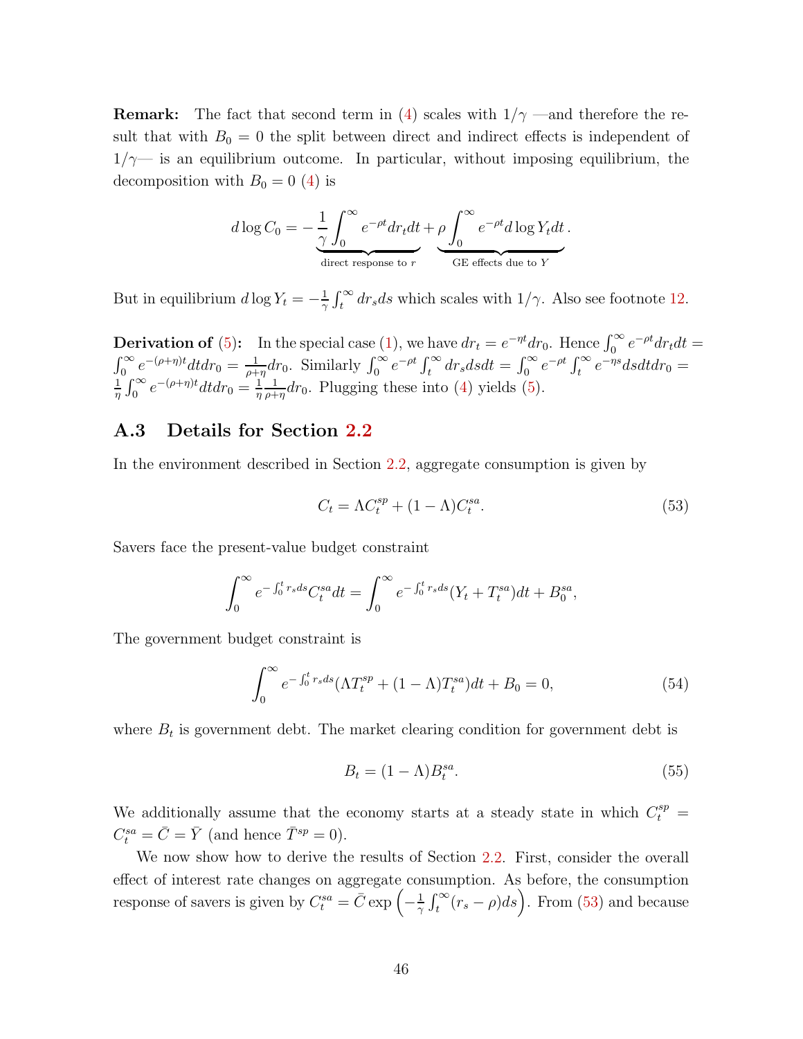**Remark:** The fact that second term in (4) scales with $1/\gamma$ —and therefore the result that with $B_0 = 0$ the split between direct and indirect effects is independent of $1/\gamma$— is an equilibrium outcome. In particular, without imposing equilibrium, the decomposition with $B_0 = 0$ (4) is

$$d\log C_0 = \underbrace{-\frac{1}{\gamma}\int_0^\infty e^{-\rho t} dr_t dt}_{\text{direct response to } r} + \underbrace{\rho\int_0^\infty e^{-\rho t} d\log Y_t dt}_{\text{GE effects due to } Y}.$$

But in equilibrium $d\log Y_t = -\frac{1}{\gamma}\int_t^\infty dr_s ds$ which scales with $1/\gamma$. Also see footnote 12.

**Derivation of (5):** In the special case (1), we have $dr_t = e^{-\eta t} dr_0$. Hence $\int_0^\infty e^{-\rho t} dr_t dt = \int_0^\infty e^{-(\rho+\eta)t} dt dr_0 = \frac{1}{\rho+\eta} dr_0$. Similarly $\int_0^\infty e^{-\rho t}\int_t^\infty dr_s ds dt = \int_0^\infty e^{-\rho t}\int_t^\infty e^{-\eta s} ds dt dr_0 = \frac{1}{\eta}\int_0^\infty e^{-(\rho+\eta)t} dt dr_0 = \frac{1}{\eta}\frac{1}{\rho+\eta} dr_0$. Plugging these into (4) yields (5).

## A.3 Details for Section 2.2

In the environment described in Section 2.2, aggregate consumption is given by

$$C_t = \Lambda C_t^{sp} + (1-\Lambda) C_t^{sa}. \tag{53}$$

Savers face the present-value budget constraint

$$\int_0^\infty e^{-\int_0^t r_s ds} C_t^{sa} dt = \int_0^\infty e^{-\int_0^t r_s ds}(Y_t + T_t^{sa}) dt + B_0^{sa},$$

The government budget constraint is

$$\int_0^\infty e^{-\int_0^t r_s ds}(\Lambda T_t^{sp} + (1-\Lambda) T_t^{sa}) dt + B_0 = 0, \tag{54}$$

where $B_t$ is government debt. The market clearing condition for government debt is

$$B_t = (1-\Lambda) B_t^{sa}. \tag{55}$$

We additionally assume that the economy starts at a steady state in which $C_t^{sp} = C_t^{sa} = \bar{C} = \bar{Y}$ (and hence $\bar{T}^{sp} = 0$).

We now show how to derive the results of Section 2.2. First, consider the overall effect of interest rate changes on aggregate consumption. As before, the consumption response of savers is given by $C_t^{sa} = \bar{C}\exp\left(-\frac{1}{\gamma}\int_t^\infty (r_s - \rho) ds\right)$. From (53) and because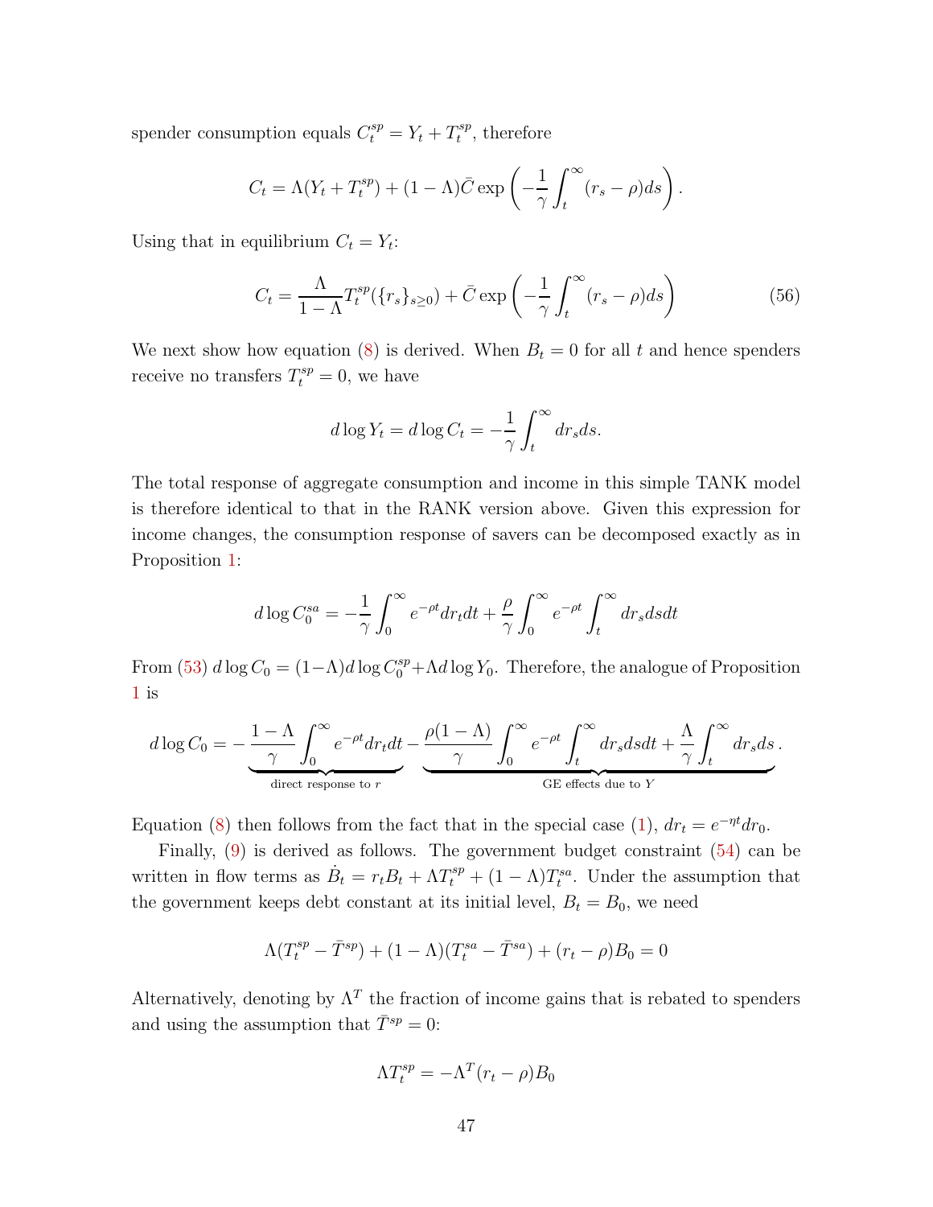spender consumption equals $C_t^{sp} = Y_t + T_t^{sp}$, therefore

$$C_t = \Lambda(Y_t + T_t^{sp}) + (1-\Lambda)\bar{C}\exp\left(-\frac{1}{\gamma}\int_t^\infty (r_s - \rho)ds\right).$$

Using that in equilibrium $C_t = Y_t$:

$$C_t = \frac{\Lambda}{1-\Lambda}T_t^{sp}(\{r_s\}_{s\geq 0}) + \bar{C}\exp\left(-\frac{1}{\gamma}\int_t^\infty (r_s - \rho)ds\right) \tag{56}$$

We next show how equation (8) is derived. When $B_t = 0$ for all $t$ and hence spenders receive no transfers $T_t^{sp} = 0$, we have

$$d\log Y_t = d\log C_t = -\frac{1}{\gamma}\int_t^\infty dr_s ds.$$

The total response of aggregate consumption and income in this simple TANK model is therefore identical to that in the RANK version above. Given this expression for income changes, the consumption response of savers can be decomposed exactly as in Proposition 1:

$$d\log C_0^{sa} = -\frac{1}{\gamma}\int_0^\infty e^{-\rho t}dr_t dt + \frac{\rho}{\gamma}\int_0^\infty e^{-\rho t}\int_t^\infty dr_s ds dt$$

From (53) $d\log C_0 = (1-\Lambda)d\log C_0^{sp} + \Lambda d\log Y_0$. Therefore, the analogue of Proposition 1 is

$$d\log C_0 = \underbrace{-\frac{1-\Lambda}{\gamma}\int_0^\infty e^{-\rho t}dr_t dt}_{\text{direct response to } r} \underbrace{-\frac{\rho(1-\Lambda)}{\gamma}\int_0^\infty e^{-\rho t}\int_t^\infty dr_s ds dt + \frac{\Lambda}{\gamma}\int_t^\infty dr_s ds}_{\text{GE effects due to } Y}.$$

Equation (8) then follows from the fact that in the special case (1), $dr_t = e^{-\eta t}dr_0$.

Finally, (9) is derived as follows. The government budget constraint (54) can be written in flow terms as $\dot{B}_t = r_t B_t + \Lambda T_t^{sp} + (1-\Lambda)T_t^{sa}$. Under the assumption that the government keeps debt constant at its initial level, $B_t = B_0$, we need

$$\Lambda(T_t^{sp} - \bar{T}^{sp}) + (1-\Lambda)(T_t^{sa} - \bar{T}^{sa}) + (r_t - \rho)B_0 = 0$$

Alternatively, denoting by $\Lambda^T$ the fraction of income gains that is rebated to spenders and using the assumption that $\bar{T}^{sp} = 0$:

$$\Lambda T_t^{sp} = -\Lambda^T(r_t - \rho)B_0$$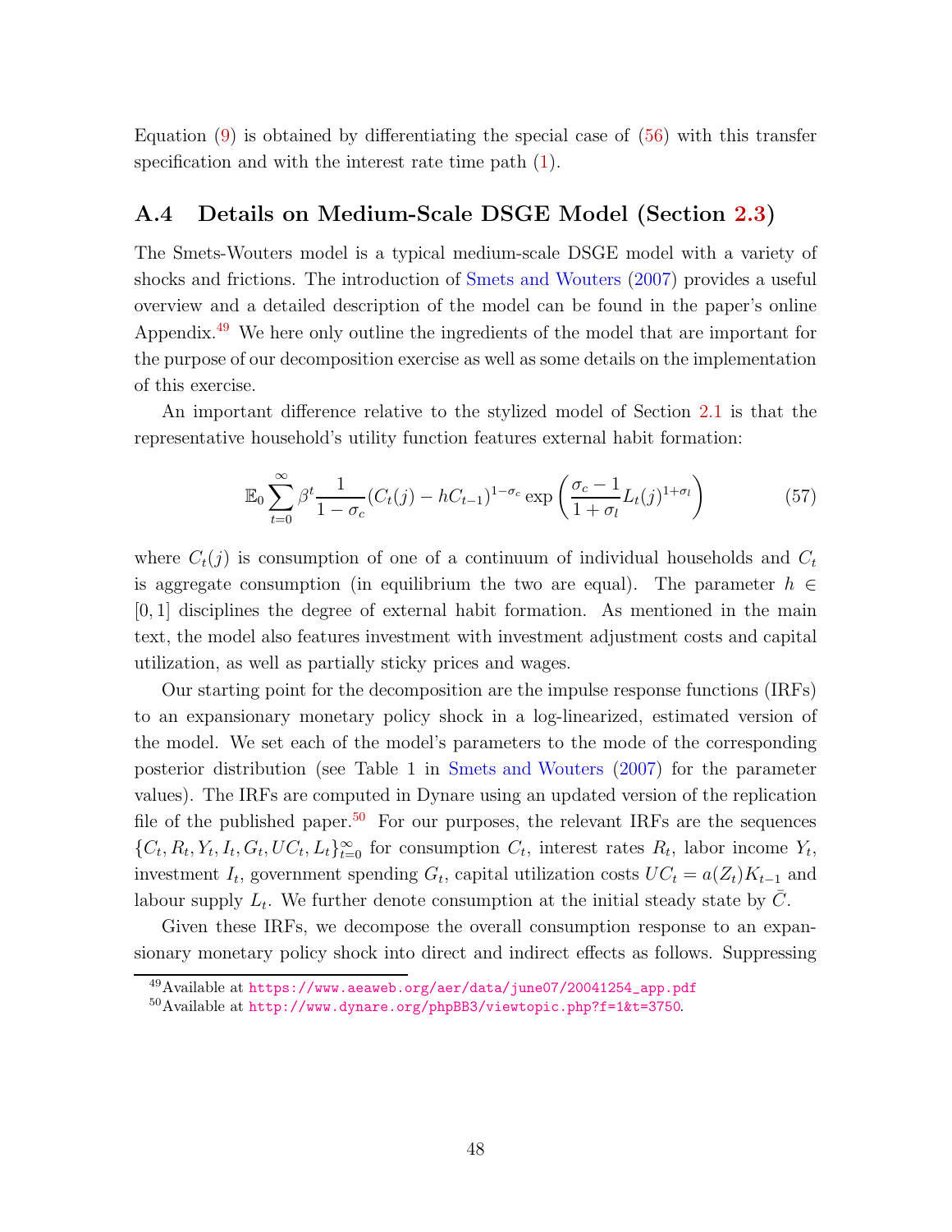Equation (9) is obtained by differentiating the special case of (56) with this transfer specification and with the interest rate time path (1).

## A.4 Details on Medium-Scale DSGE Model (Section 2.3)

The Smets-Wouters model is a typical medium-scale DSGE model with a variety of shocks and frictions. The introduction of Smets and Wouters (2007) provides a useful overview and a detailed description of the model can be found in the paper's online Appendix.[49] We here only outline the ingredients of the model that are important for the purpose of our decomposition exercise as well as some details on the implementation of this exercise.

An important difference relative to the stylized model of Section 2.1 is that the representative household's utility function features external habit formation:

$$\mathbb{E}_0 \sum_{t=0}^{\infty} \beta^t \frac{1}{1-\sigma_c} (C_t(j) - hC_{t-1})^{1-\sigma_c} \exp\left(\frac{\sigma_c - 1}{1+\sigma_l} L_t(j)^{1+\sigma_l}\right) \tag{57}$$

where $C_t(j)$ is consumption of one of a continuum of individual households and $C_t$ is aggregate consumption (in equilibrium the two are equal). The parameter $h \in [0,1]$ disciplines the degree of external habit formation. As mentioned in the main text, the model also features investment with investment adjustment costs and capital utilization, as well as partially sticky prices and wages.

Our starting point for the decomposition are the impulse response functions (IRFs) to an expansionary monetary policy shock in a log-linearized, estimated version of the model. We set each of the model's parameters to the mode of the corresponding posterior distribution (see Table 1 in Smets and Wouters (2007) for the parameter values). The IRFs are computed in Dynare using an updated version of the replication file of the published paper.[50] For our purposes, the relevant IRFs are the sequences $\{C_t, R_t, Y_t, I_t, G_t, UC_t, L_t\}_{t=0}^{\infty}$ for consumption $C_t$, interest rates $R_t$, labor income $Y_t$, investment $I_t$, government spending $G_t$, capital utilization costs $UC_t = a(Z_t)K_{t-1}$ and labour supply $L_t$. We further denote consumption at the initial steady state by $\bar{C}$.

Given these IRFs, we decompose the overall consumption response to an expansionary monetary policy shock into direct and indirect effects as follows. Suppressing

[49] Available at https://www.aeaweb.org/aer/data/june07/20041254_app.pdf

[50] Available at http://www.dynare.org/phpBB3/viewtopic.php?f=1&t=3750.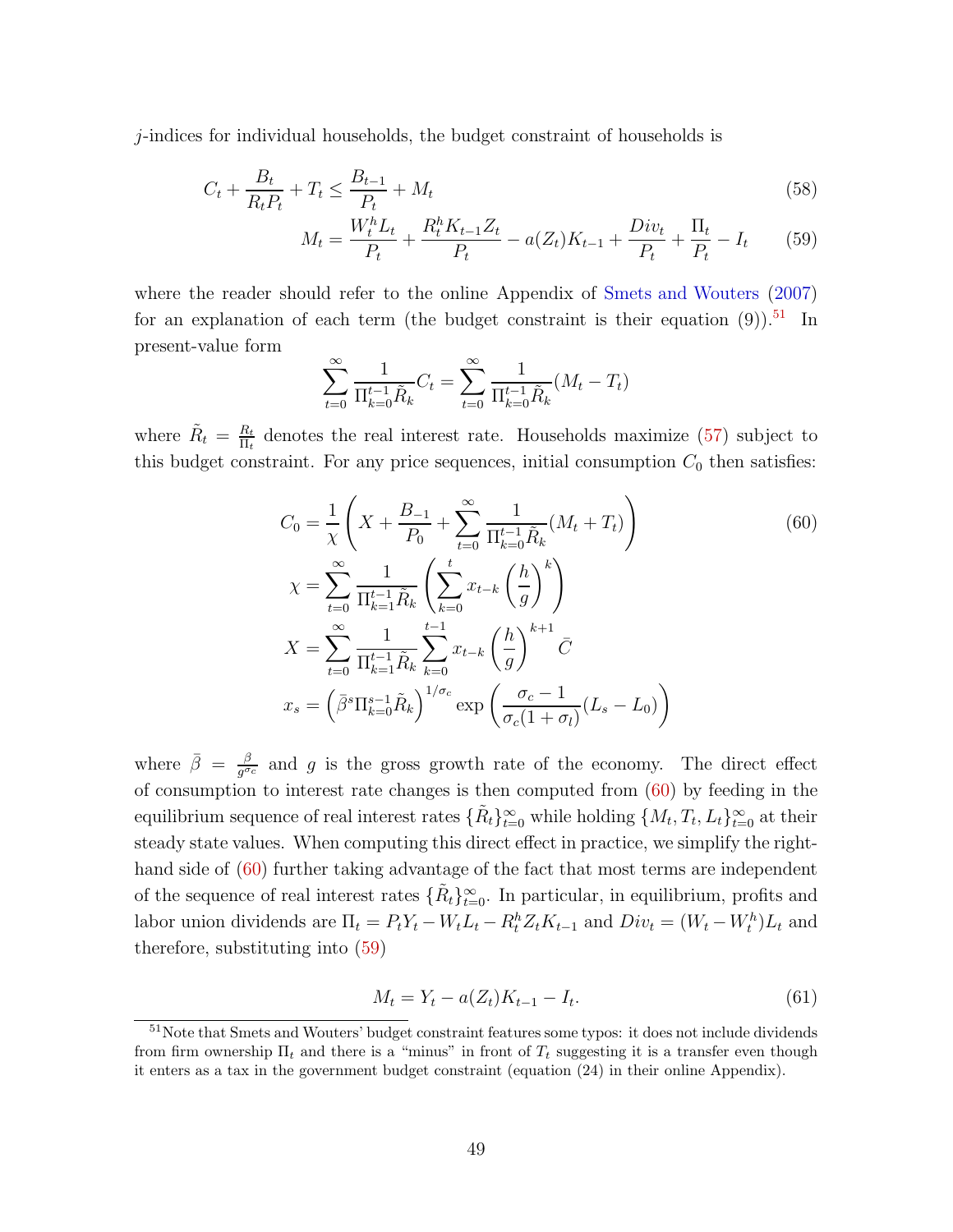$j$-indices for individual households, the budget constraint of households is

$$C_t + \frac{B_t}{R_t P_t} + T_t \leq \frac{B_{t-1}}{P_t} + M_t \tag{58}$$

$$M_t = \frac{W_t^h L_t}{P_t} + \frac{R_t^h K_{t-1} Z_t}{P_t} - a(Z_t)K_{t-1} + \frac{Div_t}{P_t} + \frac{\Pi_t}{P_t} - I_t \tag{59}$$

where the reader should refer to the online Appendix of Smets and Wouters (2007) for an explanation of each term (the budget constraint is their equation (9)).[51] In present-value form

$$\sum_{t=0}^{\infty} \frac{1}{\Pi_{k=0}^{t-1} \tilde{R}_k} C_t = \sum_{t=0}^{\infty} \frac{1}{\Pi_{k=0}^{t-1} \tilde{R}_k} (M_t - T_t)$$

where $\tilde{R}_t = \frac{R_t}{\Pi_t}$ denotes the real interest rate. Households maximize (57) subject to this budget constraint. For any price sequences, initial consumption $C_0$ then satisfies:

$$\begin{aligned}
C_0 &= \frac{1}{\chi}\left( X + \frac{B_{-1}}{P_0} + \sum_{t=0}^{\infty} \frac{1}{\Pi_{k=0}^{t-1} \tilde{R}_k} (M_t + T_t) \right) \\
\chi &= \sum_{t=0}^{\infty} \frac{1}{\Pi_{k=1}^{t-1} \tilde{R}_k} \left( \sum_{k=0}^{t} x_{t-k} \left(\frac{h}{g}\right)^k \right) \\
X &= \sum_{t=0}^{\infty} \frac{1}{\Pi_{k=1}^{t-1} \tilde{R}_k} \sum_{k=0}^{t-1} x_{t-k} \left(\frac{h}{g}\right)^{k+1} \bar{C} \\
x_s &= \left( \bar{\beta}^s \Pi_{k=0}^{s-1} \tilde{R}_k \right)^{1/\sigma_c} \exp\left( \frac{\sigma_c - 1}{\sigma_c(1+\sigma_l)} (L_s - L_0) \right)
\end{aligned} \tag{60}$$

where $\bar{\beta} = \frac{\beta}{g^{\sigma_c}}$ and $g$ is the gross growth rate of the economy. The direct effect of consumption to interest rate changes is then computed from (60) by feeding in the equilibrium sequence of real interest rates $\{\tilde{R}_t\}_{t=0}^{\infty}$ while holding $\{M_t, T_t, L_t\}_{t=0}^{\infty}$ at their steady state values. When computing this direct effect in practice, we simplify the right-hand side of (60) further taking advantage of the fact that most terms are independent of the sequence of real interest rates $\{\tilde{R}_t\}_{t=0}^{\infty}$. In particular, in equilibrium, profits and labor union dividends are $\Pi_t = P_t Y_t - W_t L_t - R_t^h Z_t K_{t-1}$ and $Div_t = (W_t - W_t^h)L_t$ and therefore, substituting into (59)

$$M_t = Y_t - a(Z_t)K_{t-1} - I_t. \tag{61}$$

[51] Note that Smets and Wouters' budget constraint features some typos: it does not include dividends from firm ownership $\Pi_t$ and there is a "minus" in front of $T_t$ suggesting it is a transfer even though it enters as a tax in the government budget constraint (equation (24) in their online Appendix).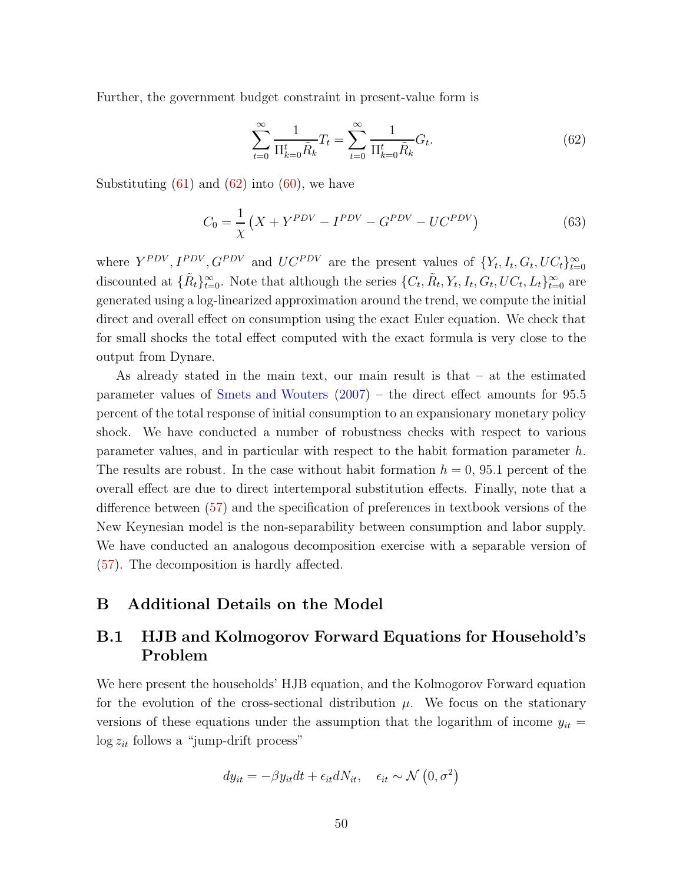Further, the government budget constraint in present-value form is

$$\sum_{t=0}^{\infty} \frac{1}{\Pi_{k=0}^{t} \tilde{R}_k} T_t = \sum_{t=0}^{\infty} \frac{1}{\Pi_{k=0}^{t} \tilde{R}_k} G_t. \tag{62}$$

Substituting (61) and (62) into (60), we have

$$C_0 = \frac{1}{\chi} \left( X + Y^{PDV} - I^{PDV} - G^{PDV} - UC^{PDV} \right) \tag{63}$$

where $Y^{PDV}, I^{PDV}, G^{PDV}$ and $UC^{PDV}$ are the present values of $\{Y_t, I_t, G_t, UC_t\}_{t=0}^{\infty}$ discounted at $\{\tilde{R}_t\}_{t=0}^{\infty}$. Note that although the series $\{C_t, \tilde{R}_t, Y_t, I_t, G_t, UC_t, L_t\}_{t=0}^{\infty}$ are generated using a log-linearized approximation around the trend, we compute the initial direct and overall effect on consumption using the exact Euler equation. We check that for small shocks the total effect computed with the exact formula is very close to the output from Dynare.

As already stated in the main text, our main result is that – at the estimated parameter values of Smets and Wouters (2007) – the direct effect amounts for 95.5 percent of the total response of initial consumption to an expansionary monetary policy shock. We have conducted a number of robustness checks with respect to various parameter values, and in particular with respect to the habit formation parameter $h$. The results are robust. In the case without habit formation $h = 0$, 95.1 percent of the overall effect are due to direct intertemporal substitution effects. Finally, note that a difference between (57) and the specification of preferences in textbook versions of the New Keynesian model is the non-separability between consumption and labor supply. We have conducted an analogous decomposition exercise with a separable version of (57). The decomposition is hardly affected.

# B Additional Details on the Model

## B.1 HJB and Kolmogorov Forward Equations for Household's Problem

We here present the households' HJB equation, and the Kolmogorov Forward equation for the evolution of the cross-sectional distribution $\mu$. We focus on the stationary versions of these equations under the assumption that the logarithm of income $y_{it} = \log z_{it}$ follows a "jump-drift process"

$$dy_{it} = -\beta y_{it} dt + \epsilon_{it} dN_{it}, \quad \epsilon_{it} \sim \mathcal{N}\left(0, \sigma^2\right)$$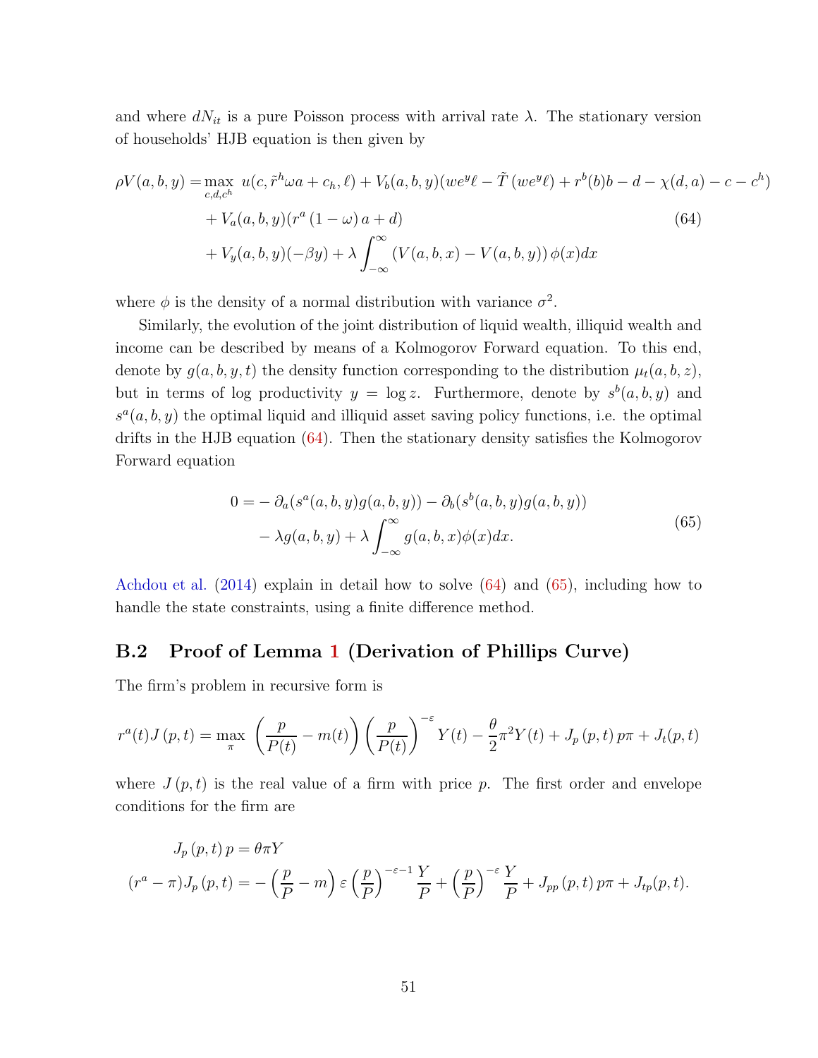and where $dN_{it}$ is a pure Poisson process with arrival rate $\lambda$. The stationary version of households' HJB equation is then given by

$$
\begin{aligned}
\rho V(a,b,y) = &\max_{c,d,c^h} \; u(c, \tilde{r}^h \omega a + c_h, \ell) + V_b(a,b,y)(we^y \ell - \tilde{T}(we^y\ell) + r^b(b)b - d - \chi(d,a) - c - c^h) \\
&+ V_a(a,b,y)(r^a(1-\omega)a + d) \\
&+ V_y(a,b,y)(-\beta y) + \lambda \int_{-\infty}^{\infty} (V(a,b,x) - V(a,b,y))\, \phi(x) dx
\end{aligned}
\tag{64}
$$

where $\phi$ is the density of a normal distribution with variance $\sigma^2$.

Similarly, the evolution of the joint distribution of liquid wealth, illiquid wealth and income can be described by means of a Kolmogorov Forward equation. To this end, denote by $g(a,b,y,t)$ the density function corresponding to the distribution $\mu_t(a,b,z)$, but in terms of log productivity $y = \log z$. Furthermore, denote by $s^b(a,b,y)$ and $s^a(a,b,y)$ the optimal liquid and illiquid asset saving policy functions, i.e. the optimal drifts in the HJB equation (64). Then the stationary density satisfies the Kolmogorov Forward equation

$$
\begin{aligned}
0 = &- \partial_a(s^a(a,b,y)g(a,b,y)) - \partial_b(s^b(a,b,y)g(a,b,y)) \\
&- \lambda g(a,b,y) + \lambda \int_{-\infty}^{\infty} g(a,b,x)\phi(x) dx.
\end{aligned}
\tag{65}
$$

Achdou et al. (2014) explain in detail how to solve (64) and (65), including how to handle the state constraints, using a finite difference method.

## B.2 Proof of Lemma 1 (Derivation of Phillips Curve)

The firm's problem in recursive form is

$$
r^a(t) J(p,t) = \max_{\pi} \; \left(\frac{p}{P(t)} - m(t)\right)\left(\frac{p}{P(t)}\right)^{-\varepsilon} Y(t) - \frac{\theta}{2}\pi^2 Y(t) + J_p(p,t)\, p\pi + J_t(p,t)
$$

where $J(p,t)$ is the real value of a firm with price $p$. The first order and envelope conditions for the firm are

$$
\begin{aligned}
J_p(p,t)\, p &= \theta \pi Y \\
(r^a - \pi) J_p(p,t) &= -\left(\frac{p}{P} - m\right)\varepsilon \left(\frac{p}{P}\right)^{-\varepsilon - 1} \frac{Y}{P} + \left(\frac{p}{P}\right)^{-\varepsilon} \frac{Y}{P} + J_{pp}(p,t)\, p\pi + J_{tp}(p,t).
\end{aligned}
$$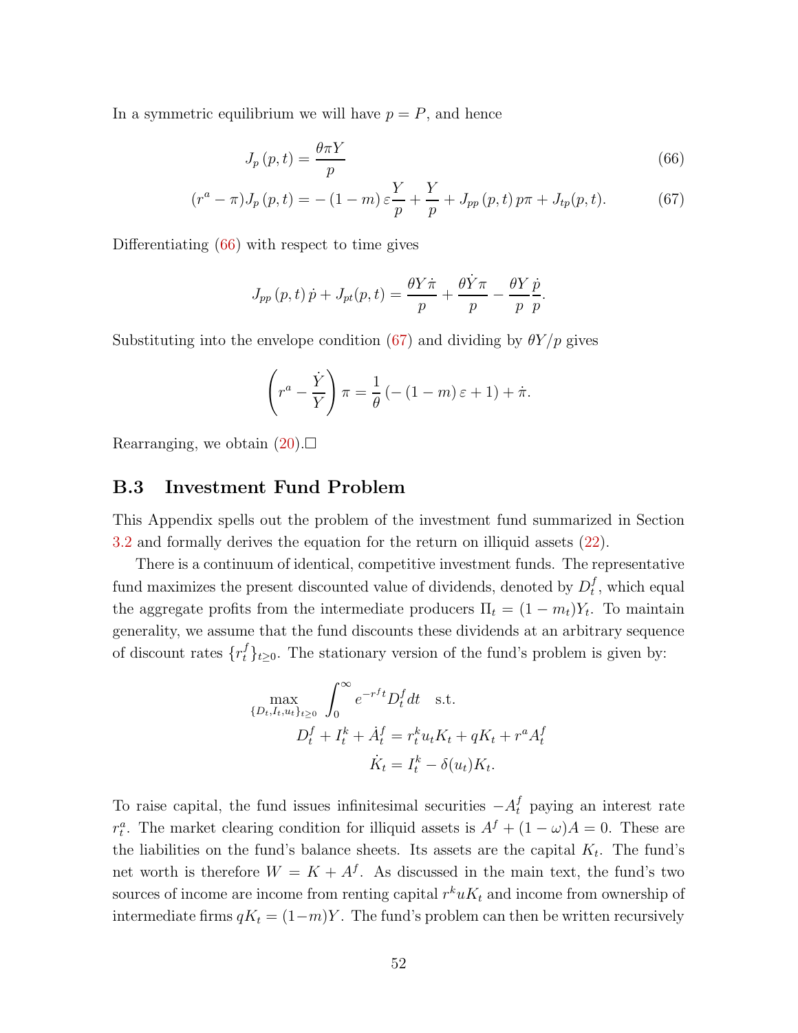In a symmetric equilibrium we will have $p = P$, and hence

$$J_p(p,t) = \frac{\theta \pi Y}{p} \tag{66}$$

$$(r^a - \pi) J_p(p,t) = -(1-m)\varepsilon \frac{Y}{p} + \frac{Y}{p} + J_{pp}(p,t)\, p\pi + J_{tp}(p,t). \tag{67}$$

Differentiating (66) with respect to time gives

$$J_{pp}(p,t)\,\dot{p} + J_{pt}(p,t) = \frac{\theta Y \dot{\pi}}{p} + \frac{\theta \dot{Y} \pi}{p} - \frac{\theta Y}{p}\frac{\dot{p}}{p}.$$

Substituting into the envelope condition (67) and dividing by $\theta Y / p$ gives

$$\left(r^a - \frac{\dot{Y}}{Y}\right)\pi = \frac{1}{\theta}\left(-(1-m)\varepsilon + 1\right) + \dot{\pi}.$$

Rearranging, we obtain (20).□

## B.3 Investment Fund Problem

This Appendix spells out the problem of the investment fund summarized in Section 3.2 and formally derives the equation for the return on illiquid assets (22).

There is a continuum of identical, competitive investment funds. The representative fund maximizes the present discounted value of dividends, denoted by $D_t^f$, which equal the aggregate profits from the intermediate producers $\Pi_t = (1 - m_t)Y_t$. To maintain generality, we assume that the fund discounts these dividends at an arbitrary sequence of discount rates $\{r_t^f\}_{t \geq 0}$. The stationary version of the fund's problem is given by:

$$\max_{\{D_t, I_t, u_t\}_{t \geq 0}} \int_0^\infty e^{-r^f t} D_t^f dt \quad \text{s.t.}$$
$$D_t^f + I_t^k + \dot{A}_t^f = r_t^k u_t K_t + qK_t + r^a A_t^f$$
$$\dot{K}_t = I_t^k - \delta(u_t) K_t.$$

To raise capital, the fund issues infinitesimal securities $-A_t^f$ paying an interest rate $r_t^a$. The market clearing condition for illiquid assets is $A^f + (1-\omega)A = 0$. These are the liabilities on the fund's balance sheets. Its assets are the capital $K_t$. The fund's net worth is therefore $W = K + A^f$. As discussed in the main text, the fund's two sources of income are income from renting capital $r^k u K_t$ and income from ownership of intermediate firms $qK_t = (1-m)Y$. The fund's problem can then be written recursively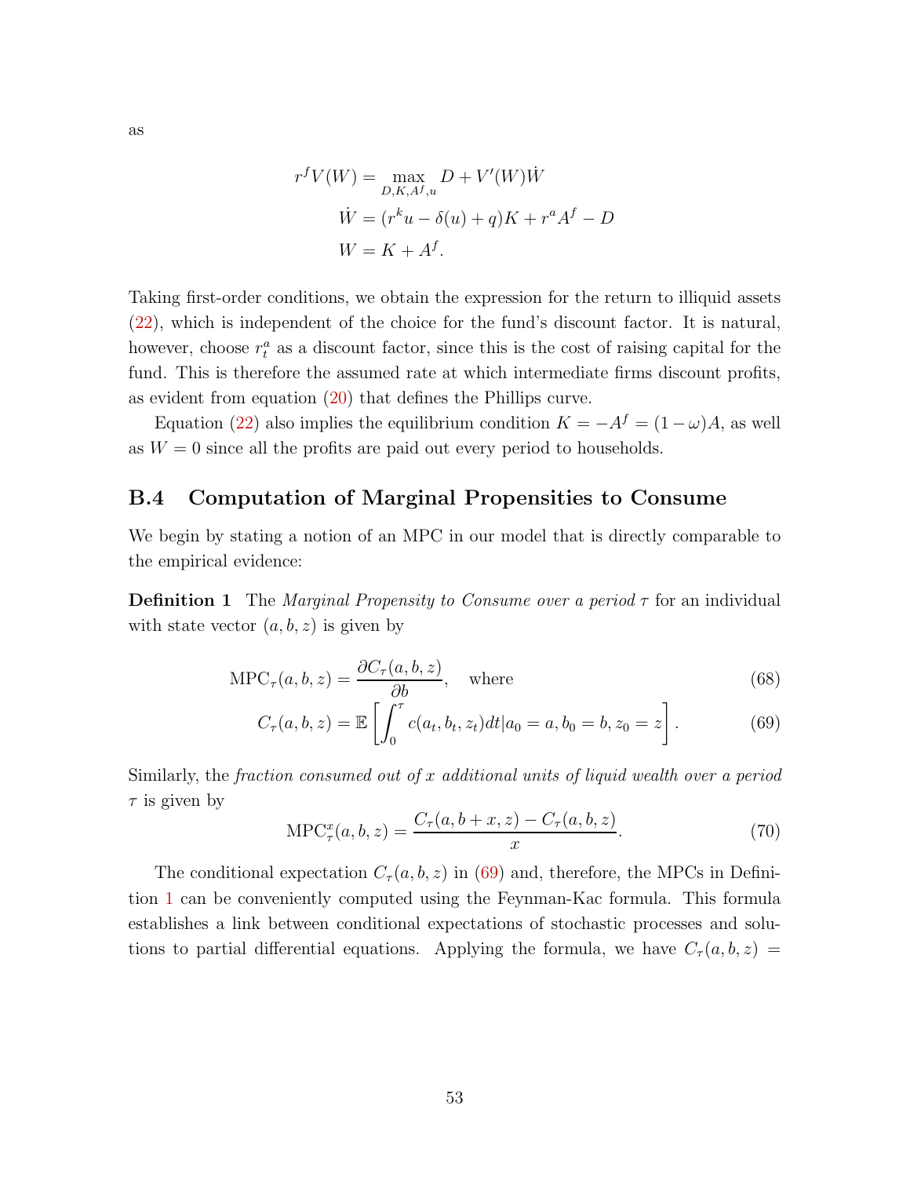as

$$
\begin{aligned}
r^f V(W) &= \max_{D,K,A^f,u} D + V'(W)\dot{W} \\
\dot{W} &= (r^k u - \delta(u) + q)K + r^a A^f - D \\
W &= K + A^f.
\end{aligned}
$$

Taking first-order conditions, we obtain the expression for the return to illiquid assets (22), which is independent of the choice for the fund's discount factor. It is natural, however, choose $r_t^a$ as a discount factor, since this is the cost of raising capital for the fund. This is therefore the assumed rate at which intermediate firms discount profits, as evident from equation (20) that defines the Phillips curve.

Equation (22) also implies the equilibrium condition $K = -A^f = (1-\omega)A$, as well as $W = 0$ since all the profits are paid out every period to households.

## B.4 Computation of Marginal Propensities to Consume

We begin by stating a notion of an MPC in our model that is directly comparable to the empirical evidence:

**Definition 1** The *Marginal Propensity to Consume over a period* $\tau$ for an individual with state vector $(a, b, z)$ is given by

$$
\text{MPC}_\tau(a,b,z) = \frac{\partial C_\tau(a,b,z)}{\partial b}, \quad \text{where} \tag{68}
$$

$$
C_\tau(a,b,z) = \mathbb{E}\left[\int_0^\tau c(a_t,b_t,z_t)dt | a_0 = a, b_0 = b, z_0 = z\right]. \tag{69}
$$

Similarly, the *fraction consumed out of* $x$ *additional units of liquid wealth over a period* $\tau$ is given by

$$
\text{MPC}_\tau^x(a,b,z) = \frac{C_\tau(a,b+x,z) - C_\tau(a,b,z)}{x}. \tag{70}
$$

The conditional expectation $C_\tau(a,b,z)$ in (69) and, therefore, the MPCs in Definition 1 can be conveniently computed using the Feynman-Kac formula. This formula establishes a link between conditional expectations of stochastic processes and solutions to partial differential equations. Applying the formula, we have $C_\tau(a,b,z) =$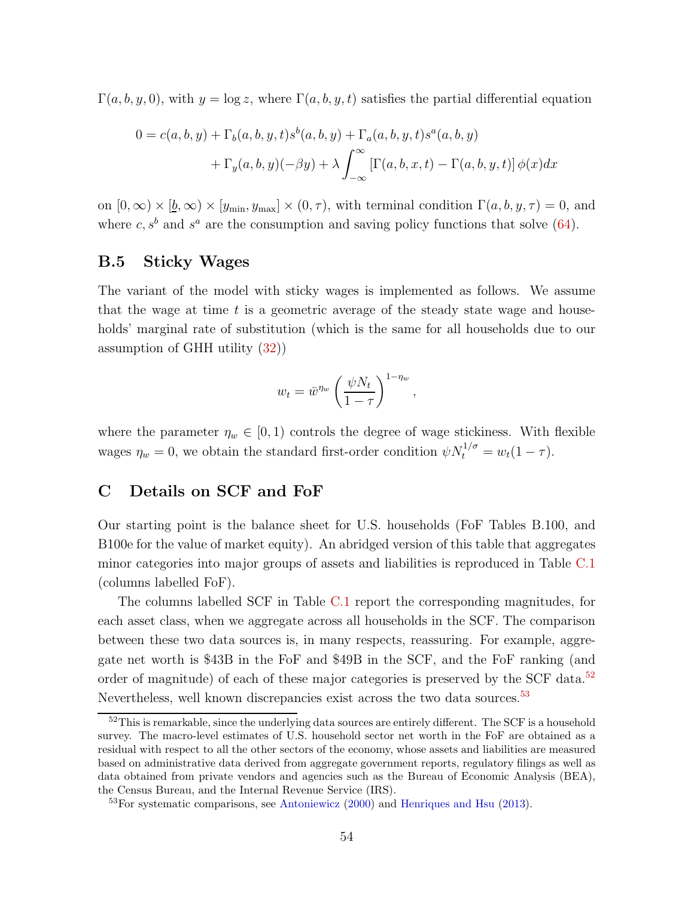$\Gamma(a, b, y, 0)$, with $y = \log z$, where $\Gamma(a, b, y, t)$ satisfies the partial differential equation

$$
\begin{aligned}
0 = c(a, b, y) + \Gamma_b(a, b, y, t)s^b(a, b, y) + \Gamma_a(a, b, y, t)s^a(a, b, y) \\
+ \Gamma_y(a, b, y)(-\beta y) + \lambda \int_{-\infty}^{\infty} [\Gamma(a, b, x, t) - \Gamma(a, b, y, t)] \phi(x) dx
\end{aligned}
$$

on $[0, \infty) \times [\underline{b}, \infty) \times [y_{\min}, y_{\max}] \times (0, \tau)$, with terminal condition $\Gamma(a, b, y, \tau) = 0$, and where $c$, $s^b$ and $s^a$ are the consumption and saving policy functions that solve (64).

## B.5 Sticky Wages

The variant of the model with sticky wages is implemented as follows. We assume that the wage at time $t$ is a geometric average of the steady state wage and households' marginal rate of substitution (which is the same for all households due to our assumption of GHH utility (32))

$$
w_t = \bar{w}^{\eta_w} \left( \frac{\psi N_t}{1 - \tau} \right)^{1 - \eta_w},
$$

where the parameter $\eta_w \in [0, 1)$ controls the degree of wage stickiness. With flexible wages $\eta_w = 0$, we obtain the standard first-order condition $\psi N_t^{1/\sigma} = w_t(1 - \tau)$.

# C Details on SCF and FoF

Our starting point is the balance sheet for U.S. households (FoF Tables B.100, and B100e for the value of market equity). An abridged version of this table that aggregates minor categories into major groups of assets and liabilities is reproduced in Table C.1 (columns labelled FoF).

The columns labelled SCF in Table C.1 report the corresponding magnitudes, for each asset class, when we aggregate across all households in the SCF. The comparison between these two data sources is, in many respects, reassuring. For example, aggregate net worth is \$43B in the FoF and \$49B in the SCF, and the FoF ranking (and order of magnitude) of each of these major categories is preserved by the SCF data.[52] Nevertheless, well known discrepancies exist across the two data sources.[53]

---

[52] This is remarkable, since the underlying data sources are entirely different. The SCF is a household survey. The macro-level estimates of U.S. household sector net worth in the FoF are obtained as a residual with respect to all the other sectors of the economy, whose assets and liabilities are measured based on administrative data derived from aggregate government reports, regulatory filings as well as data obtained from private vendors and agencies such as the Bureau of Economic Analysis (BEA), the Census Bureau, and the Internal Revenue Service (IRS).

[53] For systematic comparisons, see Antoniewicz (2000) and Henriques and Hsu (2013).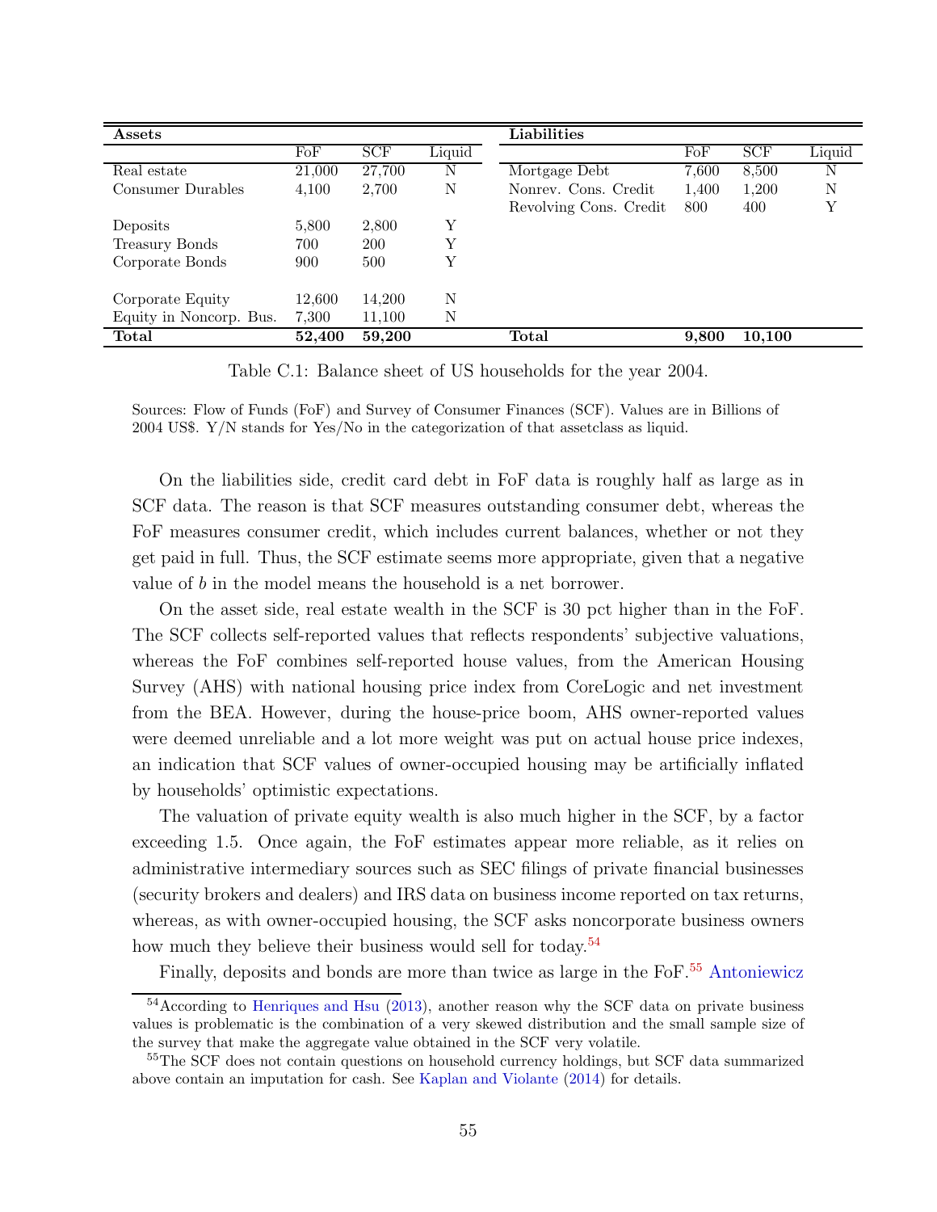| **Assets** | | | | **Liabilities** | | | |
|---|---|---|---|---|---|---|---|
| | FoF | SCF | Liquid | | FoF | SCF | Liquid |
| Real estate | 21,000 | 27,700 | N | Mortgage Debt | 7,600 | 8,500 | N |
| Consumer Durables | 4,100 | 2,700 | N | Nonrev. Cons. Credit | 1,400 | 1,200 | N |
| | | | | Revolving Cons. Credit | 800 | 400 | Y |
| Deposits | 5,800 | 2,800 | Y | | | | |
| Treasury Bonds | 700 | 200 | Y | | | | |
| Corporate Bonds | 900 | 500 | Y | | | | |
| Corporate Equity | 12,600 | 14,200 | N | | | | |
| Equity in Noncorp. Bus. | 7,300 | 11,100 | N | | | | |
| **Total** | **52,400** | **59,200** | | **Total** | **9,800** | **10,100** | |

Table C.1: Balance sheet of US households for the year 2004.

Sources: Flow of Funds (FoF) and Survey of Consumer Finances (SCF). Values are in Billions of 2004 US$. Y/N stands for Yes/No in the categorization of that assetclass as liquid.

On the liabilities side, credit card debt in FoF data is roughly half as large as in SCF data. The reason is that SCF measures outstanding consumer debt, whereas the FoF measures consumer credit, which includes current balances, whether or not they get paid in full. Thus, the SCF estimate seems more appropriate, given that a negative value of $b$ in the model means the household is a net borrower.

On the asset side, real estate wealth in the SCF is 30 pct higher than in the FoF. The SCF collects self-reported values that reflects respondents' subjective valuations, whereas the FoF combines self-reported house values, from the American Housing Survey (AHS) with national housing price index from CoreLogic and net investment from the BEA. However, during the house-price boom, AHS owner-reported values were deemed unreliable and a lot more weight was put on actual house price indexes, an indication that SCF values of owner-occupied housing may be artificially inflated by households' optimistic expectations.

The valuation of private equity wealth is also much higher in the SCF, by a factor exceeding 1.5. Once again, the FoF estimates appear more reliable, as it relies on administrative intermediary sources such as SEC filings of private financial businesses (security brokers and dealers) and IRS data on business income reported on tax returns, whereas, as with owner-occupied housing, the SCF asks noncorporate business owners how much they believe their business would sell for today.[54]

Finally, deposits and bonds are more than twice as large in the FoF.[55] Antoniewicz

[54] According to Henriques and Hsu (2013), another reason why the SCF data on private business values is problematic is the combination of a very skewed distribution and the small sample size of the survey that make the aggregate value obtained in the SCF very volatile.

[55] The SCF does not contain questions on household currency holdings, but SCF data summarized above contain an imputation for cash. See Kaplan and Violante (2014) for details.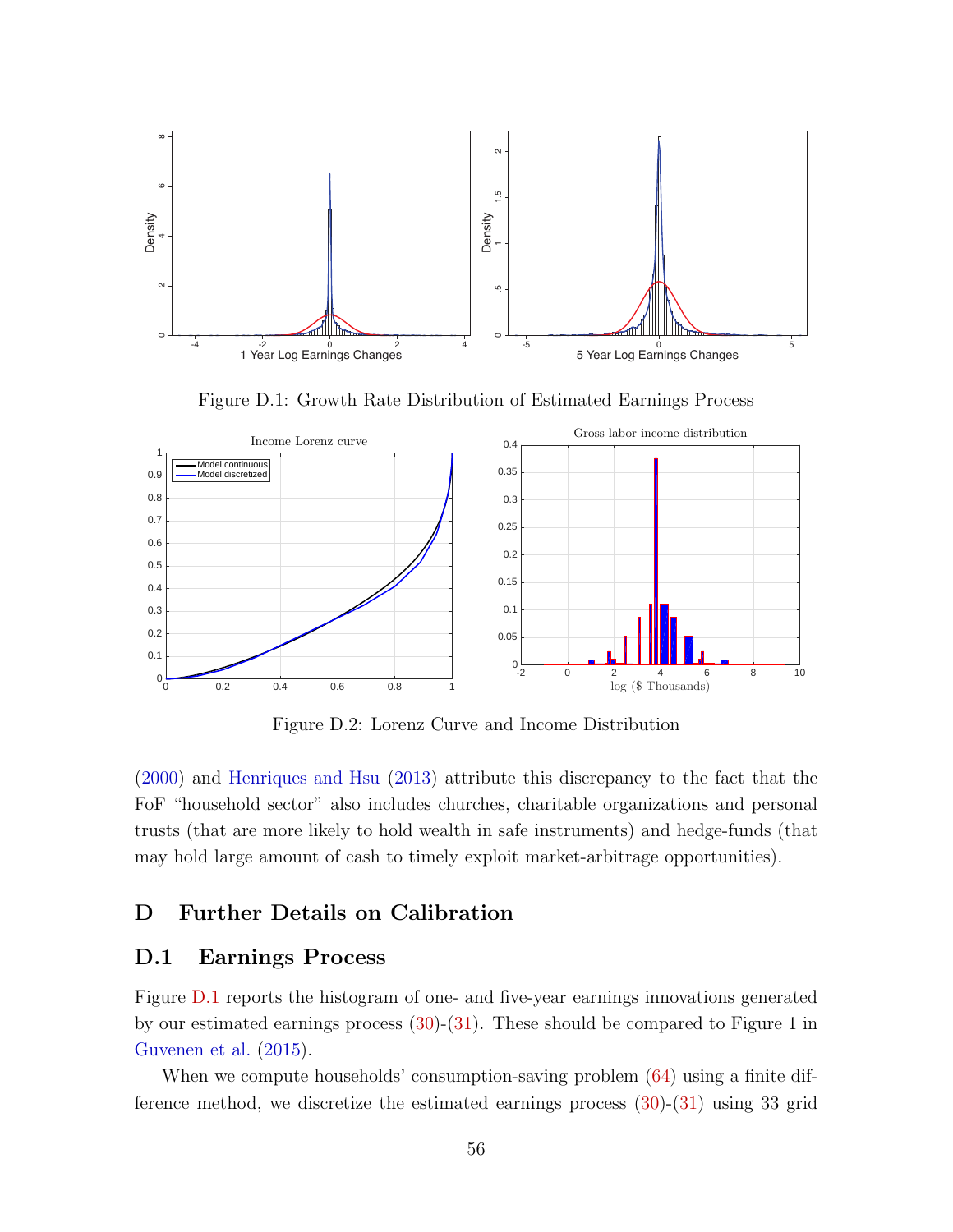Figure D.1: Growth Rate Distribution of Estimated Earnings Process

Figure D.2: Lorenz Curve and Income Distribution

(2000) and Henriques and Hsu (2013) attribute this discrepancy to the fact that the FoF "household sector" also includes churches, charitable organizations and personal trusts (that are more likely to hold wealth in safe instruments) and hedge-funds (that may hold large amount of cash to timely exploit market-arbitrage opportunities).

# D Further Details on Calibration

## D.1 Earnings Process

Figure D.1 reports the histogram of one- and five-year earnings innovations generated by our estimated earnings process (30)-(31). These should be compared to Figure 1 in Guvenen et al. (2015).

When we compute households' consumption-saving problem (64) using a finite difference method, we discretize the estimated earnings process (30)-(31) using 33 grid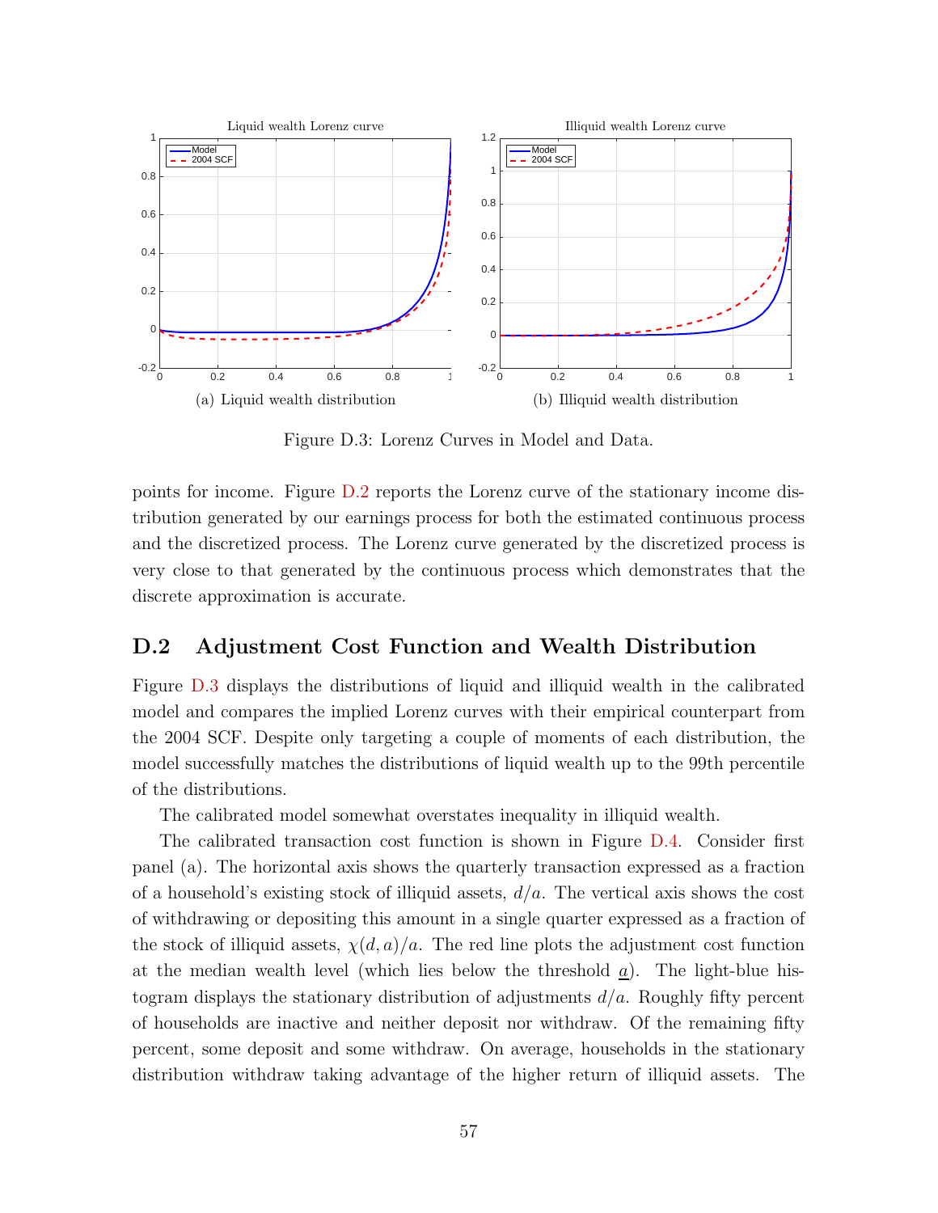(a) Liquid wealth distribution

(b) Illiquid wealth distribution

Figure D.3: Lorenz Curves in Model and Data.

points for income. Figure D.2 reports the Lorenz curve of the stationary income distribution generated by our earnings process for both the estimated continuous process and the discretized process. The Lorenz curve generated by the discretized process is very close to that generated by the continuous process which demonstrates that the discrete approximation is accurate.

## D.2 Adjustment Cost Function and Wealth Distribution

Figure D.3 displays the distributions of liquid and illiquid wealth in the calibrated model and compares the implied Lorenz curves with their empirical counterpart from the 2004 SCF. Despite only targeting a couple of moments of each distribution, the model successfully matches the distributions of liquid wealth up to the 99th percentile of the distributions.

The calibrated model somewhat overstates inequality in illiquid wealth.

The calibrated transaction cost function is shown in Figure D.4. Consider first panel (a). The horizontal axis shows the quarterly transaction expressed as a fraction of a household's existing stock of illiquid assets, $d/a$. The vertical axis shows the cost of withdrawing or depositing this amount in a single quarter expressed as a fraction of the stock of illiquid assets, $\chi(d, a)/a$. The red line plots the adjustment cost function at the median wealth level (which lies below the threshold $\underline{a}$). The light-blue histogram displays the stationary distribution of adjustments $d/a$. Roughly fifty percent of households are inactive and neither deposit nor withdraw. Of the remaining fifty percent, some deposit and some withdraw. On average, households in the stationary distribution withdraw taking advantage of the higher return of illiquid assets. The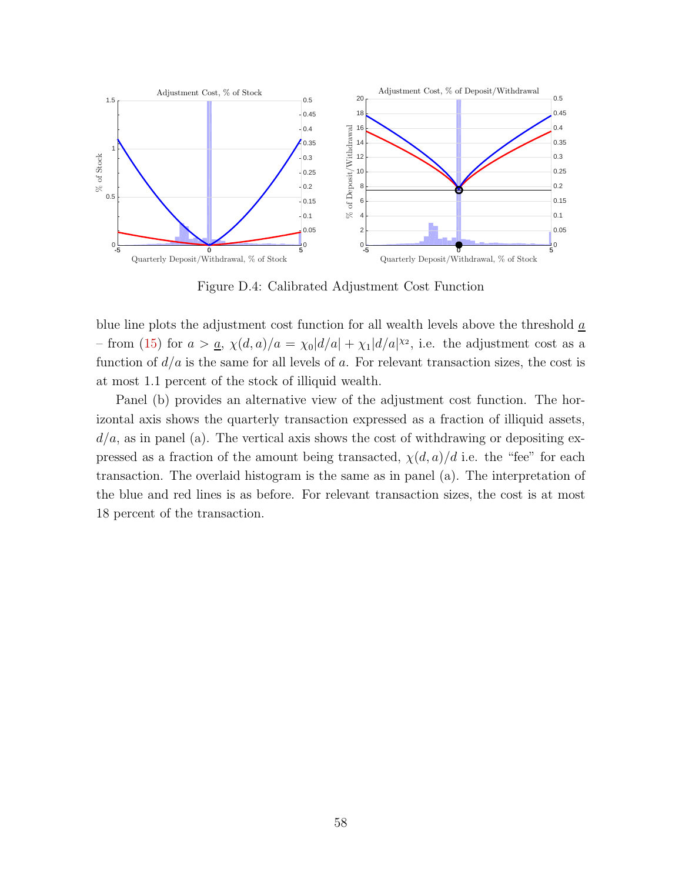Figure D.4: Calibrated Adjustment Cost Function

blue line plots the adjustment cost function for all wealth levels above the threshold $\underline{a}$ – from (15) for $a > \underline{a}$, $\chi(d,a)/a = \chi_0|d/a| + \chi_1|d/a|^{\chi_2}$, i.e. the adjustment cost as a function of $d/a$ is the same for all levels of $a$. For relevant transaction sizes, the cost is at most 1.1 percent of the stock of illiquid wealth.

Panel (b) provides an alternative view of the adjustment cost function. The horizontal axis shows the quarterly transaction expressed as a fraction of illiquid assets, $d/a$, as in panel (a). The vertical axis shows the cost of withdrawing or depositing expressed as a fraction of the amount being transacted, $\chi(d,a)/d$ i.e. the "fee" for each transaction. The overlaid histogram is the same as in panel (a). The interpretation of the blue and red lines is as before. For relevant transaction sizes, the cost is at most 18 percent of the transaction.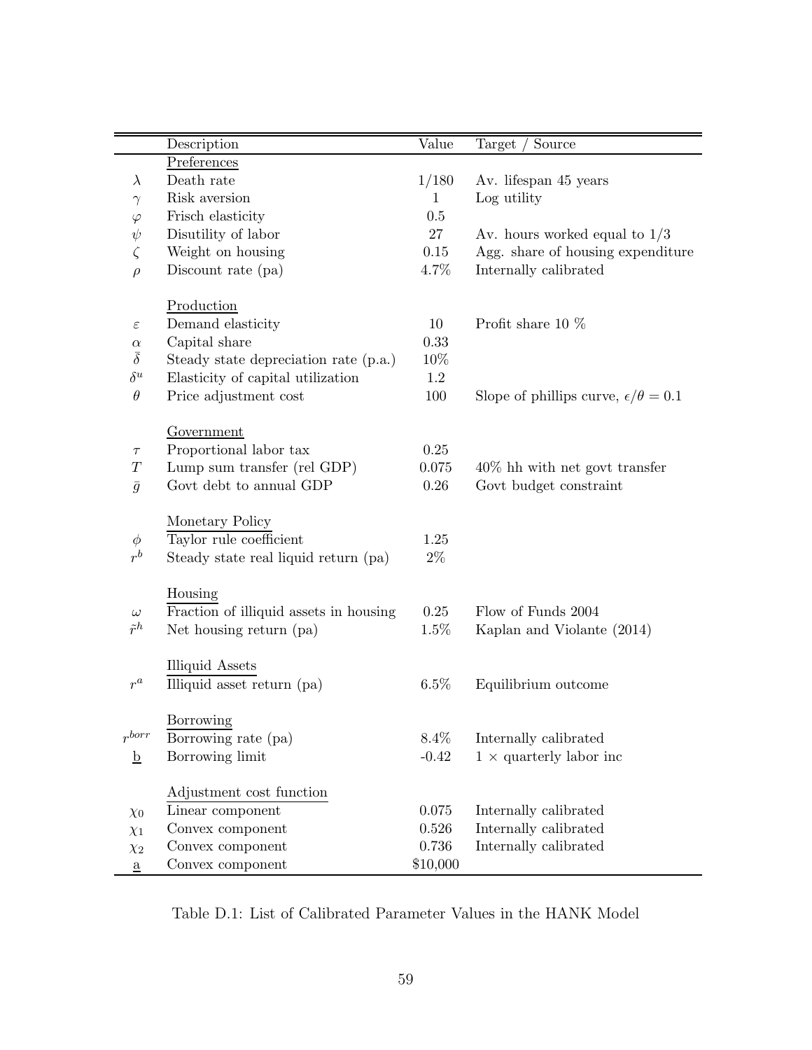| | Description | Value | Target / Source |
|---|---|---|---|
| | Preferences | | |
| $\lambda$ | Death rate | 1/180 | Av. lifespan 45 years |
| $\gamma$ | Risk aversion | 1 | Log utility |
| $\varphi$ | Frisch elasticity | 0.5 | |
| $\psi$ | Disutility of labor | 27 | Av. hours worked equal to 1/3 |
| $\zeta$ | Weight on housing | 0.15 | Agg. share of housing expenditure |
| $\rho$ | Discount rate (pa) | 4.7% | Internally calibrated |
| | Production | | |
| $\varepsilon$ | Demand elasticity | 10 | Profit share 10 % |
| $\alpha$ | Capital share | 0.33 | |
| $\bar{\delta}$ | Steady state depreciation rate (p.a.) | 10% | |
| $\delta^u$ | Elasticity of capital utilization | 1.2 | |
| $\theta$ | Price adjustment cost | 100 | Slope of phillips curve, $\epsilon/\theta = 0.1$ |
| | Government | | |
| $\tau$ | Proportional labor tax | 0.25 | |
| $T$ | Lump sum transfer (rel GDP) | 0.075 | 40% hh with net govt transfer |
| $\bar{g}$ | Govt debt to annual GDP | 0.26 | Govt budget constraint |
| | Monetary Policy | | |
| $\phi$ | Taylor rule coefficient | 1.25 | |
| $r^b$ | Steady state real liquid return (pa) | 2% | |
| | Housing | | |
| $\omega$ | Fraction of illiquid assets in housing | 0.25 | Flow of Funds 2004 |
| $\tilde{r}^h$ | Net housing return (pa) | 1.5% | Kaplan and Violante (2014) |
| | Illiquid Assets | | |
| $r^a$ | Illiquid asset return (pa) | 6.5% | Equilibrium outcome |
| | Borrowing | | |
| $r^{borr}$ | Borrowing rate (pa) | 8.4% | Internally calibrated |
| $\underline{b}$ | Borrowing limit | -0.42 | 1 × quarterly labor inc |
| | Adjustment cost function | | |
| $\chi_0$ | Linear component | 0.075 | Internally calibrated |
| $\chi_1$ | Convex component | 0.526 | Internally calibrated |
| $\chi_2$ | Convex component | 0.736 | Internally calibrated |
| $\underline{a}$ | Convex component | $10,000 | |

Table D.1: List of Calibrated Parameter Values in the HANK Model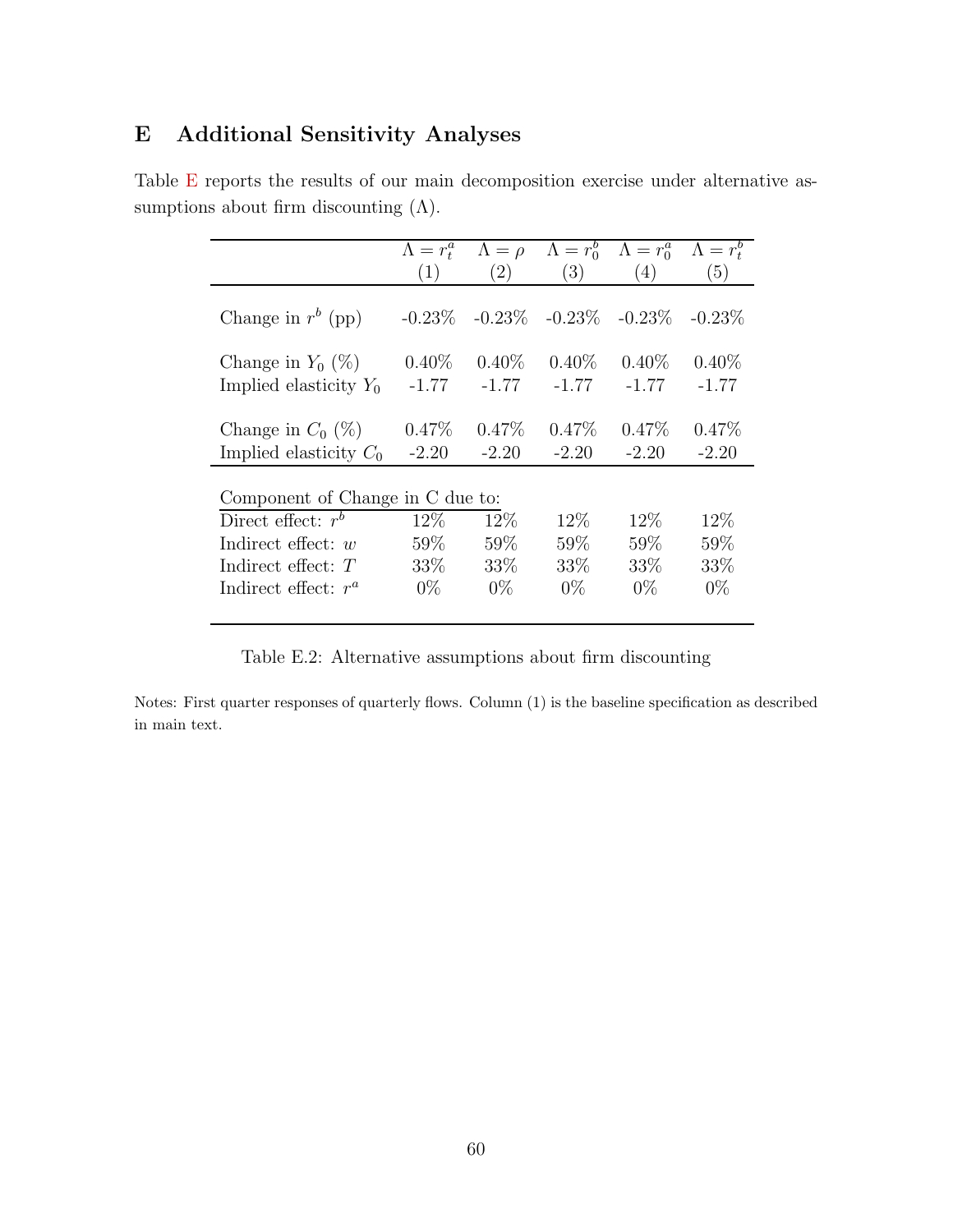# E Additional Sensitivity Analyses

Table E reports the results of our main decomposition exercise under alternative assumptions about firm discounting ($\Lambda$).

| | $\Lambda = r^a_t$ (1) | $\Lambda = \rho$ (2) | $\Lambda = r^b_0$ (3) | $\Lambda = r^a_0$ (4) | $\Lambda = r^b_t$ (5) |
|---|---|---|---|---|---|
| Change in $r^b$ (pp) | -0.23% | -0.23% | -0.23% | -0.23% | -0.23% |
| Change in $Y_0$ (%) | 0.40% | 0.40% | 0.40% | 0.40% | 0.40% |
| Implied elasticity $Y_0$ | -1.77 | -1.77 | -1.77 | -1.77 | -1.77 |
| Change in $C_0$ (%) | 0.47% | 0.47% | 0.47% | 0.47% | 0.47% |
| Implied elasticity $C_0$ | -2.20 | -2.20 | -2.20 | -2.20 | -2.20 |
| Component of Change in C due to: | | | | | |
| Direct effect: $r^b$ | 12% | 12% | 12% | 12% | 12% |
| Indirect effect: $w$ | 59% | 59% | 59% | 59% | 59% |
| Indirect effect: $T$ | 33% | 33% | 33% | 33% | 33% |
| Indirect effect: $r^a$ | 0% | 0% | 0% | 0% | 0% |

Table E.2: Alternative assumptions about firm discounting

Notes: First quarter responses of quarterly flows. Column (1) is the baseline specification as described in main text.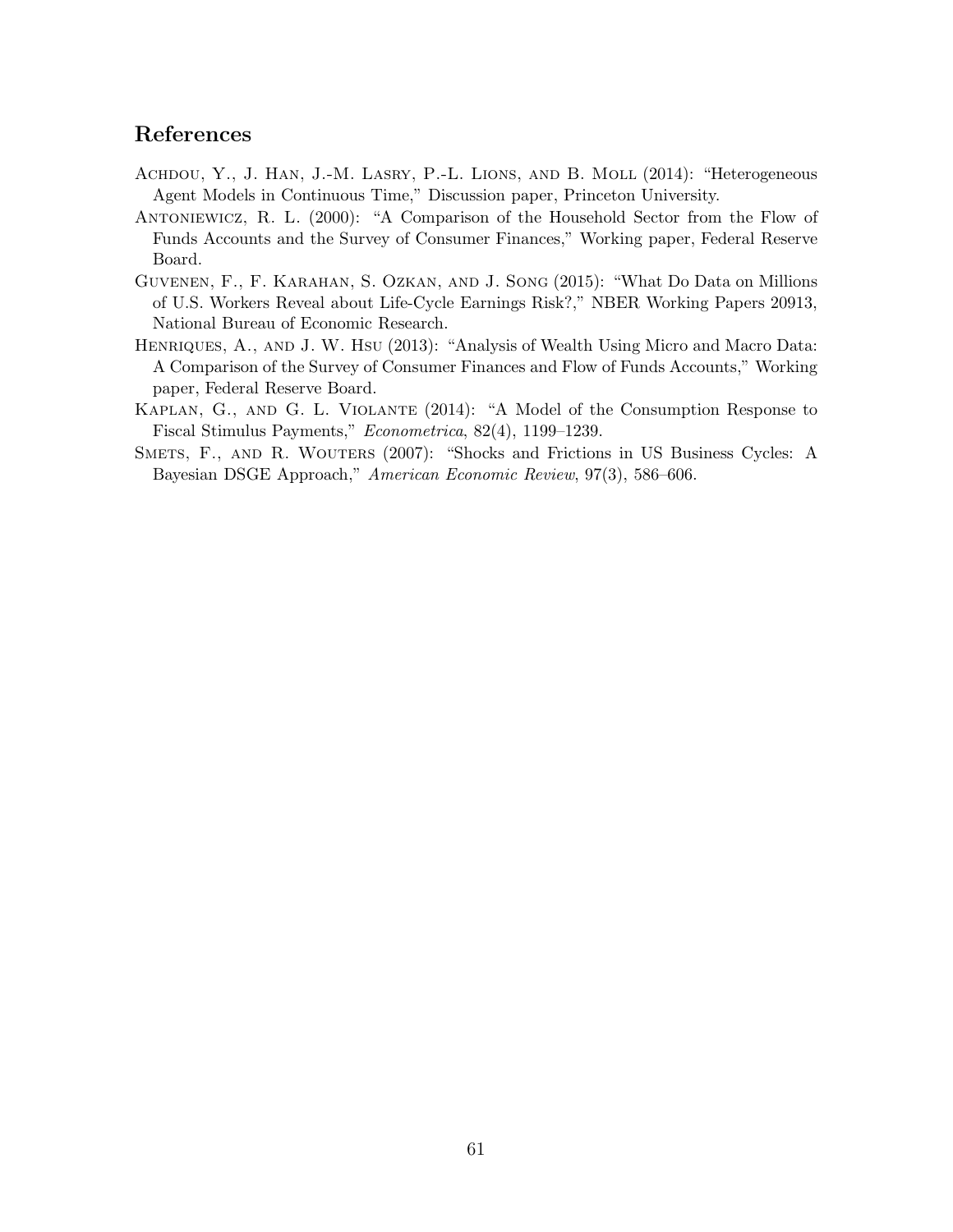## References

Achdou, Y., J. Han, J.-M. Lasry, P.-L. Lions, and B. Moll (2014): "Heterogeneous Agent Models in Continuous Time," Discussion paper, Princeton University.

Antoniewicz, R. L. (2000): "A Comparison of the Household Sector from the Flow of Funds Accounts and the Survey of Consumer Finances," Working paper, Federal Reserve Board.

Guvenen, F., F. Karahan, S. Ozkan, and J. Song (2015): "What Do Data on Millions of U.S. Workers Reveal about Life-Cycle Earnings Risk?," NBER Working Papers 20913, National Bureau of Economic Research.

Henriques, A., and J. W. Hsu (2013): "Analysis of Wealth Using Micro and Macro Data: A Comparison of the Survey of Consumer Finances and Flow of Funds Accounts," Working paper, Federal Reserve Board.

Kaplan, G., and G. L. Violante (2014): "A Model of the Consumption Response to Fiscal Stimulus Payments," *Econometrica*, 82(4), 1199–1239.

Smets, F., and R. Wouters (2007): "Shocks and Frictions in US Business Cycles: A Bayesian DSGE Approach," *American Economic Review*, 97(3), 586–606.